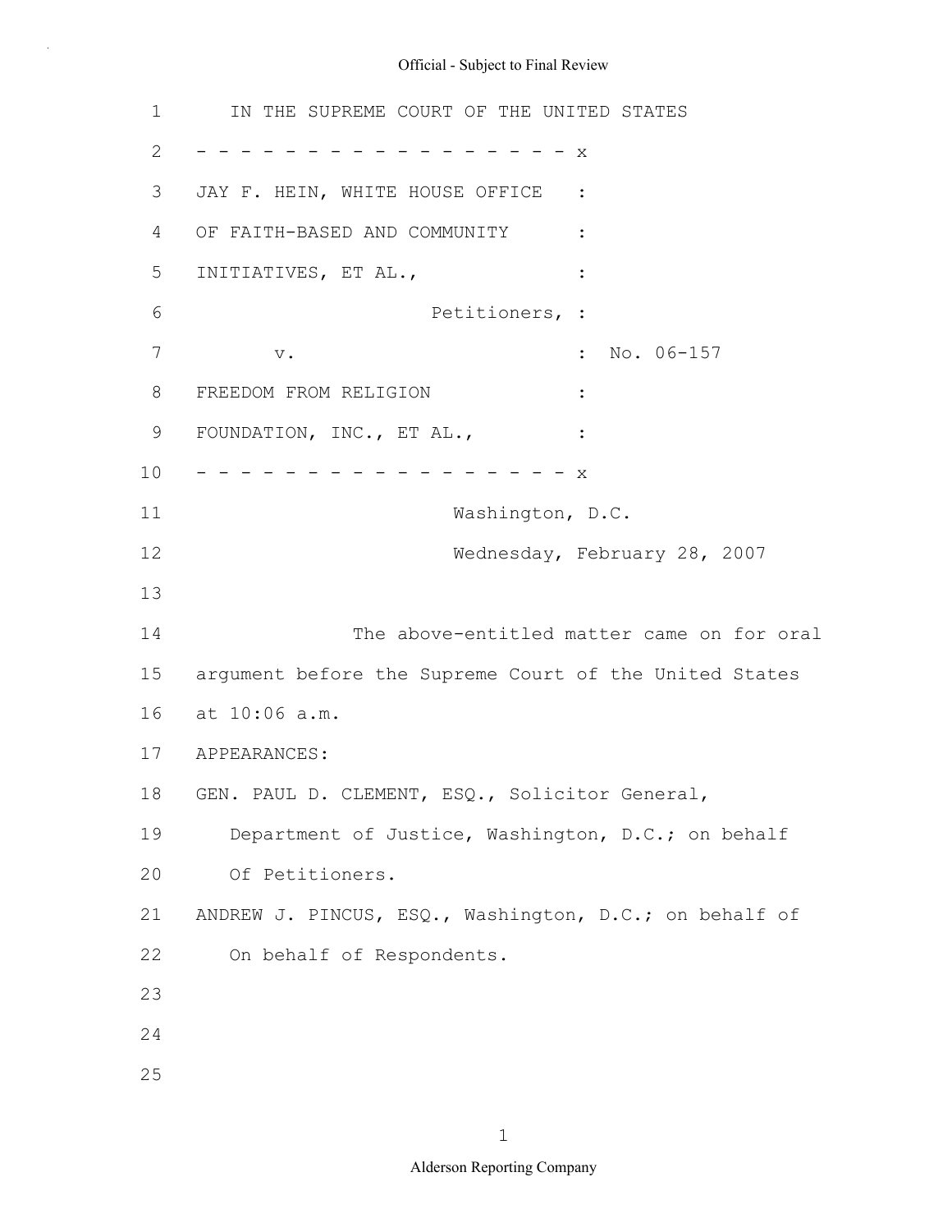IN THE SUPREME COURT OF THE UNITED STATES

- - - - - - - - - - - - - - - - - - x

JAY F. HEIN, WHITE HOUSE OFFICE :
OF FAITH-BASED AND COMMUNITY :
INITIATIVES, ET AL., :
Petitioners, :
v. : No. 06-157
FREEDOM FROM RELIGION :
FOUNDATION, INC., ET AL., :

- - - - - - - - - - - - - - - - - - x

Washington, D.C.

Wednesday, February 28, 2007

The above-entitled matter came on for oral argument before the Supreme Court of the United States at 10:06 a.m.

APPEARANCES:

GEN. PAUL D. CLEMENT, ESQ., Solicitor General, Department of Justice, Washington, D.C.; on behalf Of Petitioners.

ANDREW J. PINCUS, ESQ., Washington, D.C.; on behalf of On behalf of Respondents.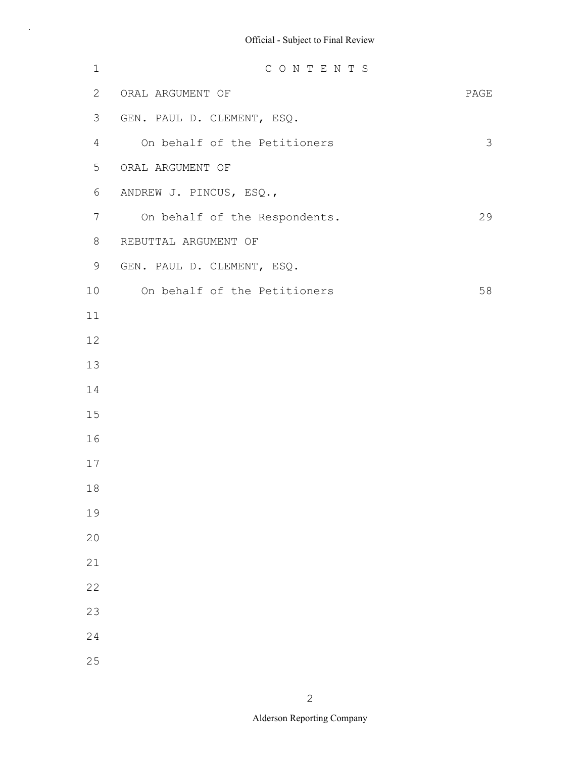# C O N T E N T S

| ORAL ARGUMENT OF | PAGE |
|---|---|
| GEN. PAUL D. CLEMENT, ESQ. | |
| On behalf of the Petitioners | 3 |
| ORAL ARGUMENT OF | |
| ANDREW J. PINCUS, ESQ., | |
| On behalf of the Respondents. | 29 |
| REBUTTAL ARGUMENT OF | |
| GEN. PAUL D. CLEMENT, ESQ. | |
| On behalf of the Petitioners | 58 |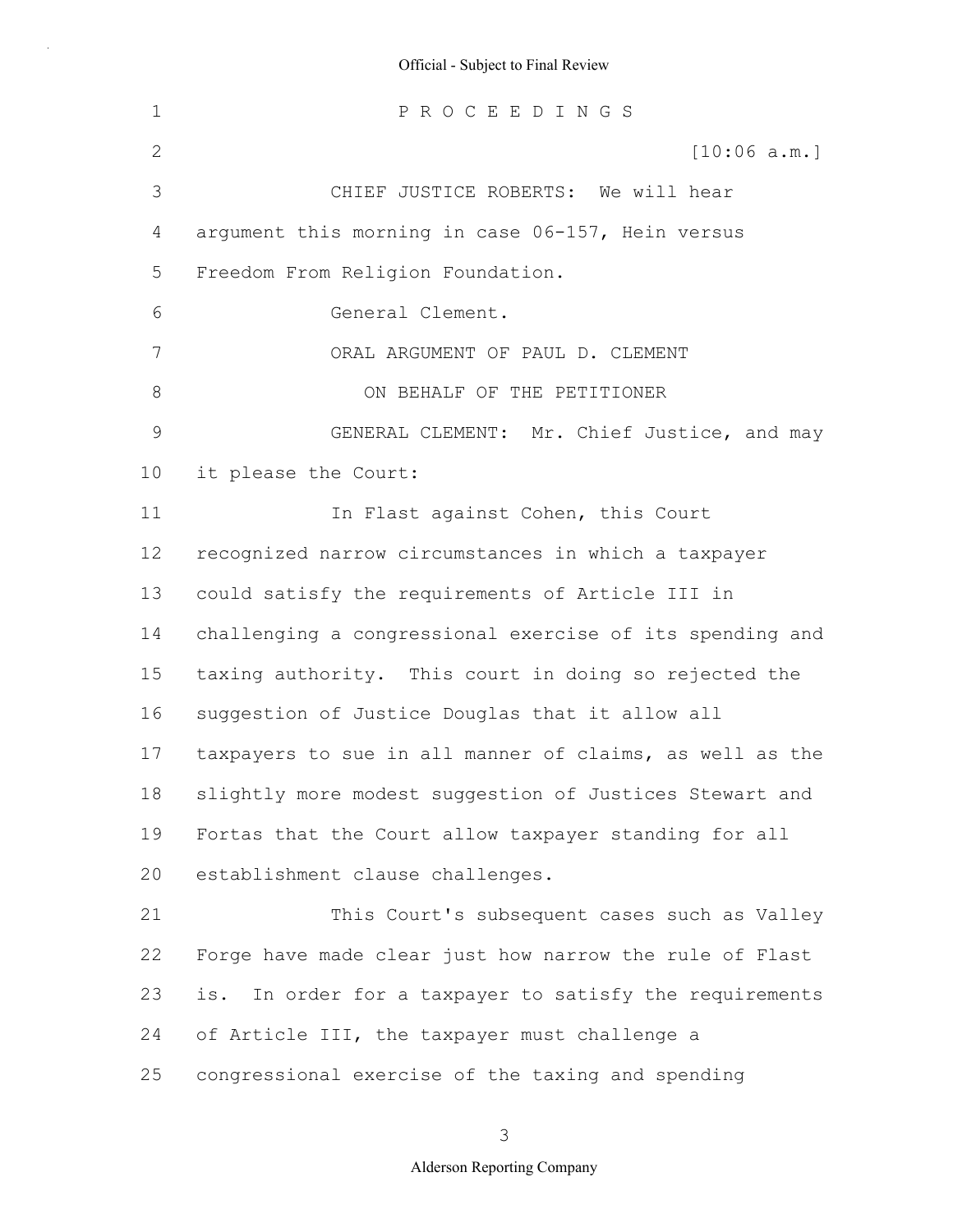P R O C E E D I N G S

[10:06 a.m.]

CHIEF JUSTICE ROBERTS: We will hear argument this morning in case 06-157, Hein versus Freedom From Religion Foundation.

General Clement.

ORAL ARGUMENT OF PAUL D. CLEMENT

ON BEHALF OF THE PETITIONER

GENERAL CLEMENT: Mr. Chief Justice, and may it please the Court:

In Flast against Cohen, this Court recognized narrow circumstances in which a taxpayer could satisfy the requirements of Article III in challenging a congressional exercise of its spending and taxing authority. This court in doing so rejected the suggestion of Justice Douglas that it allow all taxpayers to sue in all manner of claims, as well as the slightly more modest suggestion of Justices Stewart and Fortas that the Court allow taxpayer standing for all establishment clause challenges.

This Court's subsequent cases such as Valley Forge have made clear just how narrow the rule of Flast is. In order for a taxpayer to satisfy the requirements of Article III, the taxpayer must challenge a congressional exercise of the taxing and spending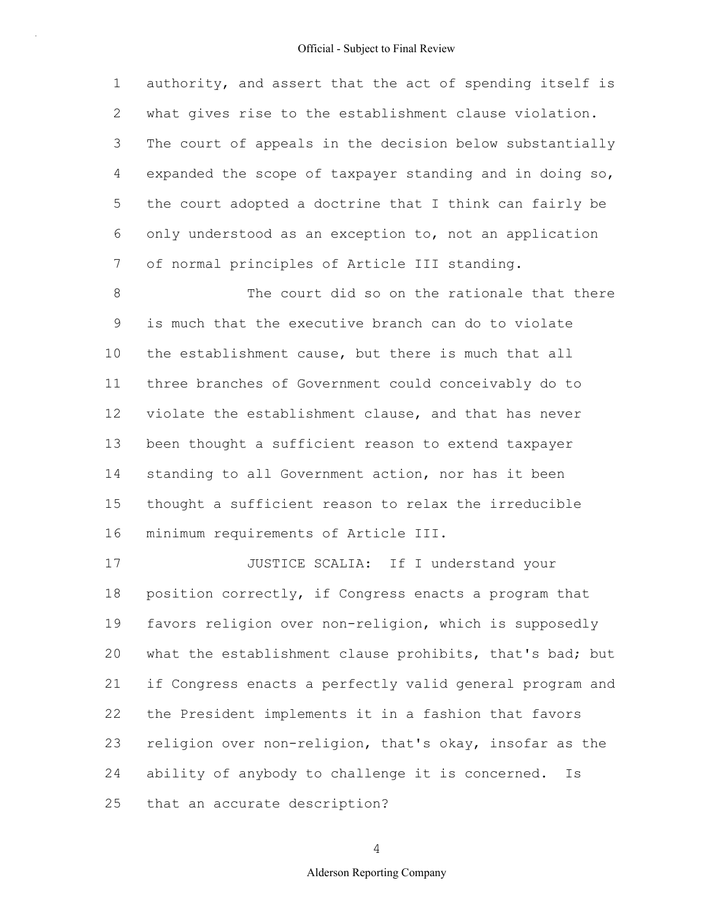authority, and assert that the act of spending itself is what gives rise to the establishment clause violation. The court of appeals in the decision below substantially expanded the scope of taxpayer standing and in doing so, the court adopted a doctrine that I think can fairly be only understood as an exception to, not an application of normal principles of Article III standing.

The court did so on the rationale that there is much that the executive branch can do to violate the establishment cause, but there is much that all three branches of Government could conceivably do to violate the establishment clause, and that has never been thought a sufficient reason to extend taxpayer standing to all Government action, nor has it been thought a sufficient reason to relax the irreducible minimum requirements of Article III.

JUSTICE SCALIA: If I understand your position correctly, if Congress enacts a program that favors religion over non-religion, which is supposedly what the establishment clause prohibits, that's bad; but if Congress enacts a perfectly valid general program and the President implements it in a fashion that favors religion over non-religion, that's okay, insofar as the ability of anybody to challenge it is concerned. Is that an accurate description?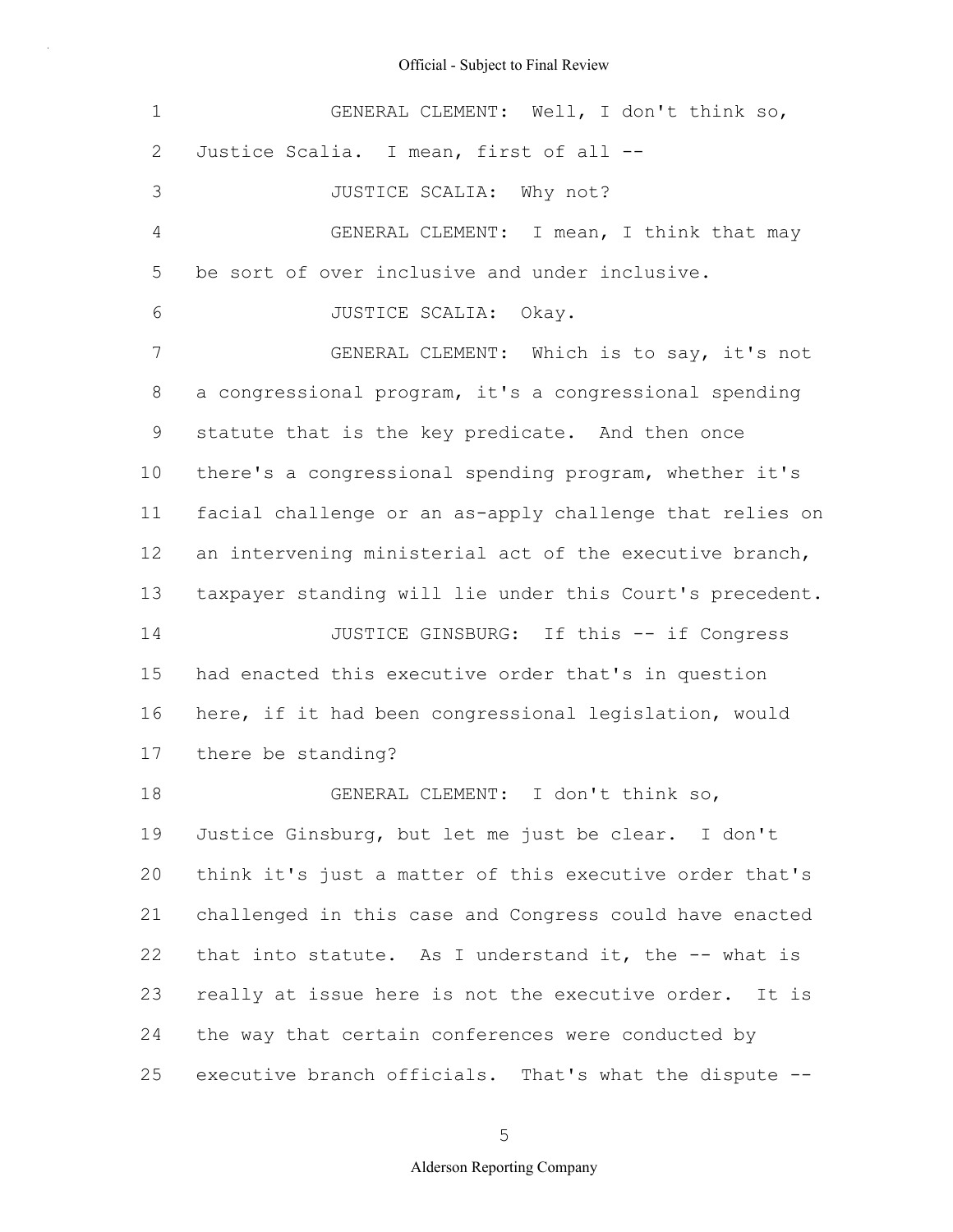GENERAL CLEMENT: Well, I don't think so, Justice Scalia. I mean, first of all --

JUSTICE SCALIA: Why not?

GENERAL CLEMENT: I mean, I think that may be sort of over inclusive and under inclusive.

JUSTICE SCALIA: Okay.

GENERAL CLEMENT: Which is to say, it's not a congressional program, it's a congressional spending statute that is the key predicate. And then once there's a congressional spending program, whether it's facial challenge or an as-apply challenge that relies on an intervening ministerial act of the executive branch, taxpayer standing will lie under this Court's precedent.

JUSTICE GINSBURG: If this -- if Congress had enacted this executive order that's in question here, if it had been congressional legislation, would there be standing?

GENERAL CLEMENT: I don't think so, Justice Ginsburg, but let me just be clear. I don't think it's just a matter of this executive order that's challenged in this case and Congress could have enacted that into statute. As I understand it, the -- what is really at issue here is not the executive order. It is the way that certain conferences were conducted by executive branch officials. That's what the dispute --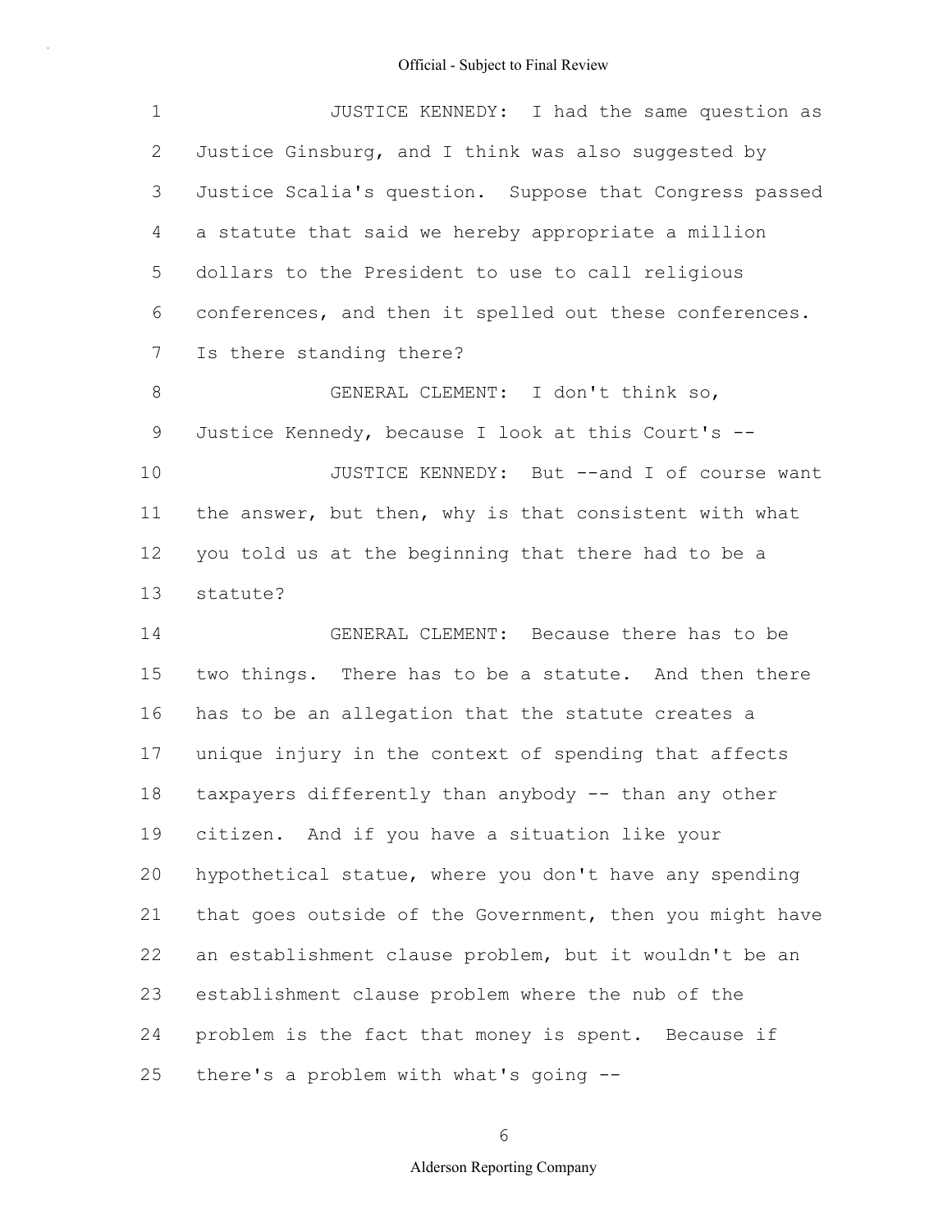JUSTICE KENNEDY: I had the same question as Justice Ginsburg, and I think was also suggested by Justice Scalia's question. Suppose that Congress passed a statute that said we hereby appropriate a million dollars to the President to use to call religious conferences, and then it spelled out these conferences. Is there standing there?

GENERAL CLEMENT: I don't think so, Justice Kennedy, because I look at this Court's --

JUSTICE KENNEDY: But --and I of course want the answer, but then, why is that consistent with what you told us at the beginning that there had to be a statute?

GENERAL CLEMENT: Because there has to be two things. There has to be a statute. And then there has to be an allegation that the statute creates a unique injury in the context of spending that affects taxpayers differently than anybody -- than any other citizen. And if you have a situation like your hypothetical statue, where you don't have any spending that goes outside of the Government, then you might have an establishment clause problem, but it wouldn't be an establishment clause problem where the nub of the problem is the fact that money is spent. Because if there's a problem with what's going --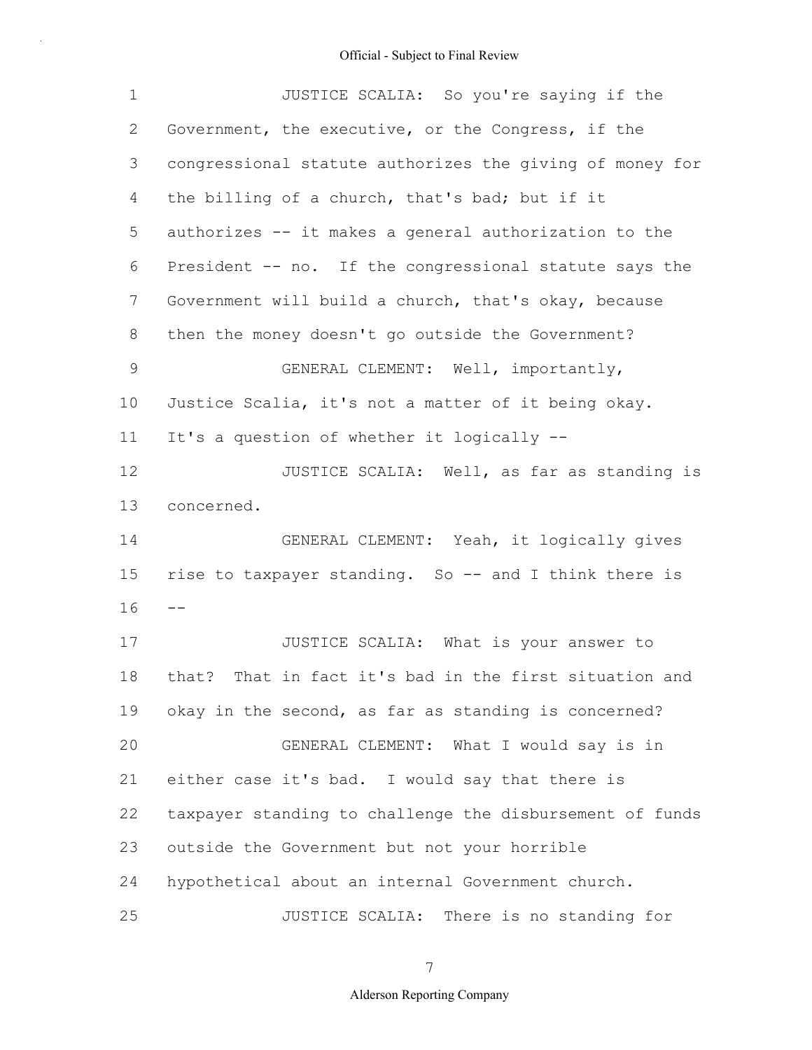JUSTICE SCALIA: So you're saying if the Government, the executive, or the Congress, if the congressional statute authorizes the giving of money for the billing of a church, that's bad; but if it authorizes -- it makes a general authorization to the President -- no. If the congressional statute says the Government will build a church, that's okay, because then the money doesn't go outside the Government?

GENERAL CLEMENT: Well, importantly, Justice Scalia, it's not a matter of it being okay. It's a question of whether it logically --

JUSTICE SCALIA: Well, as far as standing is concerned.

GENERAL CLEMENT: Yeah, it logically gives rise to taxpayer standing. So -- and I think there is --

JUSTICE SCALIA: What is your answer to that? That in fact it's bad in the first situation and okay in the second, as far as standing is concerned?

GENERAL CLEMENT: What I would say is in either case it's bad. I would say that there is taxpayer standing to challenge the disbursement of funds outside the Government but not your horrible hypothetical about an internal Government church.

JUSTICE SCALIA: There is no standing for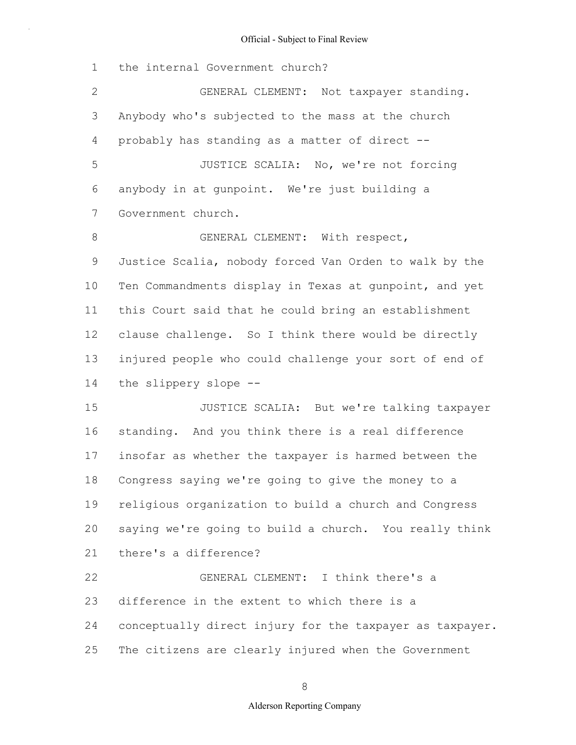the internal Government church?

GENERAL CLEMENT: Not taxpayer standing. Anybody who's subjected to the mass at the church probably has standing as a matter of direct --

JUSTICE SCALIA: No, we're not forcing anybody in at gunpoint. We're just building a Government church.

GENERAL CLEMENT: With respect, Justice Scalia, nobody forced Van Orden to walk by the Ten Commandments display in Texas at gunpoint, and yet this Court said that he could bring an establishment clause challenge. So I think there would be directly injured people who could challenge your sort of end of the slippery slope --

JUSTICE SCALIA: But we're talking taxpayer standing. And you think there is a real difference insofar as whether the taxpayer is harmed between the Congress saying we're going to give the money to a religious organization to build a church and Congress saying we're going to build a church. You really think there's a difference?

GENERAL CLEMENT: I think there's a difference in the extent to which there is a conceptually direct injury for the taxpayer as taxpayer. The citizens are clearly injured when the Government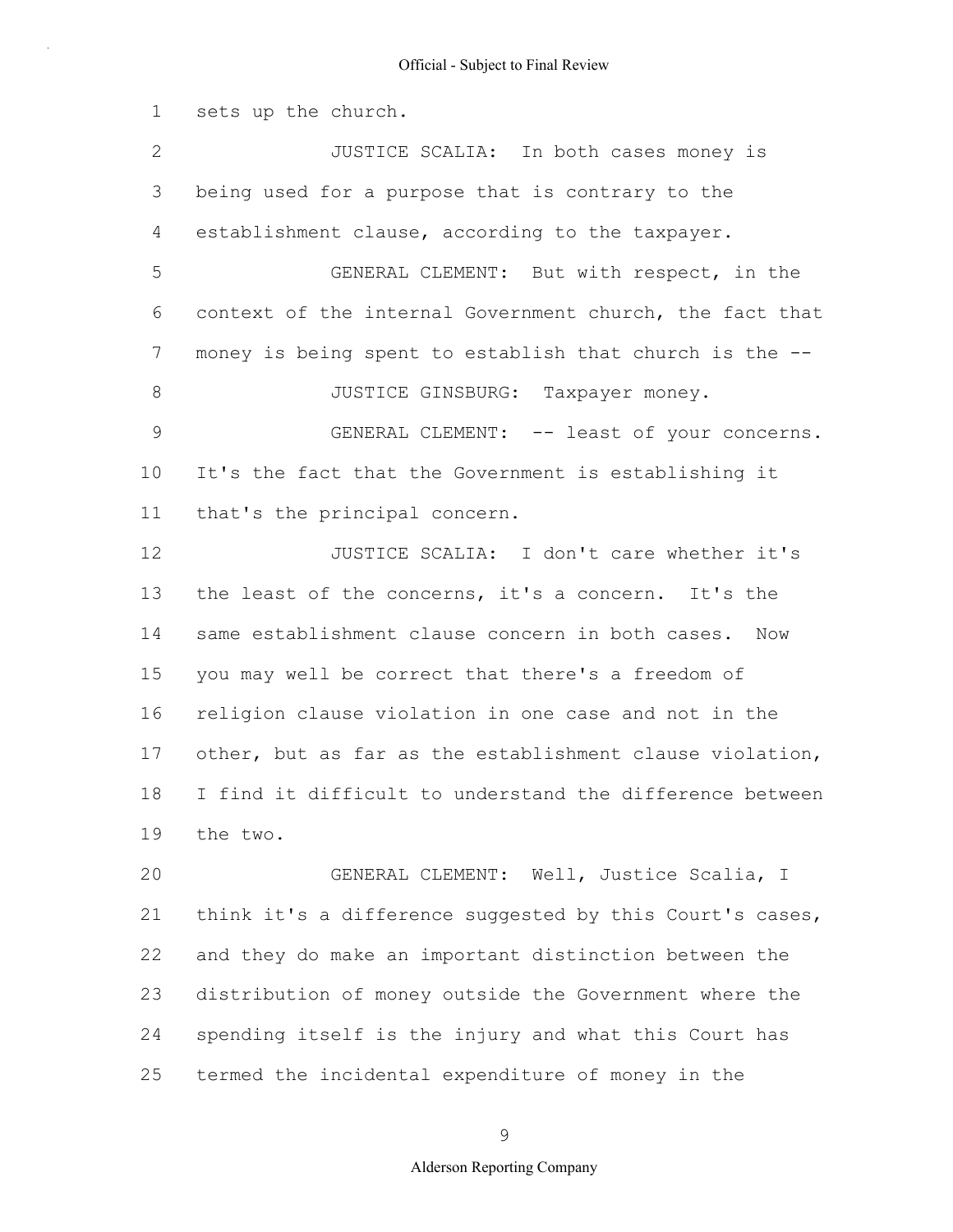sets up the church.

JUSTICE SCALIA: In both cases money is being used for a purpose that is contrary to the establishment clause, according to the taxpayer.

GENERAL CLEMENT: But with respect, in the context of the internal Government church, the fact that money is being spent to establish that church is the --

JUSTICE GINSBURG: Taxpayer money.

GENERAL CLEMENT: -- least of your concerns. It's the fact that the Government is establishing it that's the principal concern.

JUSTICE SCALIA: I don't care whether it's the least of the concerns, it's a concern. It's the same establishment clause concern in both cases. Now you may well be correct that there's a freedom of religion clause violation in one case and not in the other, but as far as the establishment clause violation, I find it difficult to understand the difference between the two.

GENERAL CLEMENT: Well, Justice Scalia, I think it's a difference suggested by this Court's cases, and they do make an important distinction between the distribution of money outside the Government where the spending itself is the injury and what this Court has termed the incidental expenditure of money in the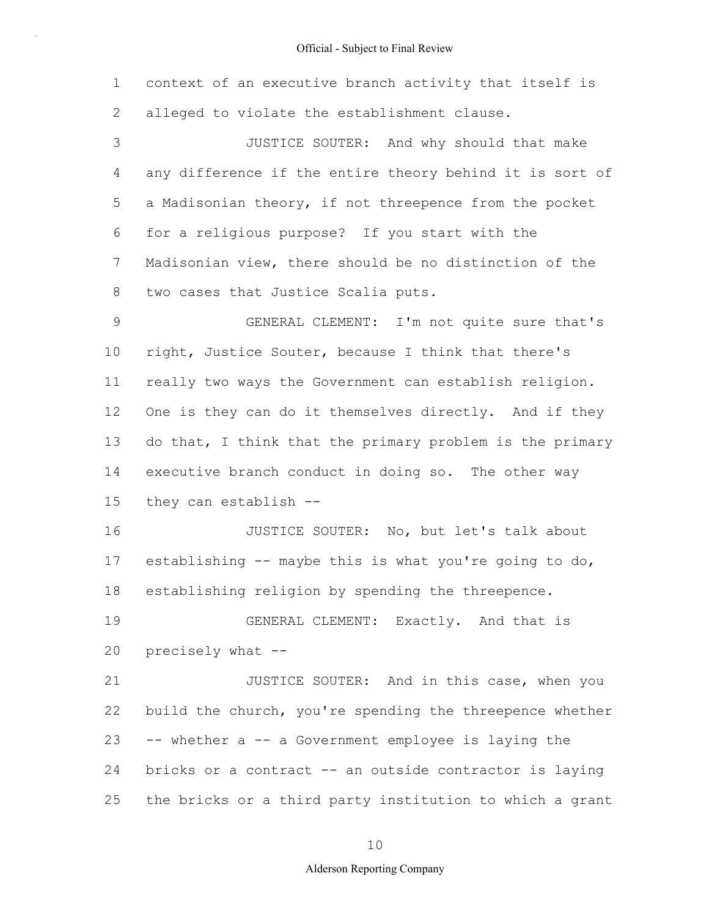context of an executive branch activity that itself is alleged to violate the establishment clause.

JUSTICE SOUTER: And why should that make any difference if the entire theory behind it is sort of a Madisonian theory, if not threepence from the pocket for a religious purpose? If you start with the Madisonian view, there should be no distinction of the two cases that Justice Scalia puts.

GENERAL CLEMENT: I'm not quite sure that's right, Justice Souter, because I think that there's really two ways the Government can establish religion. One is they can do it themselves directly. And if they do that, I think that the primary problem is the primary executive branch conduct in doing so. The other way they can establish --

JUSTICE SOUTER: No, but let's talk about establishing -- maybe this is what you're going to do, establishing religion by spending the threepence.

GENERAL CLEMENT: Exactly. And that is precisely what --

JUSTICE SOUTER: And in this case, when you build the church, you're spending the threepence whether -- whether a -- a Government employee is laying the bricks or a contract -- an outside contractor is laying the bricks or a third party institution to which a grant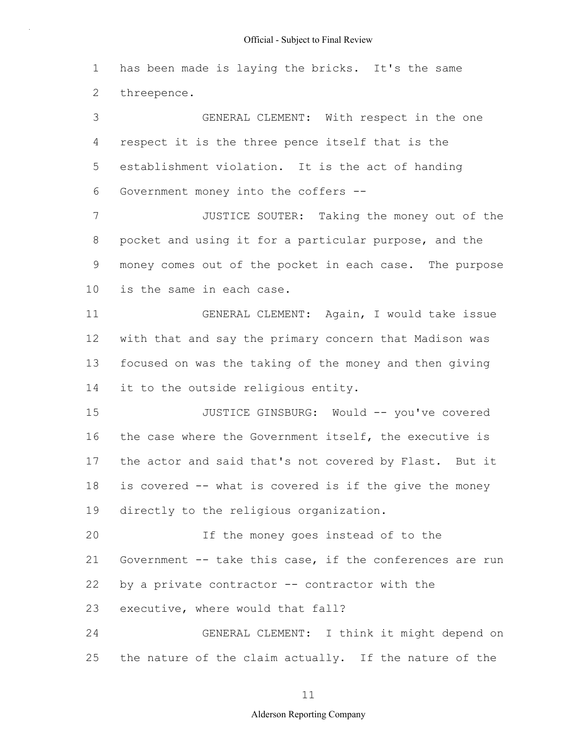has been made is laying the bricks. It's the same threepence.

GENERAL CLEMENT: With respect in the one respect it is the three pence itself that is the establishment violation. It is the act of handing Government money into the coffers --

JUSTICE SOUTER: Taking the money out of the pocket and using it for a particular purpose, and the money comes out of the pocket in each case. The purpose is the same in each case.

GENERAL CLEMENT: Again, I would take issue with that and say the primary concern that Madison was focused on was the taking of the money and then giving it to the outside religious entity.

JUSTICE GINSBURG: Would -- you've covered the case where the Government itself, the executive is the actor and said that's not covered by Flast. But it is covered -- what is covered is if the give the money directly to the religious organization.

If the money goes instead of to the Government -- take this case, if the conferences are run by a private contractor -- contractor with the executive, where would that fall?

GENERAL CLEMENT: I think it might depend on the nature of the claim actually. If the nature of the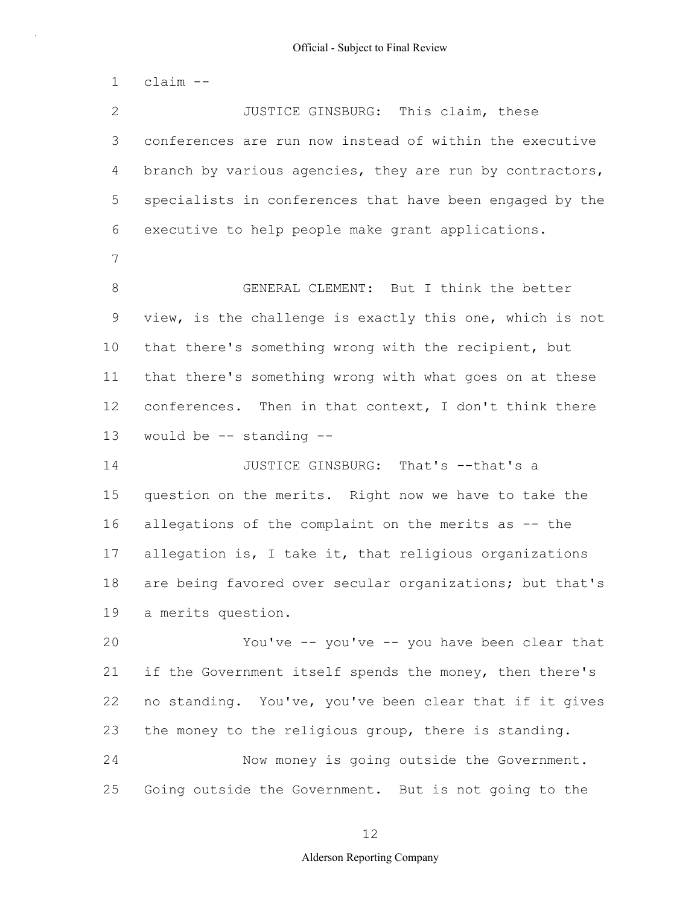claim --

JUSTICE GINSBURG: This claim, these conferences are run now instead of within the executive branch by various agencies, they are run by contractors, specialists in conferences that have been engaged by the executive to help people make grant applications.

GENERAL CLEMENT: But I think the better view, is the challenge is exactly this one, which is not that there's something wrong with the recipient, but that there's something wrong with what goes on at these conferences. Then in that context, I don't think there would be -- standing --

JUSTICE GINSBURG: That's --that's a question on the merits. Right now we have to take the allegations of the complaint on the merits as -- the allegation is, I take it, that religious organizations are being favored over secular organizations; but that's a merits question.

You've -- you've -- you have been clear that if the Government itself spends the money, then there's no standing. You've, you've been clear that if it gives the money to the religious group, there is standing.

Now money is going outside the Government. Going outside the Government. But is not going to the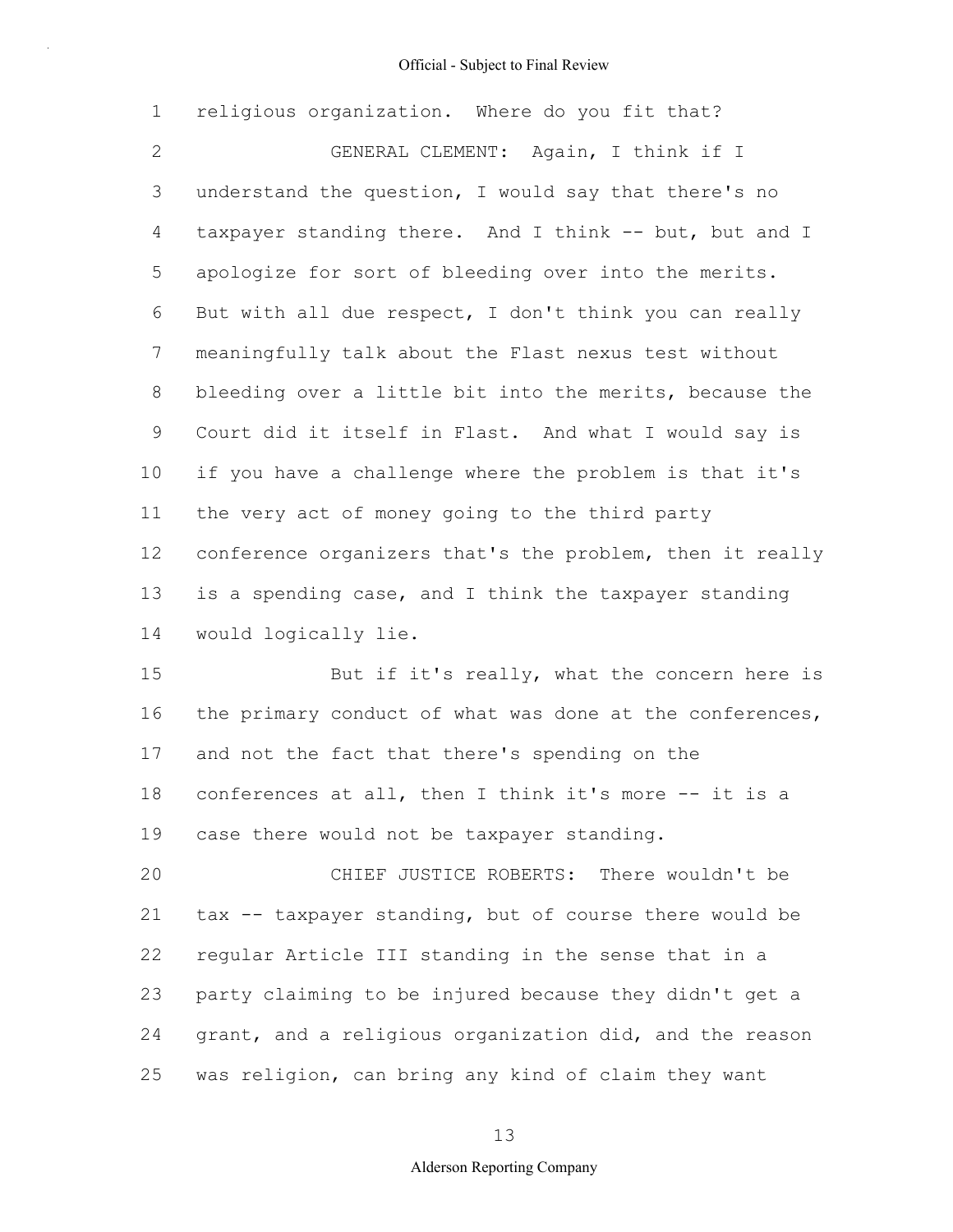religious organization. Where do you fit that?

GENERAL CLEMENT: Again, I think if I understand the question, I would say that there's no taxpayer standing there. And I think -- but, but and I apologize for sort of bleeding over into the merits. But with all due respect, I don't think you can really meaningfully talk about the Flast nexus test without bleeding over a little bit into the merits, because the Court did it itself in Flast. And what I would say is if you have a challenge where the problem is that it's the very act of money going to the third party conference organizers that's the problem, then it really is a spending case, and I think the taxpayer standing would logically lie.

But if it's really, what the concern here is the primary conduct of what was done at the conferences, and not the fact that there's spending on the conferences at all, then I think it's more -- it is a case there would not be taxpayer standing.

CHIEF JUSTICE ROBERTS: There wouldn't be tax -- taxpayer standing, but of course there would be regular Article III standing in the sense that in a party claiming to be injured because they didn't get a grant, and a religious organization did, and the reason was religion, can bring any kind of claim they want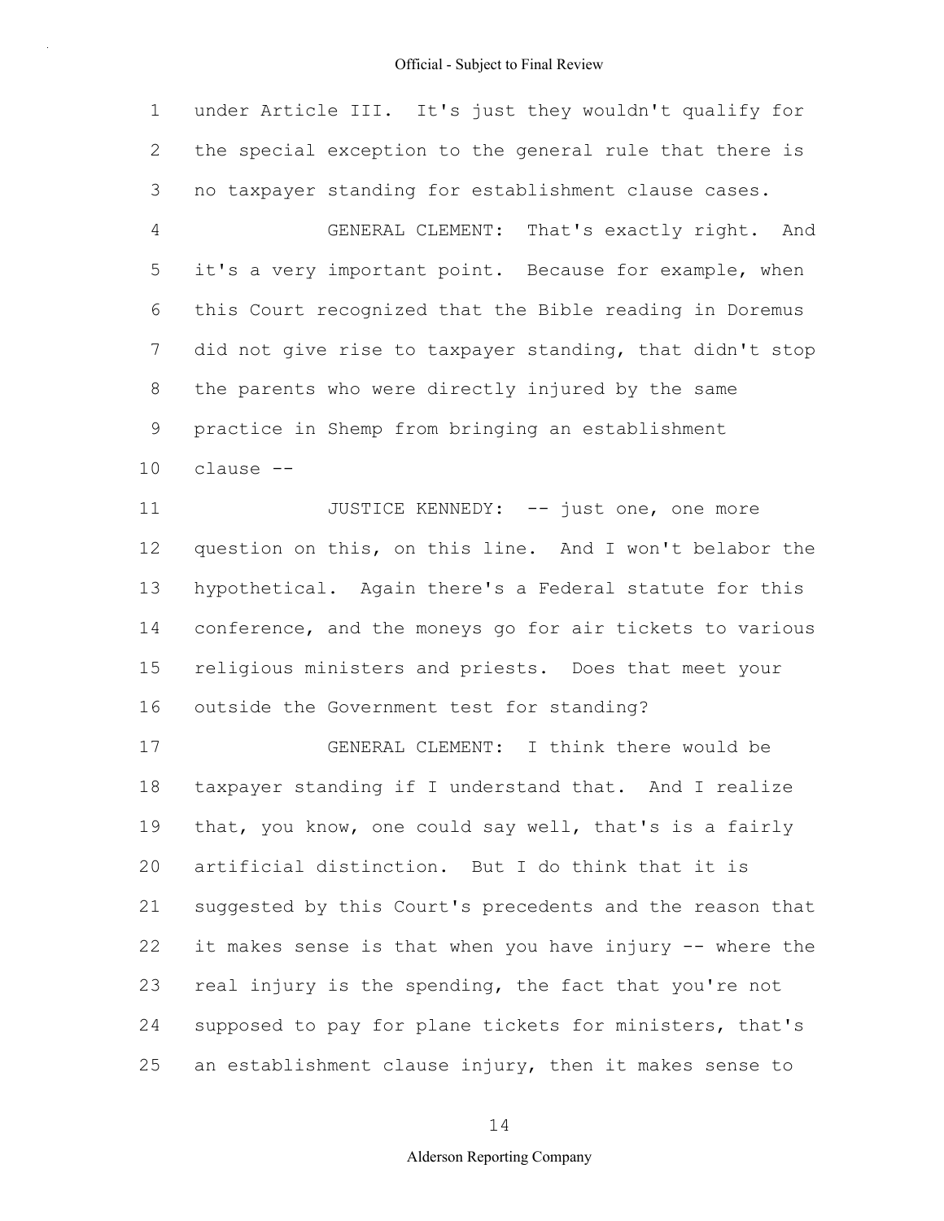under Article III. It's just they wouldn't qualify for the special exception to the general rule that there is no taxpayer standing for establishment clause cases.

GENERAL CLEMENT: That's exactly right. And it's a very important point. Because for example, when this Court recognized that the Bible reading in Doremus did not give rise to taxpayer standing, that didn't stop the parents who were directly injured by the same practice in Shemp from bringing an establishment clause --

JUSTICE KENNEDY: -- just one, one more question on this, on this line. And I won't belabor the hypothetical. Again there's a Federal statute for this conference, and the moneys go for air tickets to various religious ministers and priests. Does that meet your outside the Government test for standing?

GENERAL CLEMENT: I think there would be taxpayer standing if I understand that. And I realize that, you know, one could say well, that's is a fairly artificial distinction. But I do think that it is suggested by this Court's precedents and the reason that it makes sense is that when you have injury -- where the real injury is the spending, the fact that you're not supposed to pay for plane tickets for ministers, that's an establishment clause injury, then it makes sense to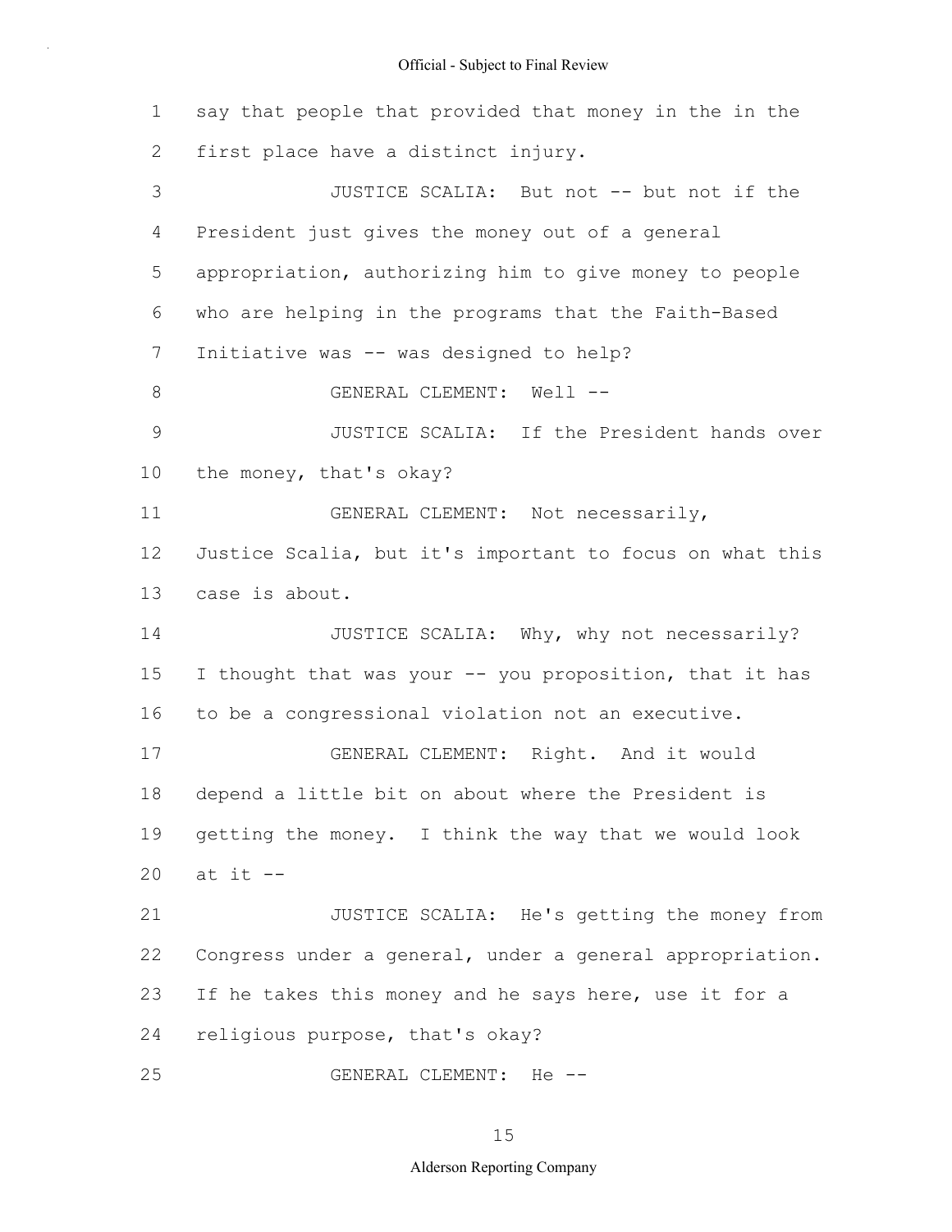say that people that provided that money in the in the first place have a distinct injury.

JUSTICE SCALIA: But not -- but not if the President just gives the money out of a general appropriation, authorizing him to give money to people who are helping in the programs that the Faith-Based Initiative was -- was designed to help?

GENERAL CLEMENT: Well --

JUSTICE SCALIA: If the President hands over the money, that's okay?

GENERAL CLEMENT: Not necessarily, Justice Scalia, but it's important to focus on what this case is about.

JUSTICE SCALIA: Why, why not necessarily? I thought that was your -- you proposition, that it has to be a congressional violation not an executive.

GENERAL CLEMENT: Right. And it would depend a little bit on about where the President is getting the money. I think the way that we would look at it --

JUSTICE SCALIA: He's getting the money from Congress under a general, under a general appropriation. If he takes this money and he says here, use it for a religious purpose, that's okay?

GENERAL CLEMENT: He --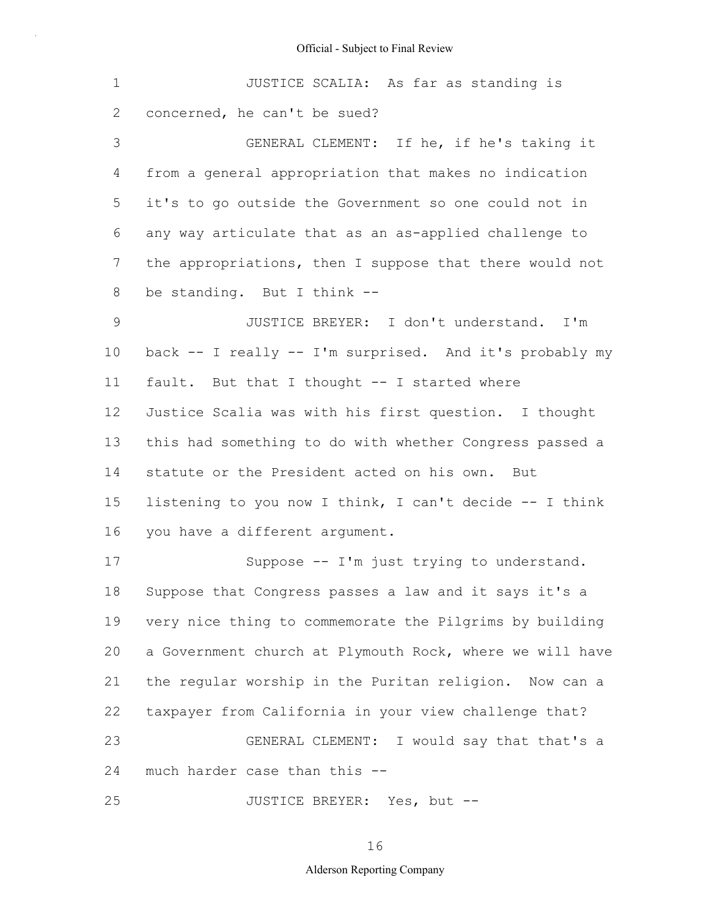JUSTICE SCALIA: As far as standing is concerned, he can't be sued?

GENERAL CLEMENT: If he, if he's taking it from a general appropriation that makes no indication it's to go outside the Government so one could not in any way articulate that as an as-applied challenge to the appropriations, then I suppose that there would not be standing. But I think --

JUSTICE BREYER: I don't understand. I'm back -- I really -- I'm surprised. And it's probably my fault. But that I thought -- I started where Justice Scalia was with his first question. I thought this had something to do with whether Congress passed a statute or the President acted on his own. But listening to you now I think, I can't decide -- I think you have a different argument.

Suppose -- I'm just trying to understand. Suppose that Congress passes a law and it says it's a very nice thing to commemorate the Pilgrims by building a Government church at Plymouth Rock, where we will have the regular worship in the Puritan religion. Now can a taxpayer from California in your view challenge that?

GENERAL CLEMENT: I would say that that's a much harder case than this --

JUSTICE BREYER: Yes, but --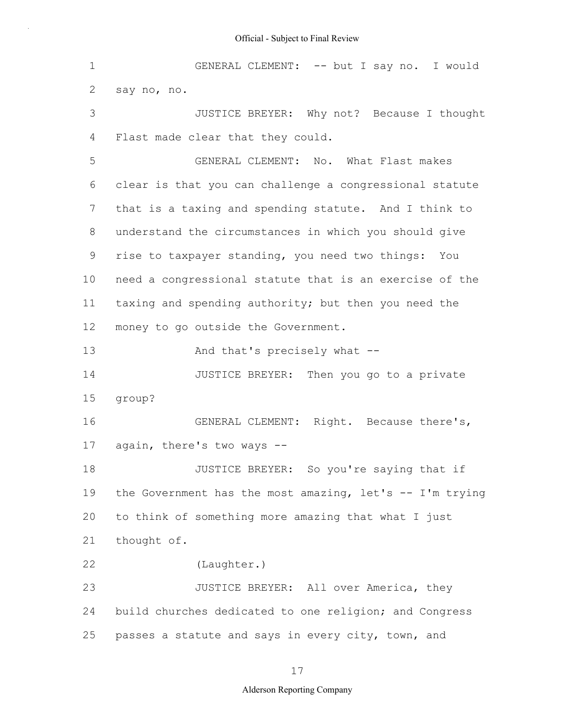GENERAL CLEMENT: -- but I say no. I would say no, no.

JUSTICE BREYER: Why not? Because I thought Flast made clear that they could.

GENERAL CLEMENT: No. What Flast makes clear is that you can challenge a congressional statute that is a taxing and spending statute. And I think to understand the circumstances in which you should give rise to taxpayer standing, you need two things: You need a congressional statute that is an exercise of the taxing and spending authority; but then you need the money to go outside the Government.

And that's precisely what --

JUSTICE BREYER: Then you go to a private group?

GENERAL CLEMENT: Right. Because there's, again, there's two ways --

JUSTICE BREYER: So you're saying that if the Government has the most amazing, let's -- I'm trying to think of something more amazing that what I just thought of.

(Laughter.)

JUSTICE BREYER: All over America, they build churches dedicated to one religion; and Congress passes a statute and says in every city, town, and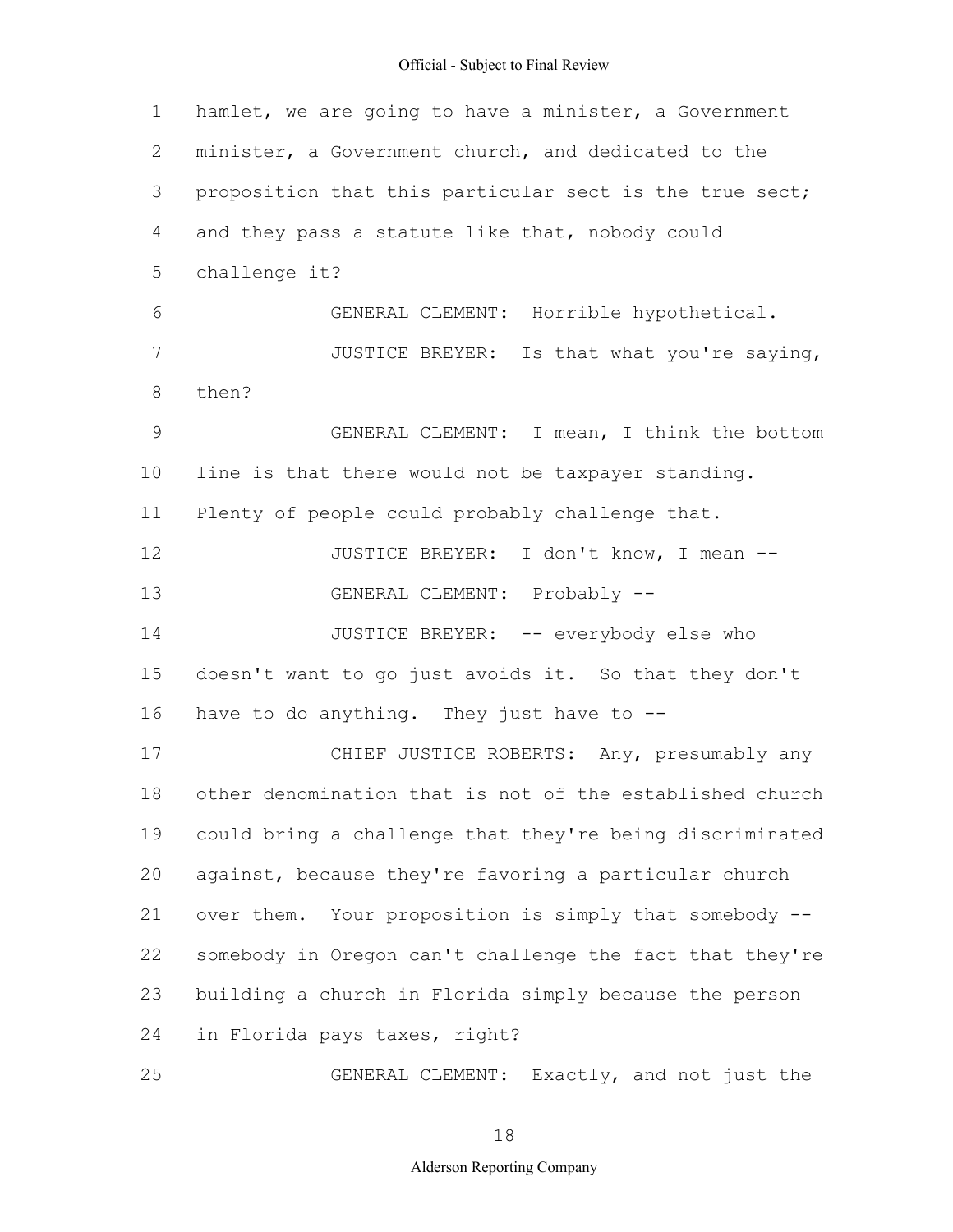hamlet, we are going to have a minister, a Government minister, a Government church, and dedicated to the proposition that this particular sect is the true sect; and they pass a statute like that, nobody could challenge it?

GENERAL CLEMENT: Horrible hypothetical.

JUSTICE BREYER: Is that what you're saying, then?

GENERAL CLEMENT: I mean, I think the bottom line is that there would not be taxpayer standing. Plenty of people could probably challenge that.

JUSTICE BREYER: I don't know, I mean --

GENERAL CLEMENT: Probably --

JUSTICE BREYER: -- everybody else who doesn't want to go just avoids it. So that they don't have to do anything. They just have to --

CHIEF JUSTICE ROBERTS: Any, presumably any other denomination that is not of the established church could bring a challenge that they're being discriminated against, because they're favoring a particular church over them. Your proposition is simply that somebody -- somebody in Oregon can't challenge the fact that they're building a church in Florida simply because the person in Florida pays taxes, right?

GENERAL CLEMENT: Exactly, and not just the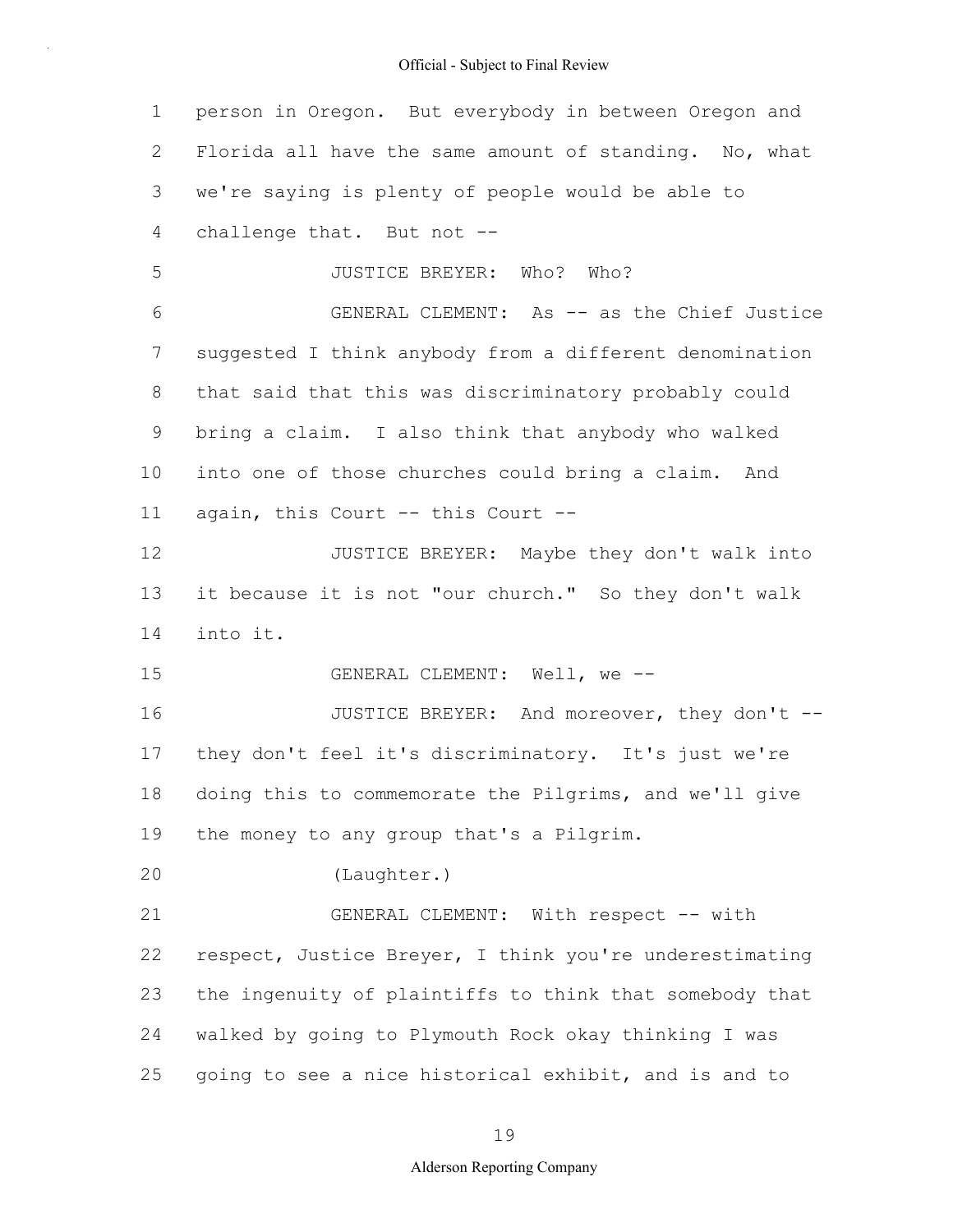person in Oregon. But everybody in between Oregon and Florida all have the same amount of standing. No, what we're saying is plenty of people would be able to challenge that. But not --

JUSTICE BREYER: Who? Who?

GENERAL CLEMENT: As -- as the Chief Justice suggested I think anybody from a different denomination that said that this was discriminatory probably could bring a claim. I also think that anybody who walked into one of those churches could bring a claim. And again, this Court -- this Court --

JUSTICE BREYER: Maybe they don't walk into it because it is not "our church." So they don't walk into it.

GENERAL CLEMENT: Well, we --

JUSTICE BREYER: And moreover, they don't -- they don't feel it's discriminatory. It's just we're doing this to commemorate the Pilgrims, and we'll give the money to any group that's a Pilgrim.

(Laughter.)

GENERAL CLEMENT: With respect -- with respect, Justice Breyer, I think you're underestimating the ingenuity of plaintiffs to think that somebody that walked by going to Plymouth Rock okay thinking I was going to see a nice historical exhibit, and is and to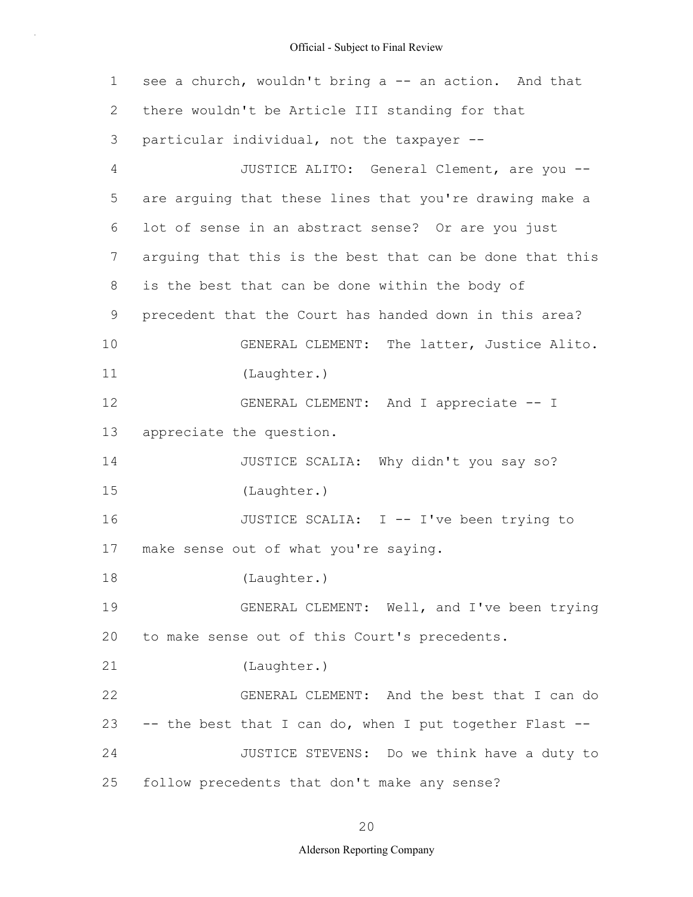see a church, wouldn't bring a -- an action. And that there wouldn't be Article III standing for that particular individual, not the taxpayer --

JUSTICE ALITO: General Clement, are you -- are arguing that these lines that you're drawing make a lot of sense in an abstract sense? Or are you just arguing that this is the best that can be done that this is the best that can be done within the body of precedent that the Court has handed down in this area?

GENERAL CLEMENT: The latter, Justice Alito.

(Laughter.)

GENERAL CLEMENT: And I appreciate -- I appreciate the question.

JUSTICE SCALIA: Why didn't you say so?

(Laughter.)

JUSTICE SCALIA: I -- I've been trying to make sense out of what you're saying.

(Laughter.)

GENERAL CLEMENT: Well, and I've been trying to make sense out of this Court's precedents.

(Laughter.)

GENERAL CLEMENT: And the best that I can do -- the best that I can do, when I put together Flast --

JUSTICE STEVENS: Do we think have a duty to follow precedents that don't make any sense?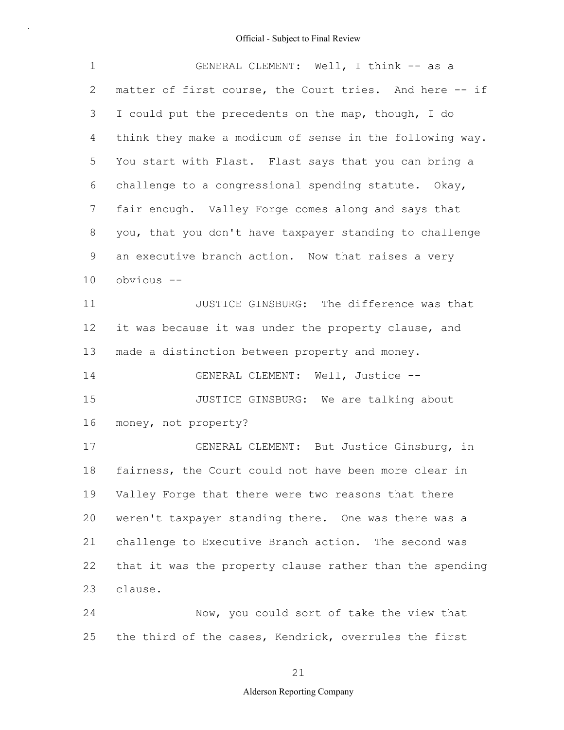GENERAL CLEMENT: Well, I think -- as a matter of first course, the Court tries. And here -- if I could put the precedents on the map, though, I do think they make a modicum of sense in the following way. You start with Flast. Flast says that you can bring a challenge to a congressional spending statute. Okay, fair enough. Valley Forge comes along and says that you, that you don't have taxpayer standing to challenge an executive branch action. Now that raises a very obvious --

JUSTICE GINSBURG: The difference was that it was because it was under the property clause, and made a distinction between property and money.

GENERAL CLEMENT: Well, Justice --

JUSTICE GINSBURG: We are talking about money, not property?

GENERAL CLEMENT: But Justice Ginsburg, in fairness, the Court could not have been more clear in Valley Forge that there were two reasons that there weren't taxpayer standing there. One was there was a challenge to Executive Branch action. The second was that it was the property clause rather than the spending clause.

Now, you could sort of take the view that the third of the cases, Kendrick, overrules the first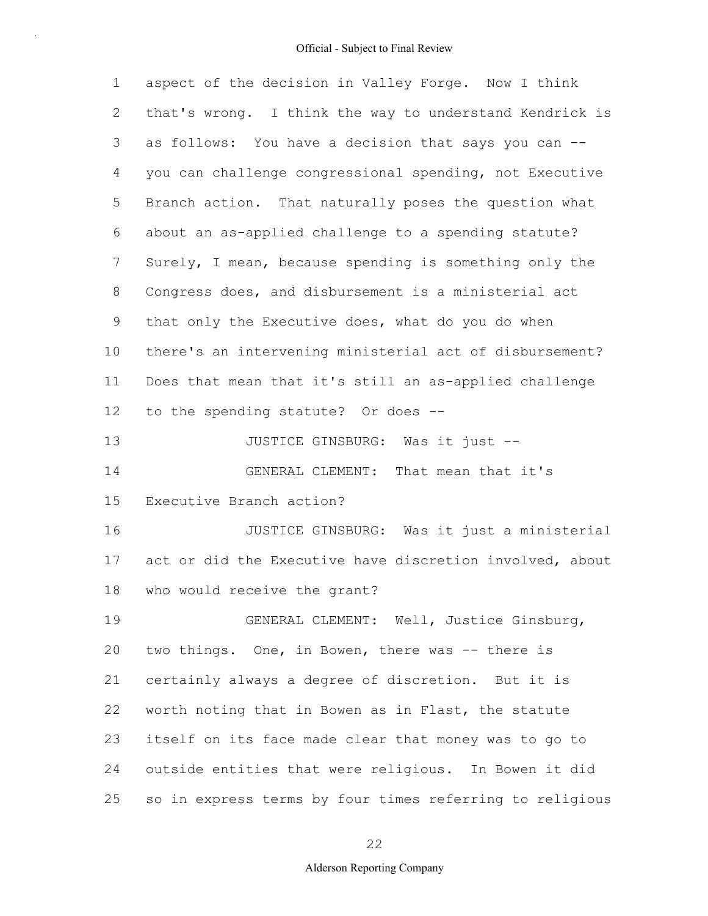aspect of the decision in Valley Forge. Now I think that's wrong. I think the way to understand Kendrick is as follows: You have a decision that says you can -- you can challenge congressional spending, not Executive Branch action. That naturally poses the question what about an as-applied challenge to a spending statute? Surely, I mean, because spending is something only the Congress does, and disbursement is a ministerial act that only the Executive does, what do you do when there's an intervening ministerial act of disbursement? Does that mean that it's still an as-applied challenge to the spending statute? Or does --

JUSTICE GINSBURG: Was it just --

GENERAL CLEMENT: That mean that it's Executive Branch action?

JUSTICE GINSBURG: Was it just a ministerial act or did the Executive have discretion involved, about who would receive the grant?

GENERAL CLEMENT: Well, Justice Ginsburg, two things. One, in Bowen, there was -- there is certainly always a degree of discretion. But it is worth noting that in Bowen as in Flast, the statute itself on its face made clear that money was to go to outside entities that were religious. In Bowen it did so in express terms by four times referring to religious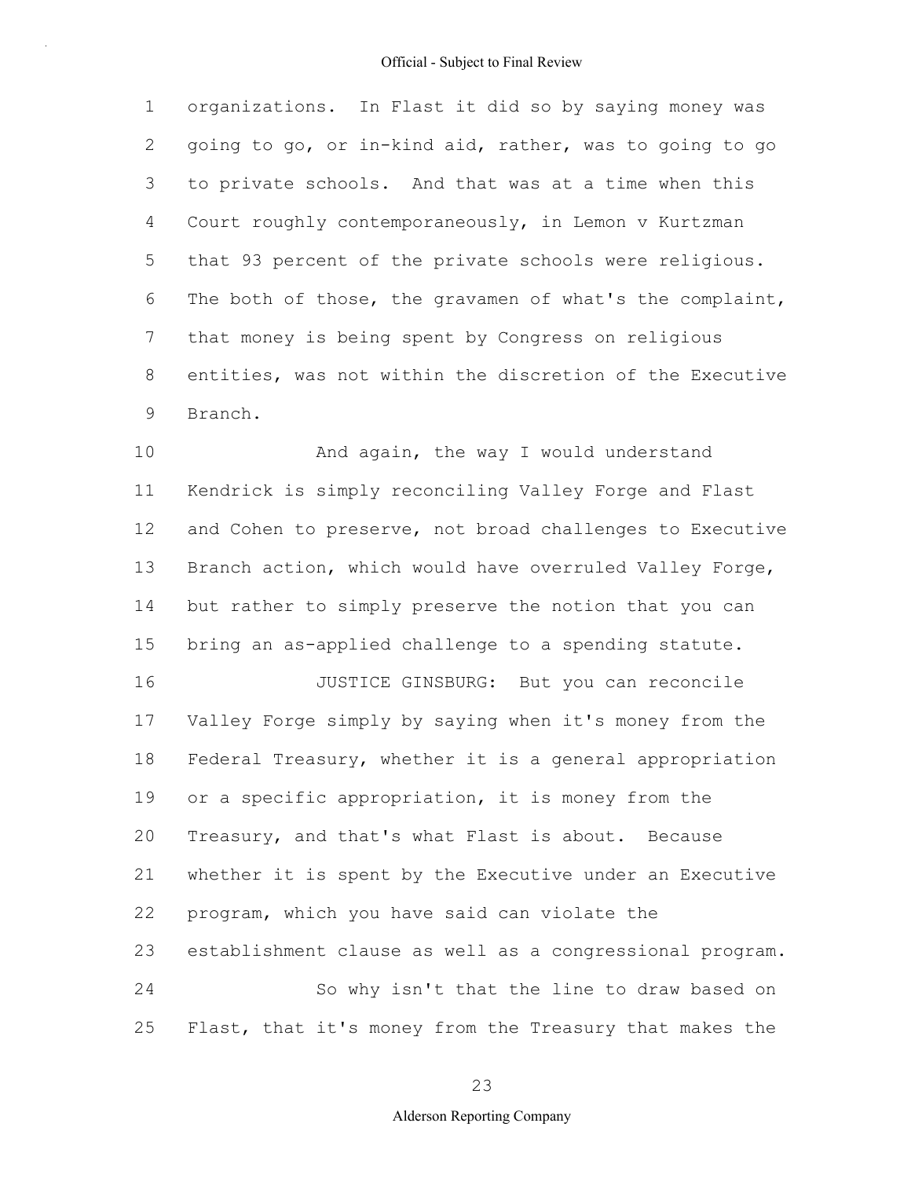organizations. In Flast it did so by saying money was going to go, or in-kind aid, rather, was to going to go to private schools. And that was at a time when this Court roughly contemporaneously, in Lemon v Kurtzman that 93 percent of the private schools were religious. The both of those, the gravamen of what's the complaint, that money is being spent by Congress on religious entities, was not within the discretion of the Executive Branch.

And again, the way I would understand Kendrick is simply reconciling Valley Forge and Flast and Cohen to preserve, not broad challenges to Executive Branch action, which would have overruled Valley Forge, but rather to simply preserve the notion that you can bring an as-applied challenge to a spending statute.

JUSTICE GINSBURG: But you can reconcile Valley Forge simply by saying when it's money from the Federal Treasury, whether it is a general appropriation or a specific appropriation, it is money from the Treasury, and that's what Flast is about. Because whether it is spent by the Executive under an Executive program, which you have said can violate the establishment clause as well as a congressional program.

So why isn't that the line to draw based on Flast, that it's money from the Treasury that makes the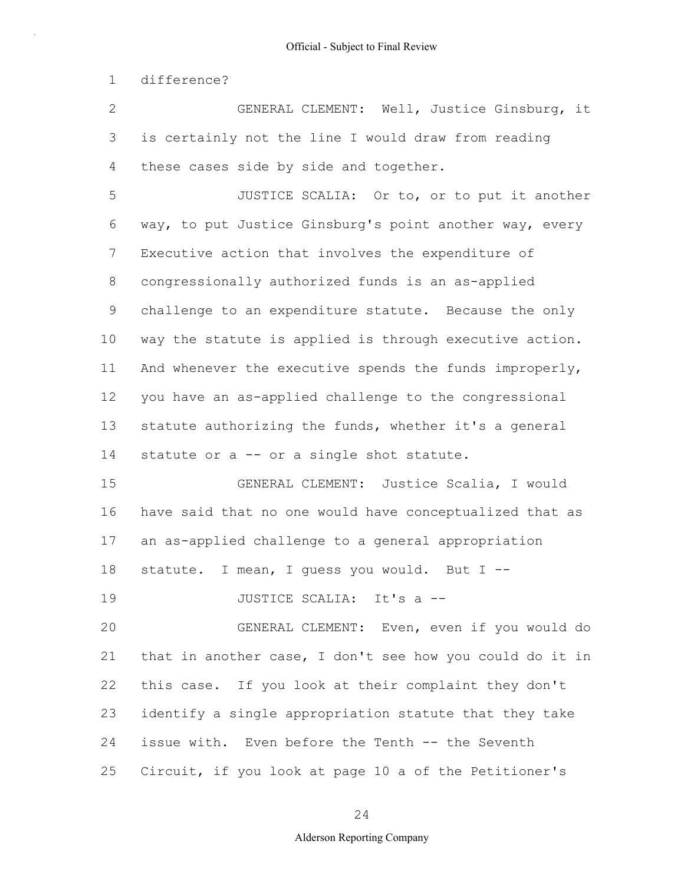difference?

GENERAL CLEMENT: Well, Justice Ginsburg, it is certainly not the line I would draw from reading these cases side by side and together.

JUSTICE SCALIA: Or to, or to put it another way, to put Justice Ginsburg's point another way, every Executive action that involves the expenditure of congressionally authorized funds is an as-applied challenge to an expenditure statute. Because the only way the statute is applied is through executive action. And whenever the executive spends the funds improperly, you have an as-applied challenge to the congressional statute authorizing the funds, whether it's a general statute or a -- or a single shot statute.

GENERAL CLEMENT: Justice Scalia, I would have said that no one would have conceptualized that as an as-applied challenge to a general appropriation statute. I mean, I guess you would. But I --

JUSTICE SCALIA: It's a --

GENERAL CLEMENT: Even, even if you would do that in another case, I don't see how you could do it in this case. If you look at their complaint they don't identify a single appropriation statute that they take issue with. Even before the Tenth -- the Seventh Circuit, if you look at page 10 a of the Petitioner's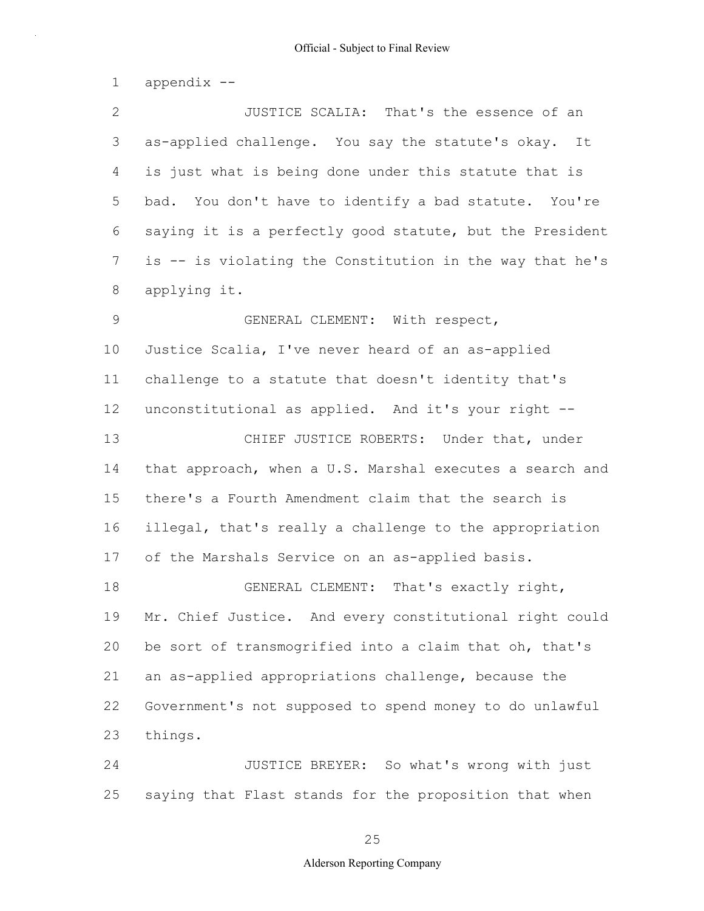appendix --

JUSTICE SCALIA: That's the essence of an as-applied challenge. You say the statute's okay. It is just what is being done under this statute that is bad. You don't have to identify a bad statute. You're saying it is a perfectly good statute, but the President is -- is violating the Constitution in the way that he's applying it.

GENERAL CLEMENT: With respect, Justice Scalia, I've never heard of an as-applied challenge to a statute that doesn't identity that's unconstitutional as applied. And it's your right --

CHIEF JUSTICE ROBERTS: Under that, under that approach, when a U.S. Marshal executes a search and there's a Fourth Amendment claim that the search is illegal, that's really a challenge to the appropriation of the Marshals Service on an as-applied basis.

GENERAL CLEMENT: That's exactly right, Mr. Chief Justice. And every constitutional right could be sort of transmogrified into a claim that oh, that's an as-applied appropriations challenge, because the Government's not supposed to spend money to do unlawful things.

JUSTICE BREYER: So what's wrong with just saying that Flast stands for the proposition that when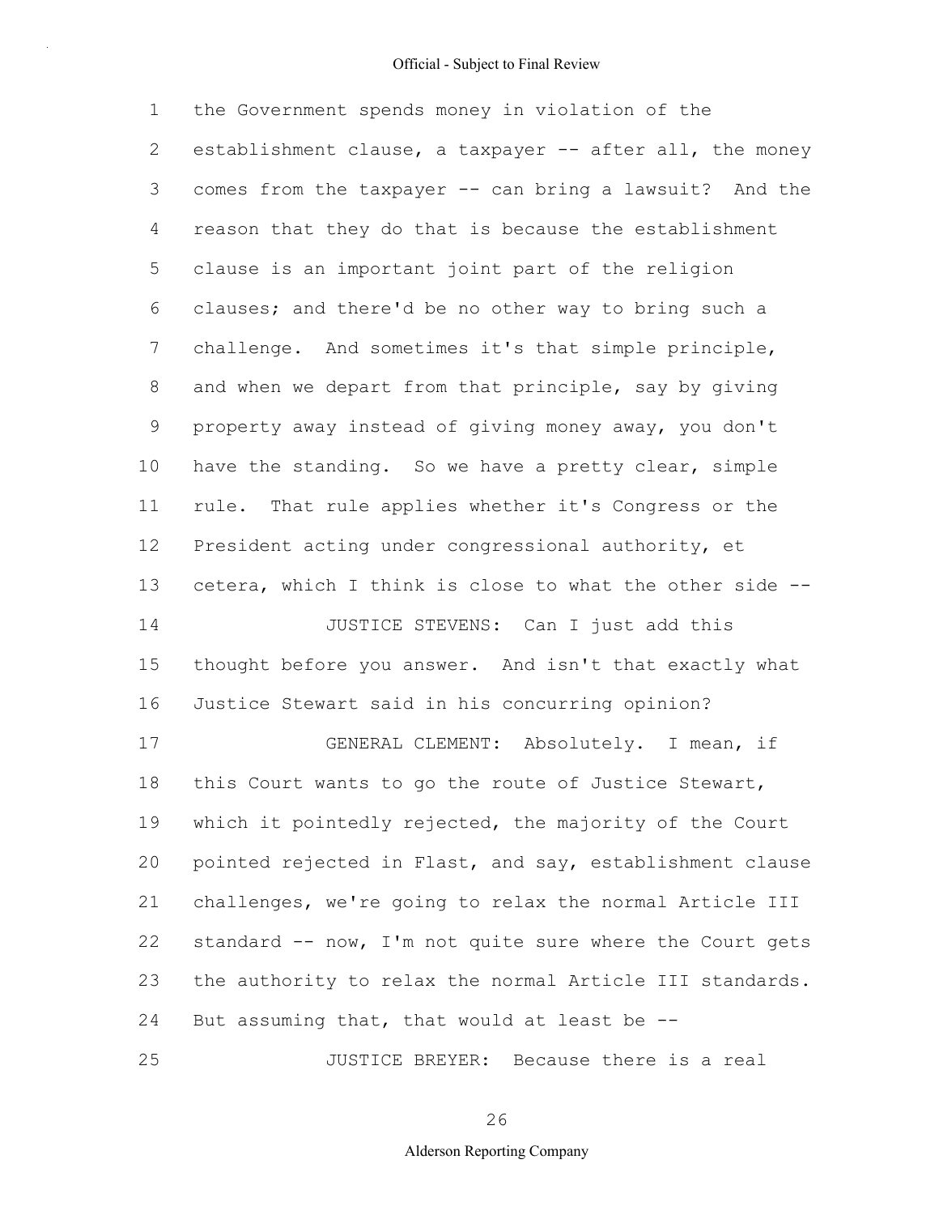the Government spends money in violation of the establishment clause, a taxpayer -- after all, the money comes from the taxpayer -- can bring a lawsuit? And the reason that they do that is because the establishment clause is an important joint part of the religion clauses; and there'd be no other way to bring such a challenge. And sometimes it's that simple principle, and when we depart from that principle, say by giving property away instead of giving money away, you don't have the standing. So we have a pretty clear, simple rule. That rule applies whether it's Congress or the President acting under congressional authority, et cetera, which I think is close to what the other side --

JUSTICE STEVENS: Can I just add this thought before you answer. And isn't that exactly what Justice Stewart said in his concurring opinion?

GENERAL CLEMENT: Absolutely. I mean, if this Court wants to go the route of Justice Stewart, which it pointedly rejected, the majority of the Court pointed rejected in Flast, and say, establishment clause challenges, we're going to relax the normal Article III standard -- now, I'm not quite sure where the Court gets the authority to relax the normal Article III standards. But assuming that, that would at least be --

JUSTICE BREYER: Because there is a real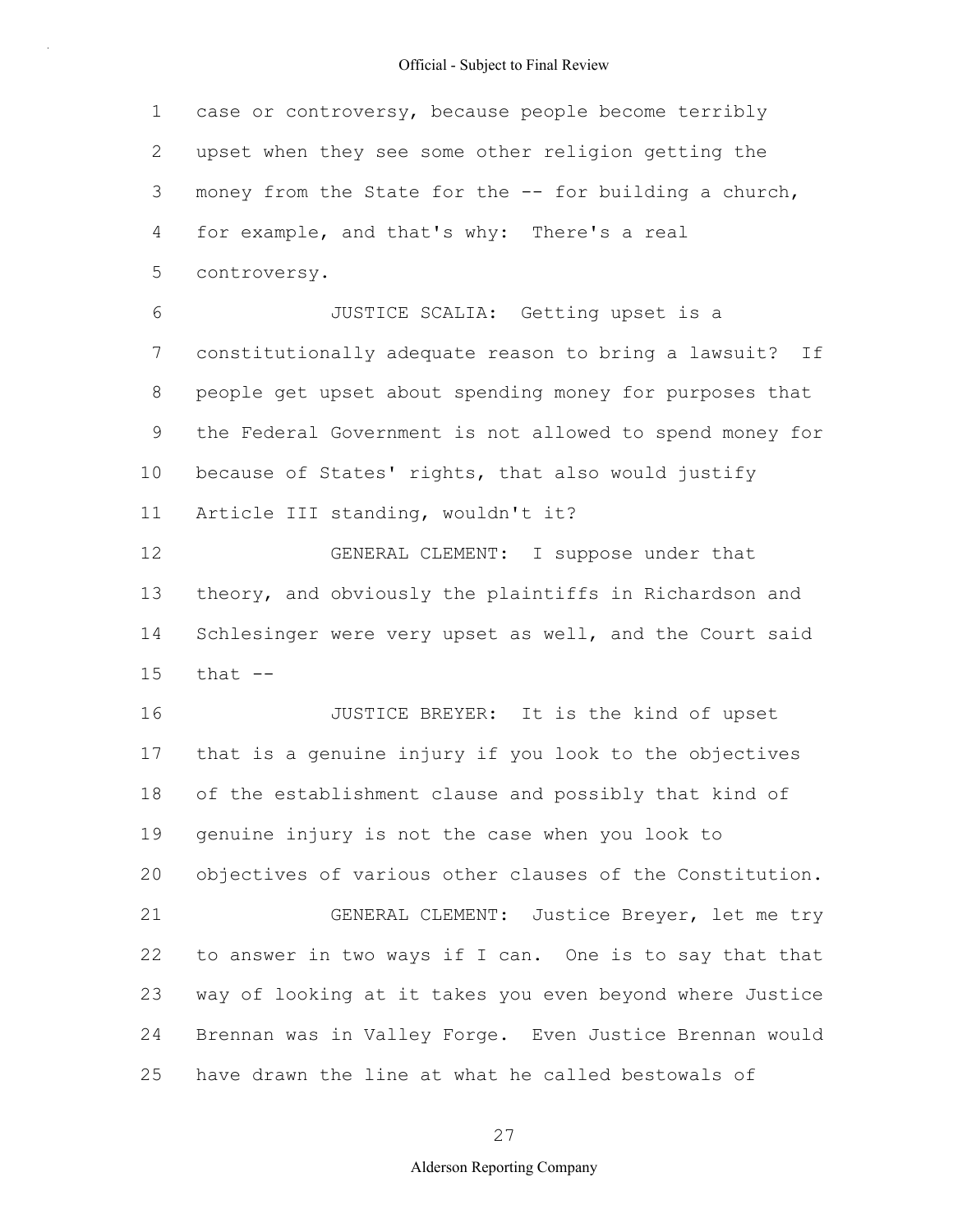case or controversy, because people become terribly upset when they see some other religion getting the money from the State for the -- for building a church, for example, and that's why: There's a real controversy.

JUSTICE SCALIA: Getting upset is a constitutionally adequate reason to bring a lawsuit? If people get upset about spending money for purposes that the Federal Government is not allowed to spend money for because of States' rights, that also would justify Article III standing, wouldn't it?

GENERAL CLEMENT: I suppose under that theory, and obviously the plaintiffs in Richardson and Schlesinger were very upset as well, and the Court said that --

JUSTICE BREYER: It is the kind of upset that is a genuine injury if you look to the objectives of the establishment clause and possibly that kind of genuine injury is not the case when you look to objectives of various other clauses of the Constitution.

GENERAL CLEMENT: Justice Breyer, let me try to answer in two ways if I can. One is to say that that way of looking at it takes you even beyond where Justice Brennan was in Valley Forge. Even Justice Brennan would have drawn the line at what he called bestowals of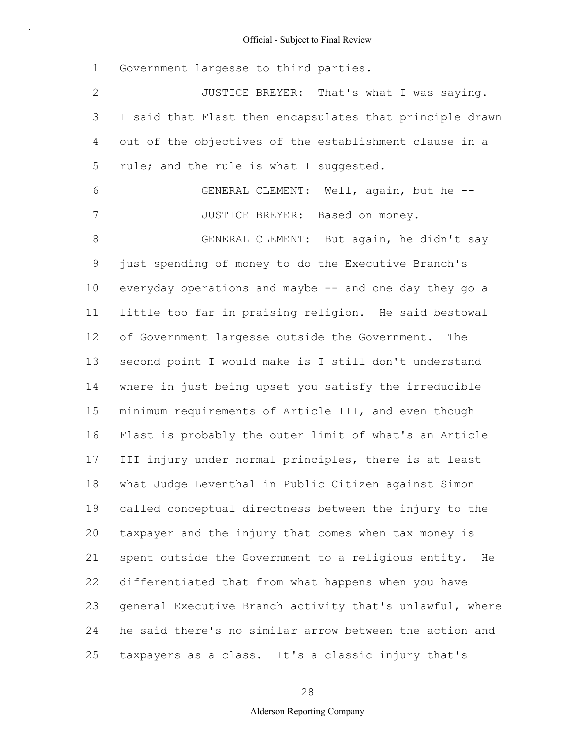Government largesse to third parties.

JUSTICE BREYER: That's what I was saying. I said that Flast then encapsulates that principle drawn out of the objectives of the establishment clause in a rule; and the rule is what I suggested.

GENERAL CLEMENT: Well, again, but he --

JUSTICE BREYER: Based on money.

GENERAL CLEMENT: But again, he didn't say just spending of money to do the Executive Branch's everyday operations and maybe -- and one day they go a little too far in praising religion. He said bestowal of Government largesse outside the Government. The second point I would make is I still don't understand where in just being upset you satisfy the irreducible minimum requirements of Article III, and even though Flast is probably the outer limit of what's an Article III injury under normal principles, there is at least what Judge Leventhal in Public Citizen against Simon called conceptual directness between the injury to the taxpayer and the injury that comes when tax money is spent outside the Government to a religious entity. He differentiated that from what happens when you have general Executive Branch activity that's unlawful, where he said there's no similar arrow between the action and taxpayers as a class. It's a classic injury that's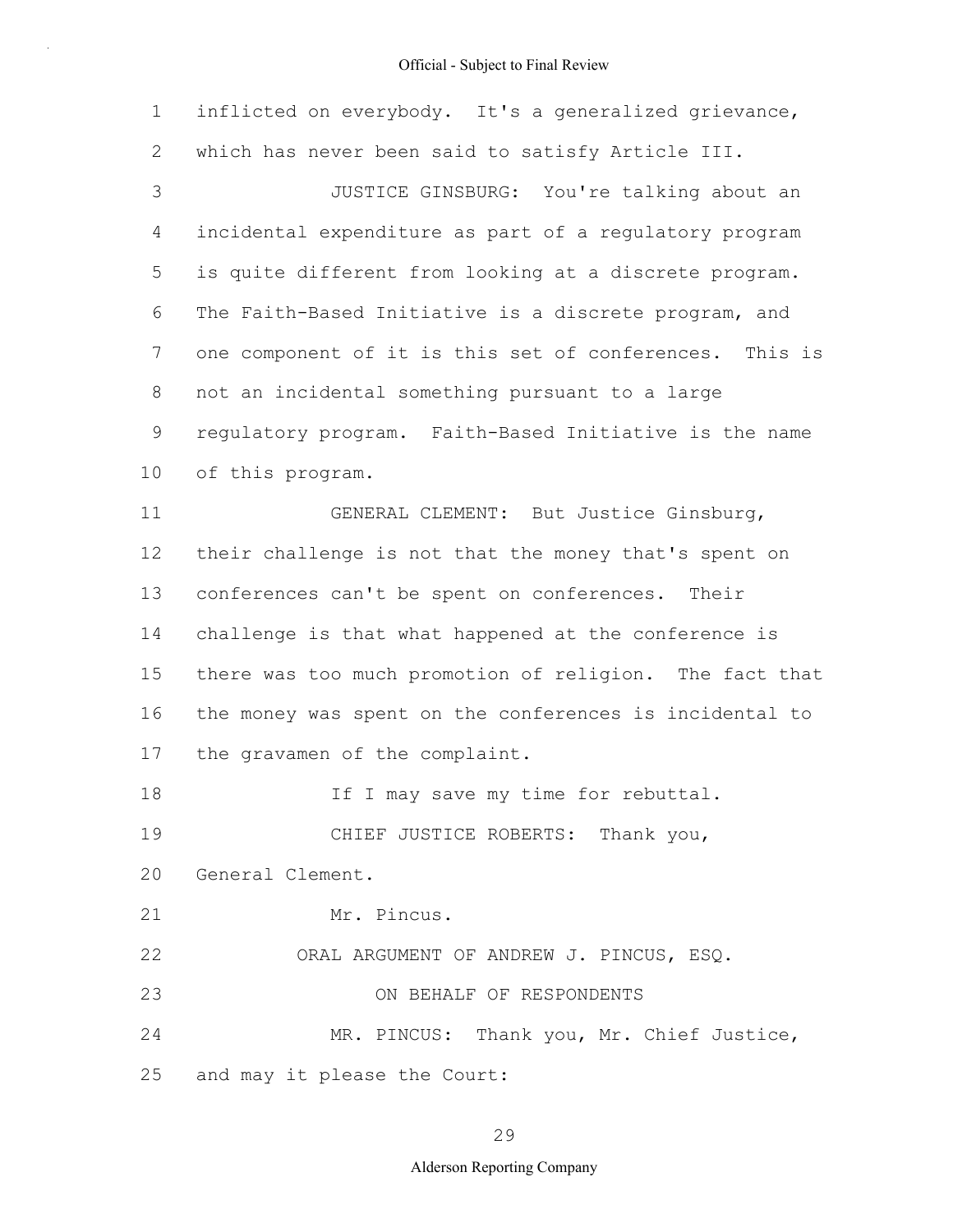inflicted on everybody. It's a generalized grievance, which has never been said to satisfy Article III.

JUSTICE GINSBURG: You're talking about an incidental expenditure as part of a regulatory program is quite different from looking at a discrete program. The Faith-Based Initiative is a discrete program, and one component of it is this set of conferences. This is not an incidental something pursuant to a large regulatory program. Faith-Based Initiative is the name of this program.

GENERAL CLEMENT: But Justice Ginsburg, their challenge is not that the money that's spent on conferences can't be spent on conferences. Their challenge is that what happened at the conference is there was too much promotion of religion. The fact that the money was spent on the conferences is incidental to the gravamen of the complaint.

If I may save my time for rebuttal.

CHIEF JUSTICE ROBERTS: Thank you, General Clement.

Mr. Pincus.

ORAL ARGUMENT OF ANDREW J. PINCUS, ESQ.

ON BEHALF OF RESPONDENTS

MR. PINCUS: Thank you, Mr. Chief Justice, and may it please the Court: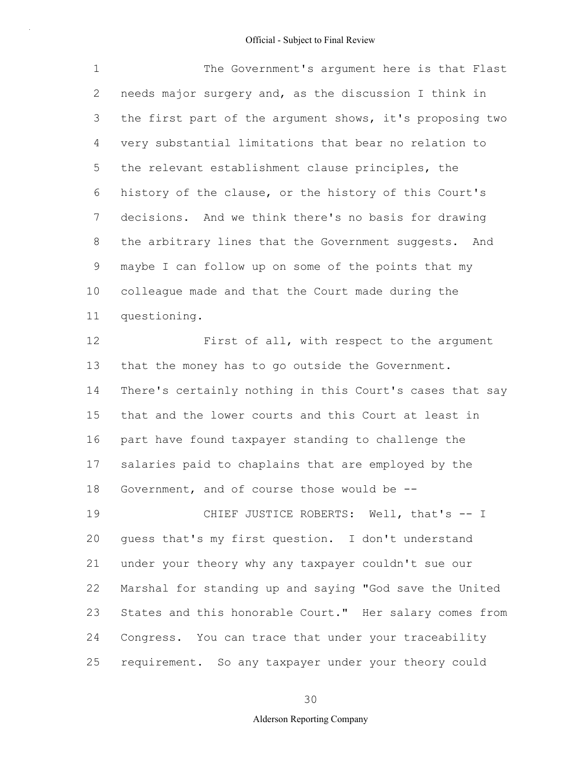The Government's argument here is that Flast needs major surgery and, as the discussion I think in the first part of the argument shows, it's proposing two very substantial limitations that bear no relation to the relevant establishment clause principles, the history of the clause, or the history of this Court's decisions. And we think there's no basis for drawing the arbitrary lines that the Government suggests. And maybe I can follow up on some of the points that my colleague made and that the Court made during the questioning.

First of all, with respect to the argument that the money has to go outside the Government. There's certainly nothing in this Court's cases that say that and the lower courts and this Court at least in part have found taxpayer standing to challenge the salaries paid to chaplains that are employed by the Government, and of course those would be --

CHIEF JUSTICE ROBERTS: Well, that's -- I guess that's my first question. I don't understand under your theory why any taxpayer couldn't sue our Marshal for standing up and saying "God save the United States and this honorable Court." Her salary comes from Congress. You can trace that under your traceability requirement. So any taxpayer under your theory could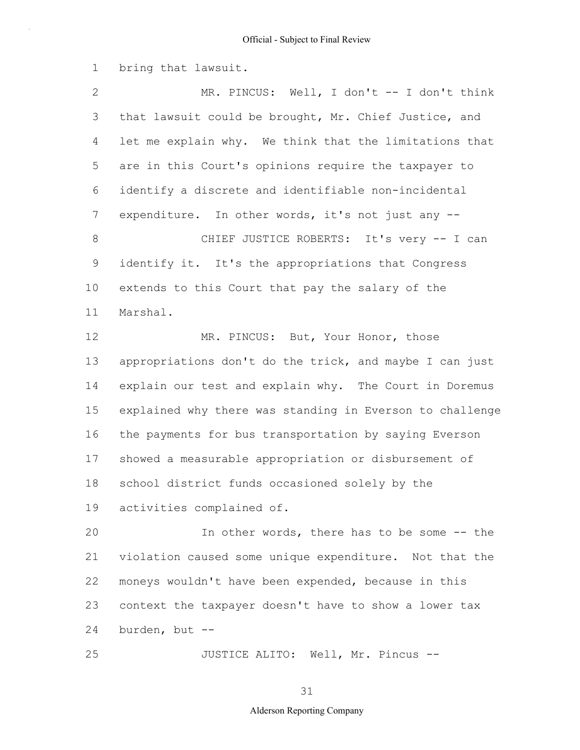bring that lawsuit.

MR. PINCUS: Well, I don't -- I don't think that lawsuit could be brought, Mr. Chief Justice, and let me explain why. We think that the limitations that are in this Court's opinions require the taxpayer to identify a discrete and identifiable non-incidental expenditure. In other words, it's not just any --

CHIEF JUSTICE ROBERTS: It's very -- I can identify it. It's the appropriations that Congress extends to this Court that pay the salary of the Marshal.

MR. PINCUS: But, Your Honor, those appropriations don't do the trick, and maybe I can just explain our test and explain why. The Court in Doremus explained why there was standing in Everson to challenge the payments for bus transportation by saying Everson showed a measurable appropriation or disbursement of school district funds occasioned solely by the activities complained of.

In other words, there has to be some -- the violation caused some unique expenditure. Not that the moneys wouldn't have been expended, because in this context the taxpayer doesn't have to show a lower tax burden, but --

JUSTICE ALITO: Well, Mr. Pincus --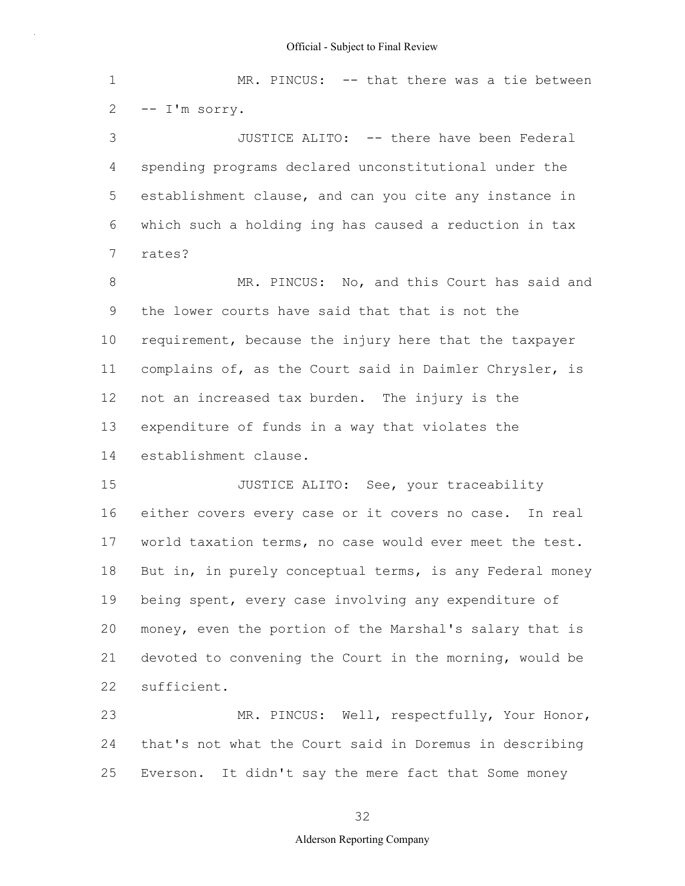MR. PINCUS: -- that there was a tie between -- I'm sorry.

JUSTICE ALITO: -- there have been Federal spending programs declared unconstitutional under the establishment clause, and can you cite any instance in which such a holding ing has caused a reduction in tax rates?

MR. PINCUS: No, and this Court has said and the lower courts have said that that is not the requirement, because the injury here that the taxpayer complains of, as the Court said in Daimler Chrysler, is not an increased tax burden. The injury is the expenditure of funds in a way that violates the establishment clause.

JUSTICE ALITO: See, your traceability either covers every case or it covers no case. In real world taxation terms, no case would ever meet the test. But in, in purely conceptual terms, is any Federal money being spent, every case involving any expenditure of money, even the portion of the Marshal's salary that is devoted to convening the Court in the morning, would be sufficient.

MR. PINCUS: Well, respectfully, Your Honor, that's not what the Court said in Doremus in describing Everson. It didn't say the mere fact that Some money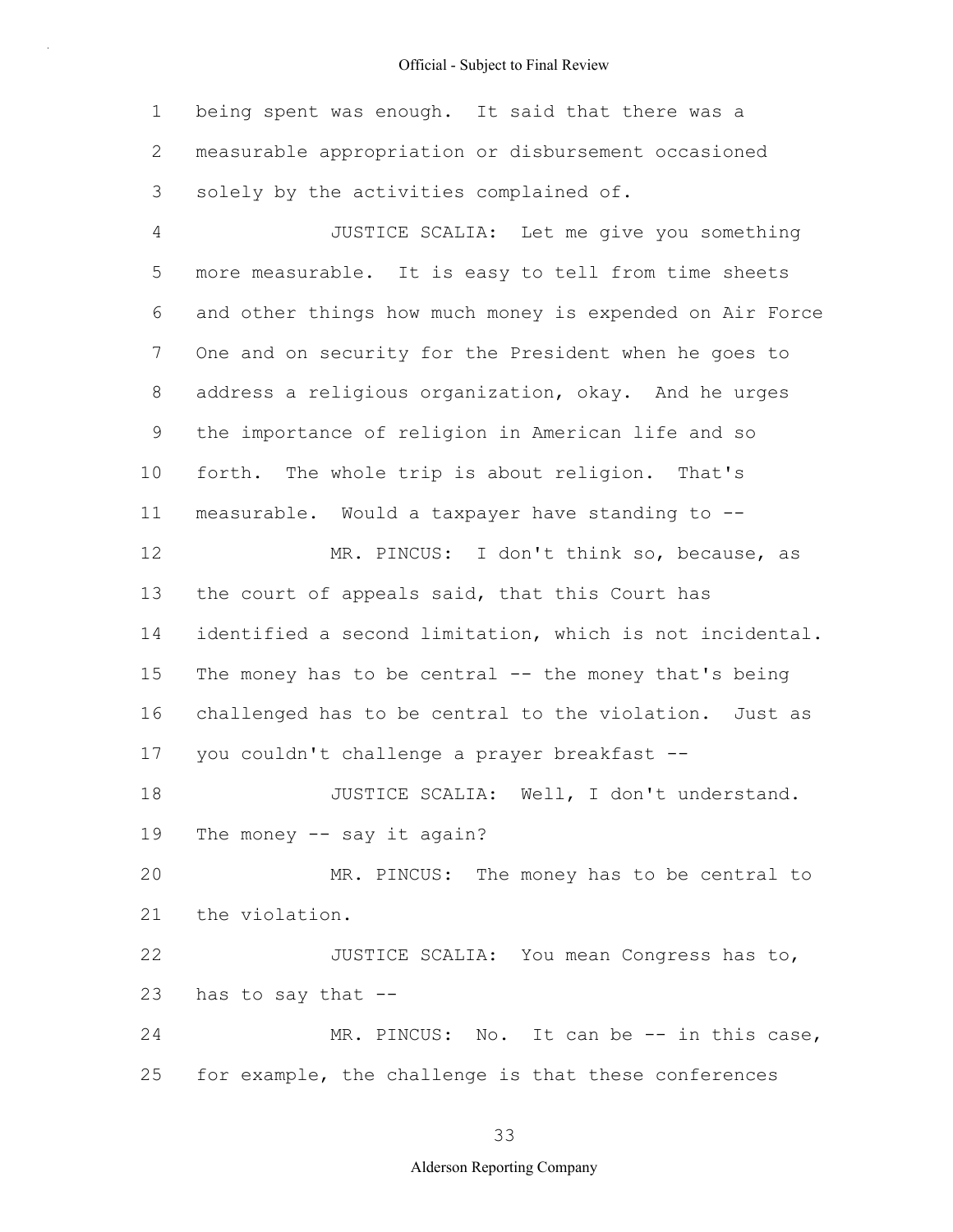being spent was enough. It said that there was a measurable appropriation or disbursement occasioned solely by the activities complained of.

JUSTICE SCALIA: Let me give you something more measurable. It is easy to tell from time sheets and other things how much money is expended on Air Force One and on security for the President when he goes to address a religious organization, okay. And he urges the importance of religion in American life and so forth. The whole trip is about religion. That's measurable. Would a taxpayer have standing to --

MR. PINCUS: I don't think so, because, as the court of appeals said, that this Court has identified a second limitation, which is not incidental. The money has to be central -- the money that's being challenged has to be central to the violation. Just as you couldn't challenge a prayer breakfast --

JUSTICE SCALIA: Well, I don't understand. The money -- say it again?

MR. PINCUS: The money has to be central to the violation.

JUSTICE SCALIA: You mean Congress has to, has to say that --

MR. PINCUS: No. It can be -- in this case, for example, the challenge is that these conferences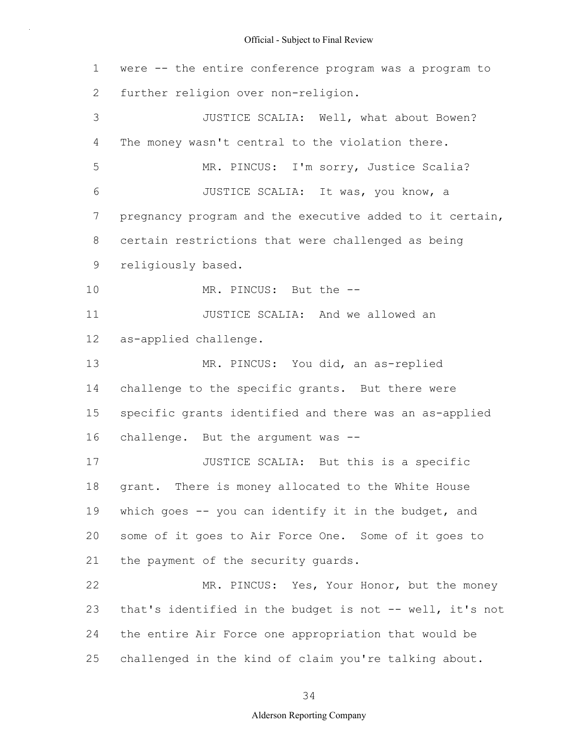were -- the entire conference program was a program to further religion over non-religion.

JUSTICE SCALIA: Well, what about Bowen? The money wasn't central to the violation there.

MR. PINCUS: I'm sorry, Justice Scalia?

JUSTICE SCALIA: It was, you know, a pregnancy program and the executive added to it certain, certain restrictions that were challenged as being religiously based.

MR. PINCUS: But the --

JUSTICE SCALIA: And we allowed an as-applied challenge.

MR. PINCUS: You did, an as-replied challenge to the specific grants. But there were specific grants identified and there was an as-applied challenge. But the argument was --

JUSTICE SCALIA: But this is a specific grant. There is money allocated to the White House which goes -- you can identify it in the budget, and some of it goes to Air Force One. Some of it goes to the payment of the security guards.

MR. PINCUS: Yes, Your Honor, but the money that's identified in the budget is not -- well, it's not the entire Air Force one appropriation that would be challenged in the kind of claim you're talking about.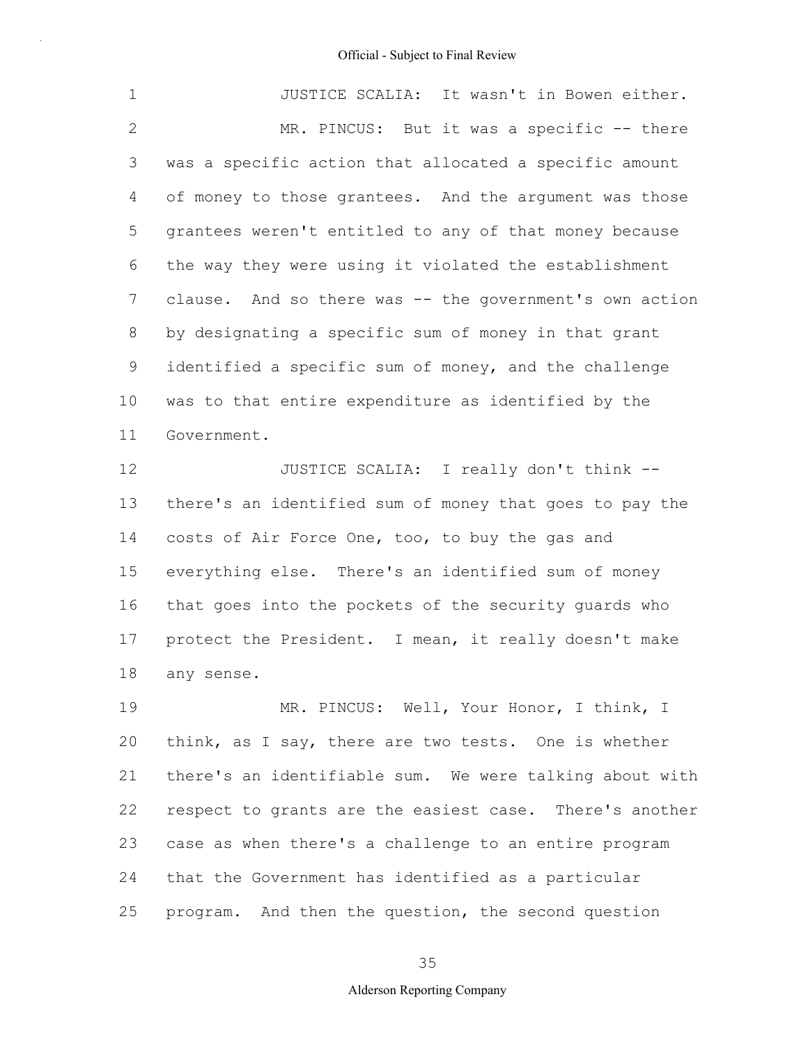JUSTICE SCALIA: It wasn't in Bowen either.

MR. PINCUS: But it was a specific -- there was a specific action that allocated a specific amount of money to those grantees. And the argument was those grantees weren't entitled to any of that money because the way they were using it violated the establishment clause. And so there was -- the government's own action by designating a specific sum of money in that grant identified a specific sum of money, and the challenge was to that entire expenditure as identified by the Government.

JUSTICE SCALIA: I really don't think -- there's an identified sum of money that goes to pay the costs of Air Force One, too, to buy the gas and everything else. There's an identified sum of money that goes into the pockets of the security guards who protect the President. I mean, it really doesn't make any sense.

MR. PINCUS: Well, Your Honor, I think, I think, as I say, there are two tests. One is whether there's an identifiable sum. We were talking about with respect to grants are the easiest case. There's another case as when there's a challenge to an entire program that the Government has identified as a particular program. And then the question, the second question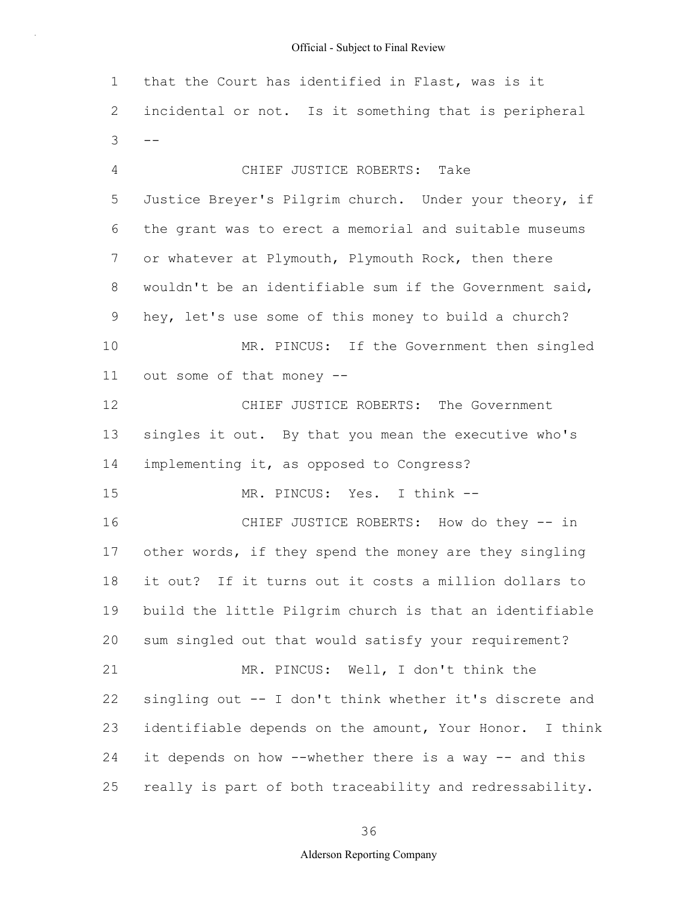that the Court has identified in Flast, was is it incidental or not. Is it something that is peripheral --

CHIEF JUSTICE ROBERTS: Take Justice Breyer's Pilgrim church. Under your theory, if the grant was to erect a memorial and suitable museums or whatever at Plymouth, Plymouth Rock, then there wouldn't be an identifiable sum if the Government said, hey, let's use some of this money to build a church?

MR. PINCUS: If the Government then singled out some of that money --

CHIEF JUSTICE ROBERTS: The Government singles it out. By that you mean the executive who's implementing it, as opposed to Congress?

MR. PINCUS: Yes. I think --

CHIEF JUSTICE ROBERTS: How do they -- in other words, if they spend the money are they singling it out? If it turns out it costs a million dollars to build the little Pilgrim church is that an identifiable sum singled out that would satisfy your requirement?

MR. PINCUS: Well, I don't think the singling out -- I don't think whether it's discrete and identifiable depends on the amount, Your Honor. I think it depends on how --whether there is a way -- and this really is part of both traceability and redressability.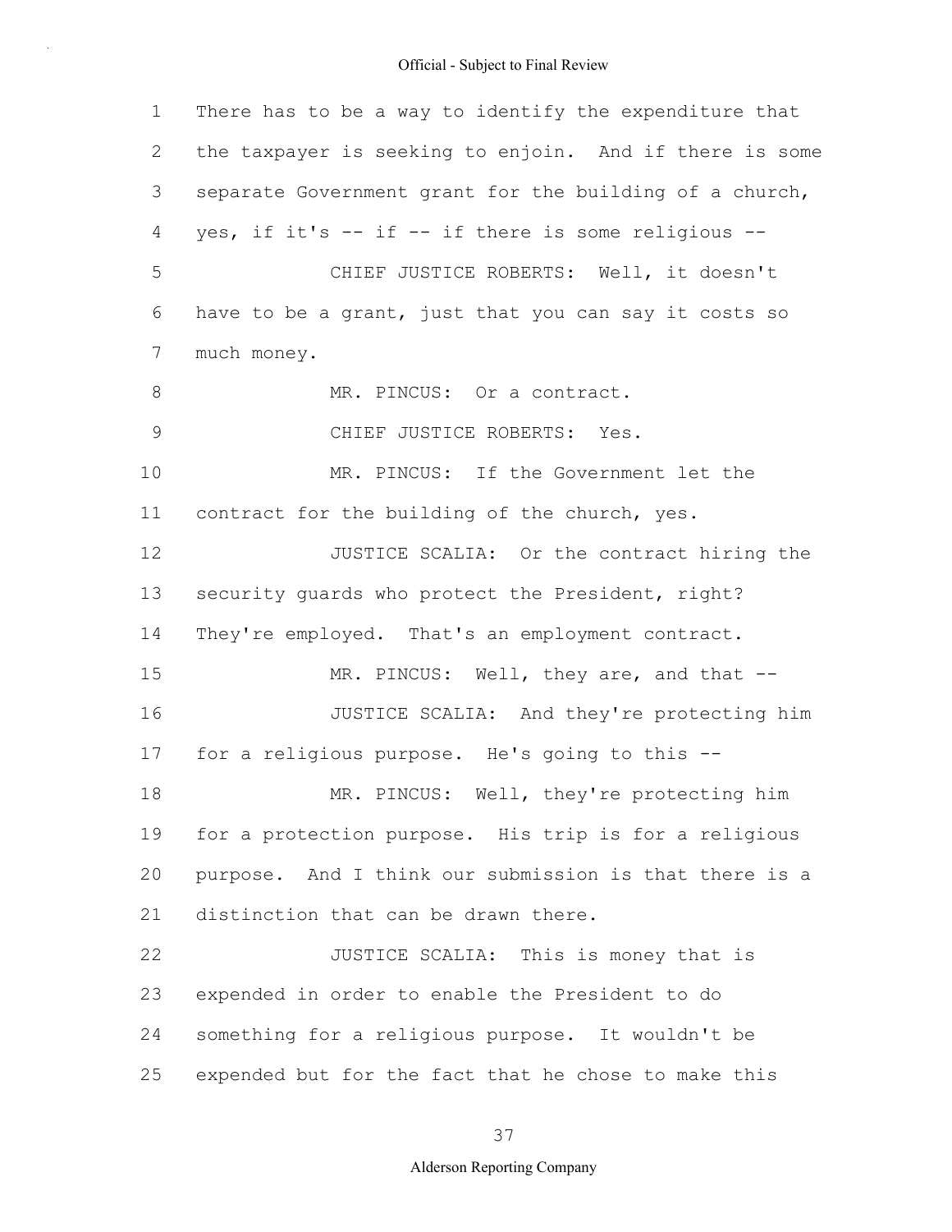1 There has to be a way to identify the expenditure that
2 the taxpayer is seeking to enjoin. And if there is some
3 separate Government grant for the building of a church,
4 yes, if it's -- if -- if there is some religious --
5 CHIEF JUSTICE ROBERTS: Well, it doesn't
6 have to be a grant, just that you can say it costs so
7 much money.
8 MR. PINCUS: Or a contract.
9 CHIEF JUSTICE ROBERTS: Yes.
10 MR. PINCUS: If the Government let the
11 contract for the building of the church, yes.
12 JUSTICE SCALIA: Or the contract hiring the
13 security guards who protect the President, right?
14 They're employed. That's an employment contract.
15 MR. PINCUS: Well, they are, and that --
16 JUSTICE SCALIA: And they're protecting him
17 for a religious purpose. He's going to this --
18 MR. PINCUS: Well, they're protecting him
19 for a protection purpose. His trip is for a religious
20 purpose. And I think our submission is that there is a
21 distinction that can be drawn there.
22 JUSTICE SCALIA: This is money that is
23 expended in order to enable the President to do
24 something for a religious purpose. It wouldn't be
25 expended but for the fact that he chose to make this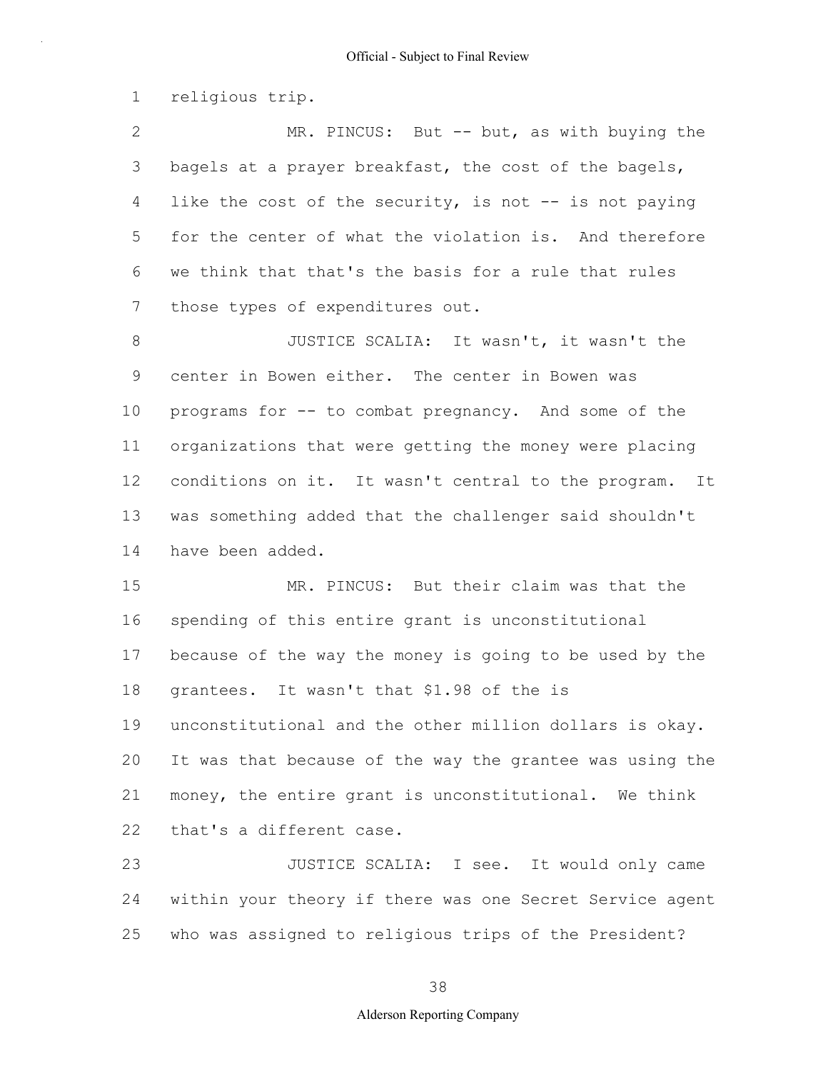religious trip.

MR. PINCUS: But -- but, as with buying the bagels at a prayer breakfast, the cost of the bagels, like the cost of the security, is not -- is not paying for the center of what the violation is. And therefore we think that that's the basis for a rule that rules those types of expenditures out.

JUSTICE SCALIA: It wasn't, it wasn't the center in Bowen either. The center in Bowen was programs for -- to combat pregnancy. And some of the organizations that were getting the money were placing conditions on it. It wasn't central to the program. It was something added that the challenger said shouldn't have been added.

MR. PINCUS: But their claim was that the spending of this entire grant is unconstitutional because of the way the money is going to be used by the grantees. It wasn't that $1.98 of the is unconstitutional and the other million dollars is okay. It was that because of the way the grantee was using the money, the entire grant is unconstitutional. We think that's a different case.

JUSTICE SCALIA: I see. It would only came within your theory if there was one Secret Service agent who was assigned to religious trips of the President?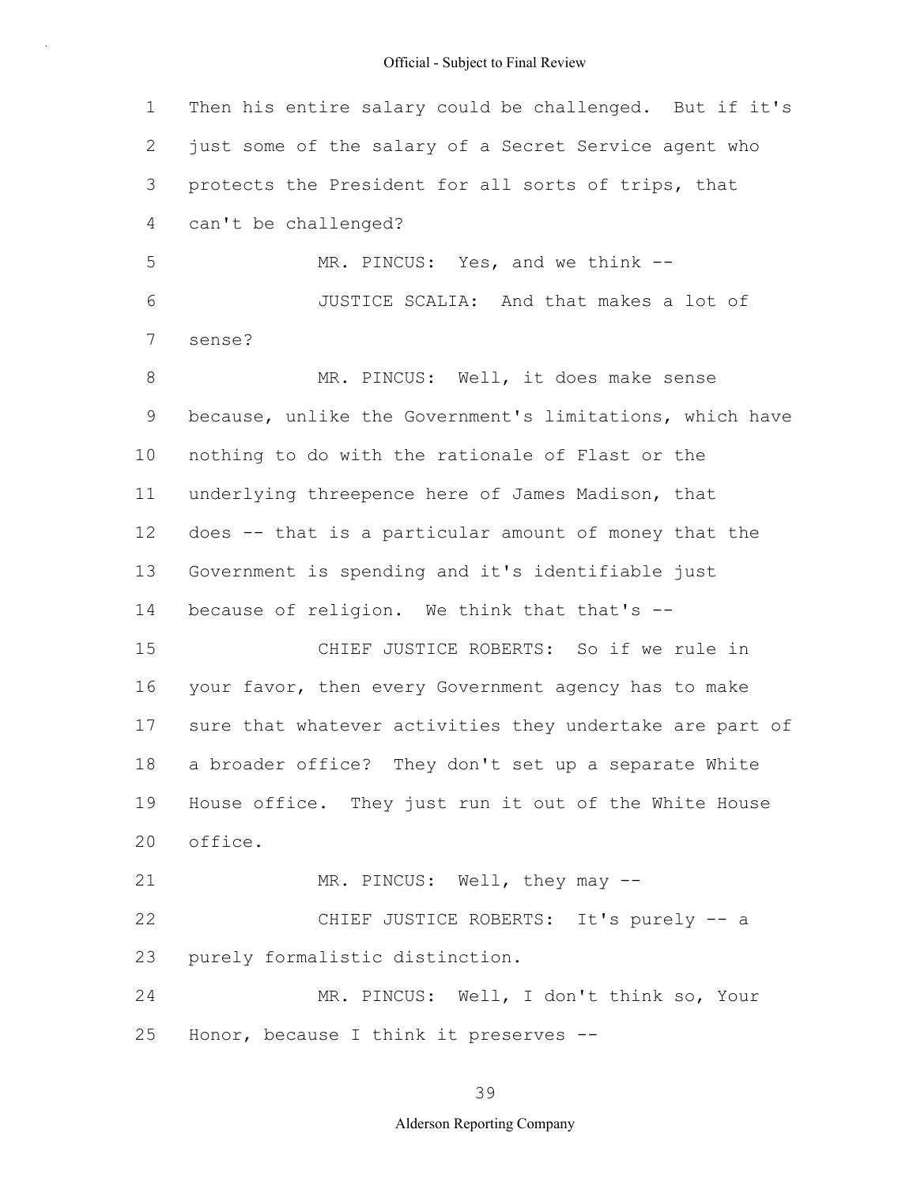Then his entire salary could be challenged. But if it's just some of the salary of a Secret Service agent who protects the President for all sorts of trips, that can't be challenged?

MR. PINCUS: Yes, and we think --

JUSTICE SCALIA: And that makes a lot of sense?

MR. PINCUS: Well, it does make sense because, unlike the Government's limitations, which have nothing to do with the rationale of Flast or the underlying threepence here of James Madison, that does -- that is a particular amount of money that the Government is spending and it's identifiable just because of religion. We think that that's --

CHIEF JUSTICE ROBERTS: So if we rule in your favor, then every Government agency has to make sure that whatever activities they undertake are part of a broader office? They don't set up a separate White House office. They just run it out of the White House office.

MR. PINCUS: Well, they may --

CHIEF JUSTICE ROBERTS: It's purely -- a purely formalistic distinction.

MR. PINCUS: Well, I don't think so, Your Honor, because I think it preserves --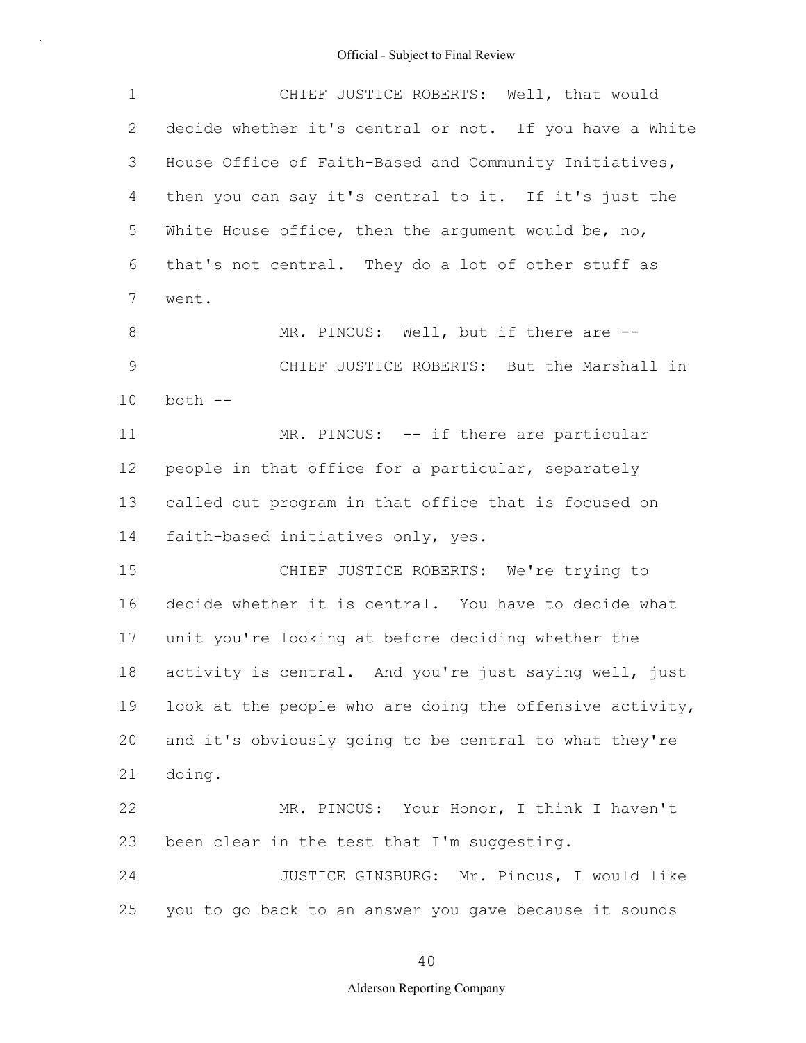CHIEF JUSTICE ROBERTS: Well, that would decide whether it's central or not. If you have a White House Office of Faith-Based and Community Initiatives, then you can say it's central to it. If it's just the White House office, then the argument would be, no, that's not central. They do a lot of other stuff as went.

MR. PINCUS: Well, but if there are --

CHIEF JUSTICE ROBERTS: But the Marshall in both --

MR. PINCUS: -- if there are particular people in that office for a particular, separately called out program in that office that is focused on faith-based initiatives only, yes.

CHIEF JUSTICE ROBERTS: We're trying to decide whether it is central. You have to decide what unit you're looking at before deciding whether the activity is central. And you're just saying well, just look at the people who are doing the offensive activity, and it's obviously going to be central to what they're doing.

MR. PINCUS: Your Honor, I think I haven't been clear in the test that I'm suggesting.

JUSTICE GINSBURG: Mr. Pincus, I would like you to go back to an answer you gave because it sounds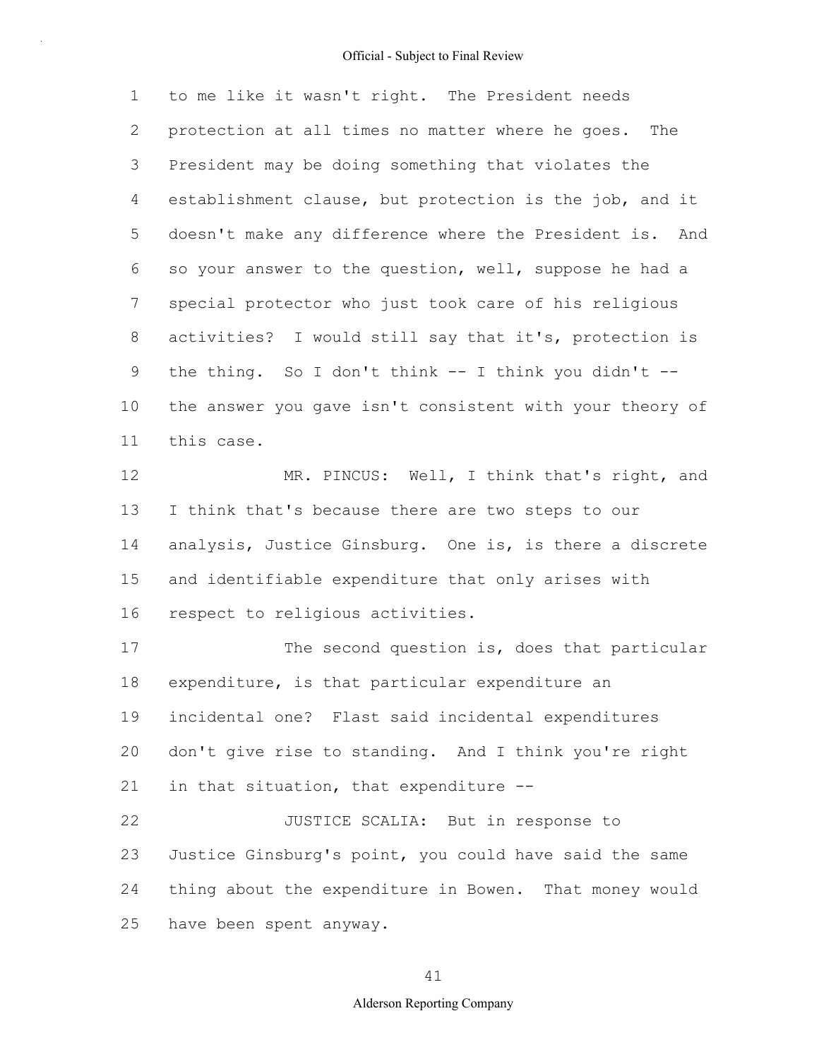to me like it wasn't right. The President needs protection at all times no matter where he goes. The President may be doing something that violates the establishment clause, but protection is the job, and it doesn't make any difference where the President is. And so your answer to the question, well, suppose he had a special protector who just took care of his religious activities? I would still say that it's, protection is the thing. So I don't think -- I think you didn't -- the answer you gave isn't consistent with your theory of this case.

MR. PINCUS: Well, I think that's right, and I think that's because there are two steps to our analysis, Justice Ginsburg. One is, is there a discrete and identifiable expenditure that only arises with respect to religious activities.

The second question is, does that particular expenditure, is that particular expenditure an incidental one? Flast said incidental expenditures don't give rise to standing. And I think you're right in that situation, that expenditure --

JUSTICE SCALIA: But in response to Justice Ginsburg's point, you could have said the same thing about the expenditure in Bowen. That money would have been spent anyway.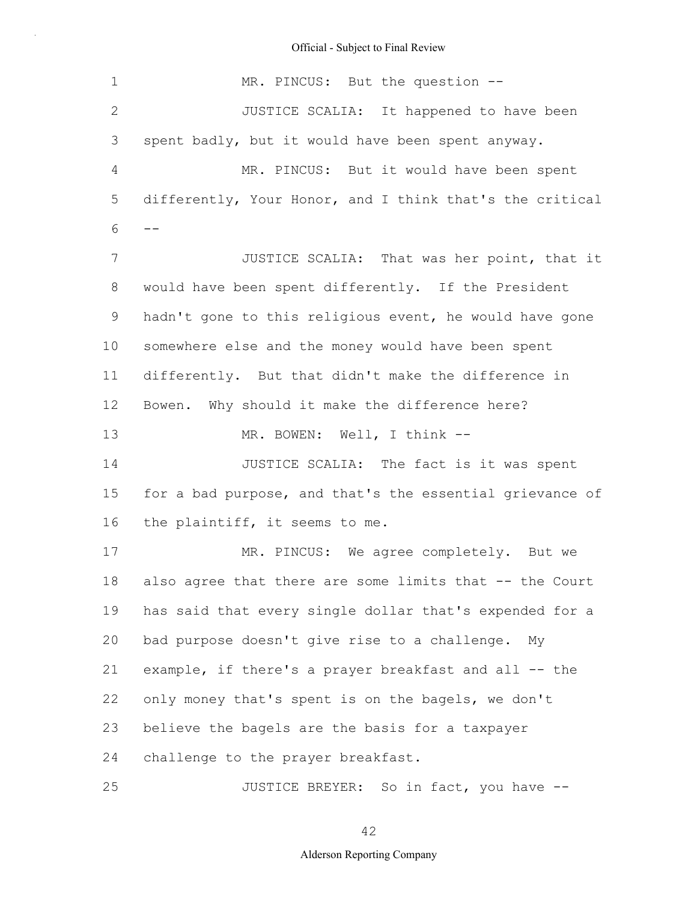MR. PINCUS: But the question --

JUSTICE SCALIA: It happened to have been spent badly, but it would have been spent anyway.

MR. PINCUS: But it would have been spent differently, Your Honor, and I think that's the critical --

JUSTICE SCALIA: That was her point, that it would have been spent differently. If the President hadn't gone to this religious event, he would have gone somewhere else and the money would have been spent differently. But that didn't make the difference in Bowen. Why should it make the difference here?

MR. BOWEN: Well, I think --

JUSTICE SCALIA: The fact is it was spent for a bad purpose, and that's the essential grievance of the plaintiff, it seems to me.

MR. PINCUS: We agree completely. But we also agree that there are some limits that -- the Court has said that every single dollar that's expended for a bad purpose doesn't give rise to a challenge. My example, if there's a prayer breakfast and all -- the only money that's spent is on the bagels, we don't believe the bagels are the basis for a taxpayer challenge to the prayer breakfast.

JUSTICE BREYER: So in fact, you have --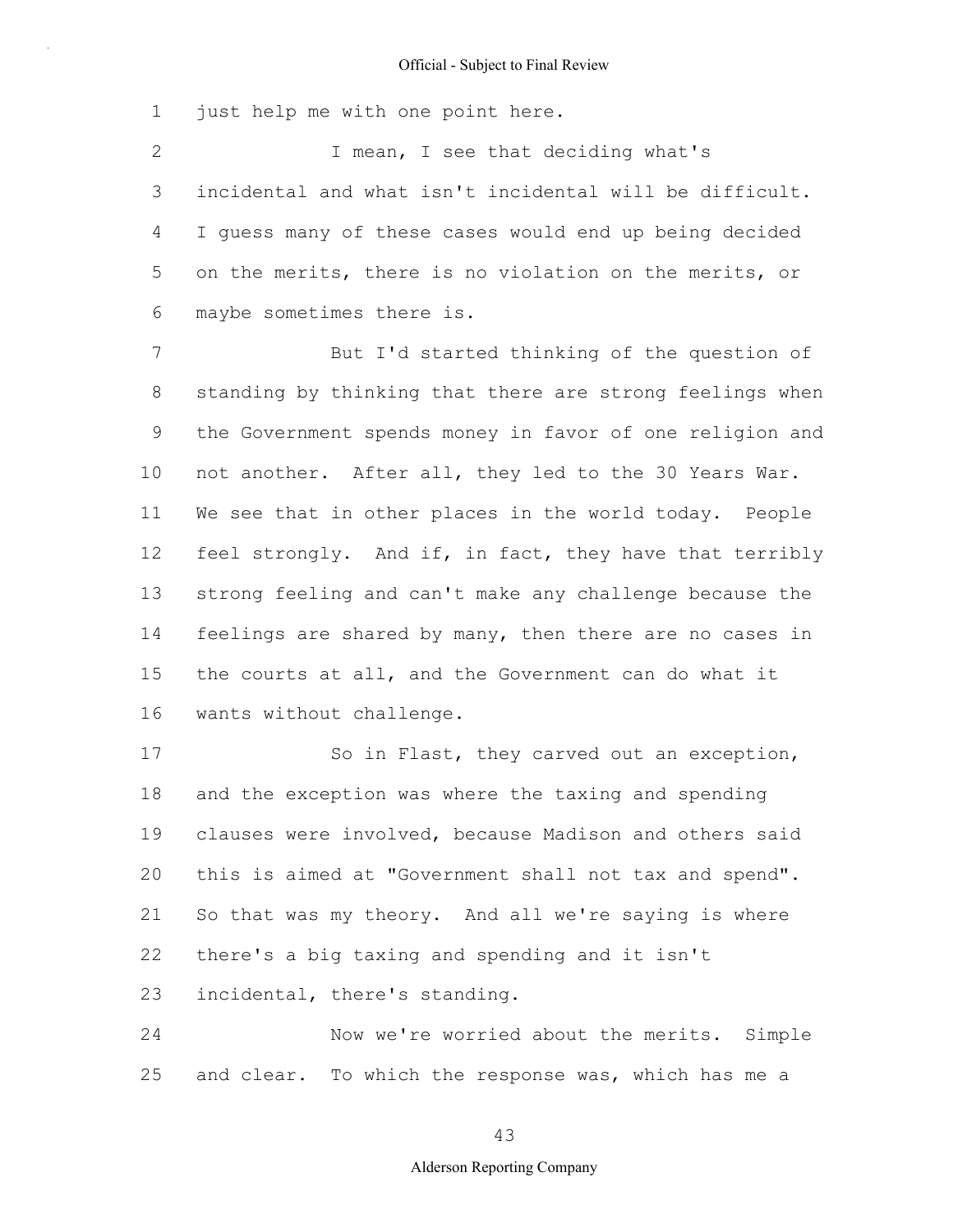just help me with one point here.

I mean, I see that deciding what's incidental and what isn't incidental will be difficult. I guess many of these cases would end up being decided on the merits, there is no violation on the merits, or maybe sometimes there is.

But I'd started thinking of the question of standing by thinking that there are strong feelings when the Government spends money in favor of one religion and not another. After all, they led to the 30 Years War. We see that in other places in the world today. People feel strongly. And if, in fact, they have that terribly strong feeling and can't make any challenge because the feelings are shared by many, then there are no cases in the courts at all, and the Government can do what it wants without challenge.

So in Flast, they carved out an exception, and the exception was where the taxing and spending clauses were involved, because Madison and others said this is aimed at "Government shall not tax and spend". So that was my theory. And all we're saying is where there's a big taxing and spending and it isn't incidental, there's standing.

Now we're worried about the merits. Simple and clear. To which the response was, which has me a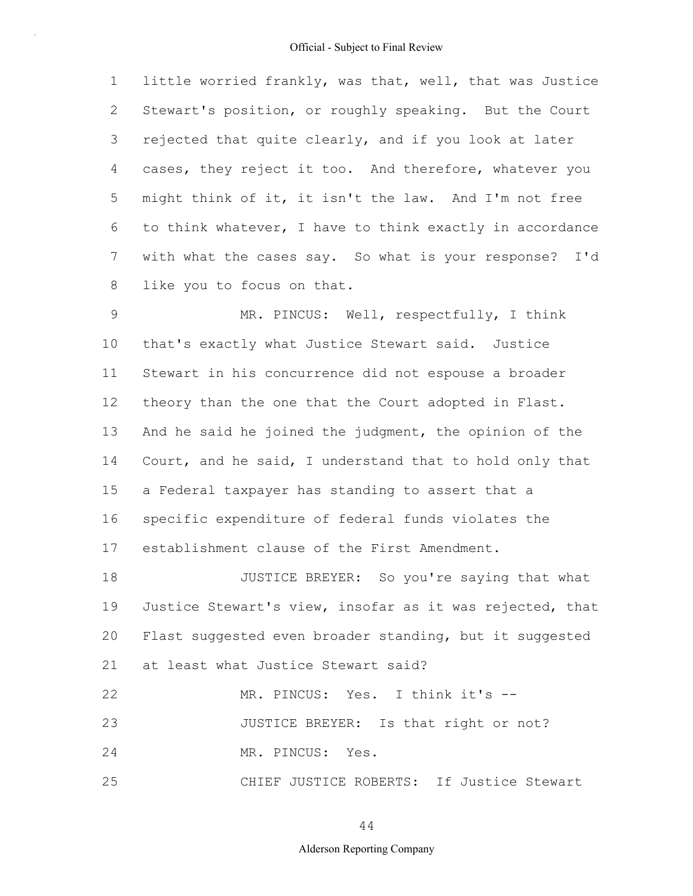little worried frankly, was that, well, that was Justice Stewart's position, or roughly speaking. But the Court rejected that quite clearly, and if you look at later cases, they reject it too. And therefore, whatever you might think of it, it isn't the law. And I'm not free to think whatever, I have to think exactly in accordance with what the cases say. So what is your response? I'd like you to focus on that.

MR. PINCUS: Well, respectfully, I think that's exactly what Justice Stewart said. Justice Stewart in his concurrence did not espouse a broader theory than the one that the Court adopted in Flast. And he said he joined the judgment, the opinion of the Court, and he said, I understand that to hold only that a Federal taxpayer has standing to assert that a specific expenditure of federal funds violates the establishment clause of the First Amendment.

JUSTICE BREYER: So you're saying that what Justice Stewart's view, insofar as it was rejected, that Flast suggested even broader standing, but it suggested at least what Justice Stewart said?

MR. PINCUS: Yes. I think it's --

JUSTICE BREYER: Is that right or not?

MR. PINCUS: Yes.

CHIEF JUSTICE ROBERTS: If Justice Stewart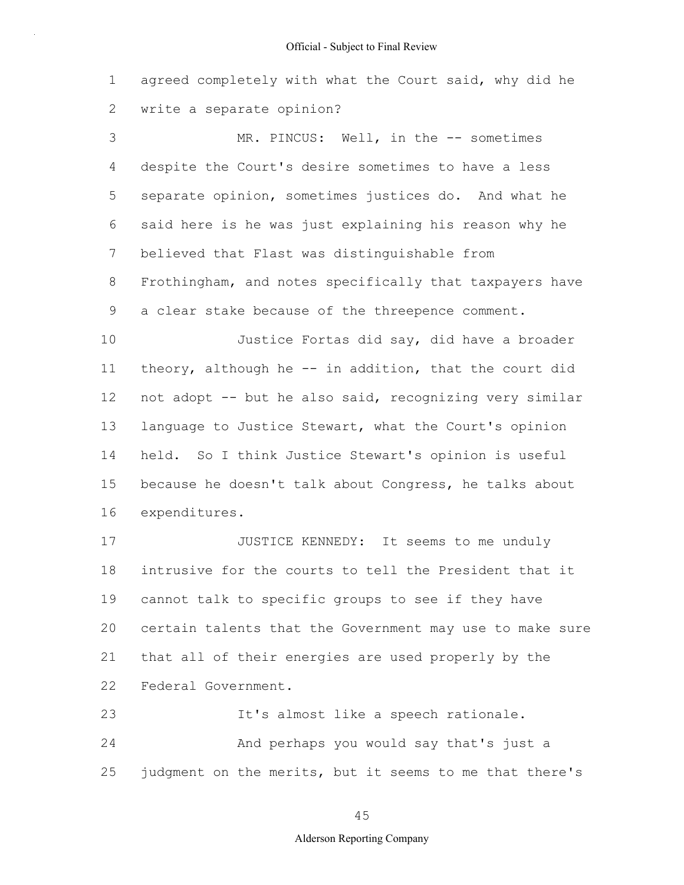agreed completely with what the Court said, why did he write a separate opinion?

MR. PINCUS: Well, in the -- sometimes despite the Court's desire sometimes to have a less separate opinion, sometimes justices do. And what he said here is he was just explaining his reason why he believed that Flast was distinguishable from Frothingham, and notes specifically that taxpayers have a clear stake because of the threepence comment.

Justice Fortas did say, did have a broader theory, although he -- in addition, that the court did not adopt -- but he also said, recognizing very similar language to Justice Stewart, what the Court's opinion held. So I think Justice Stewart's opinion is useful because he doesn't talk about Congress, he talks about expenditures.

JUSTICE KENNEDY: It seems to me unduly intrusive for the courts to tell the President that it cannot talk to specific groups to see if they have certain talents that the Government may use to make sure that all of their energies are used properly by the Federal Government.

It's almost like a speech rationale.

And perhaps you would say that's just a judgment on the merits, but it seems to me that there's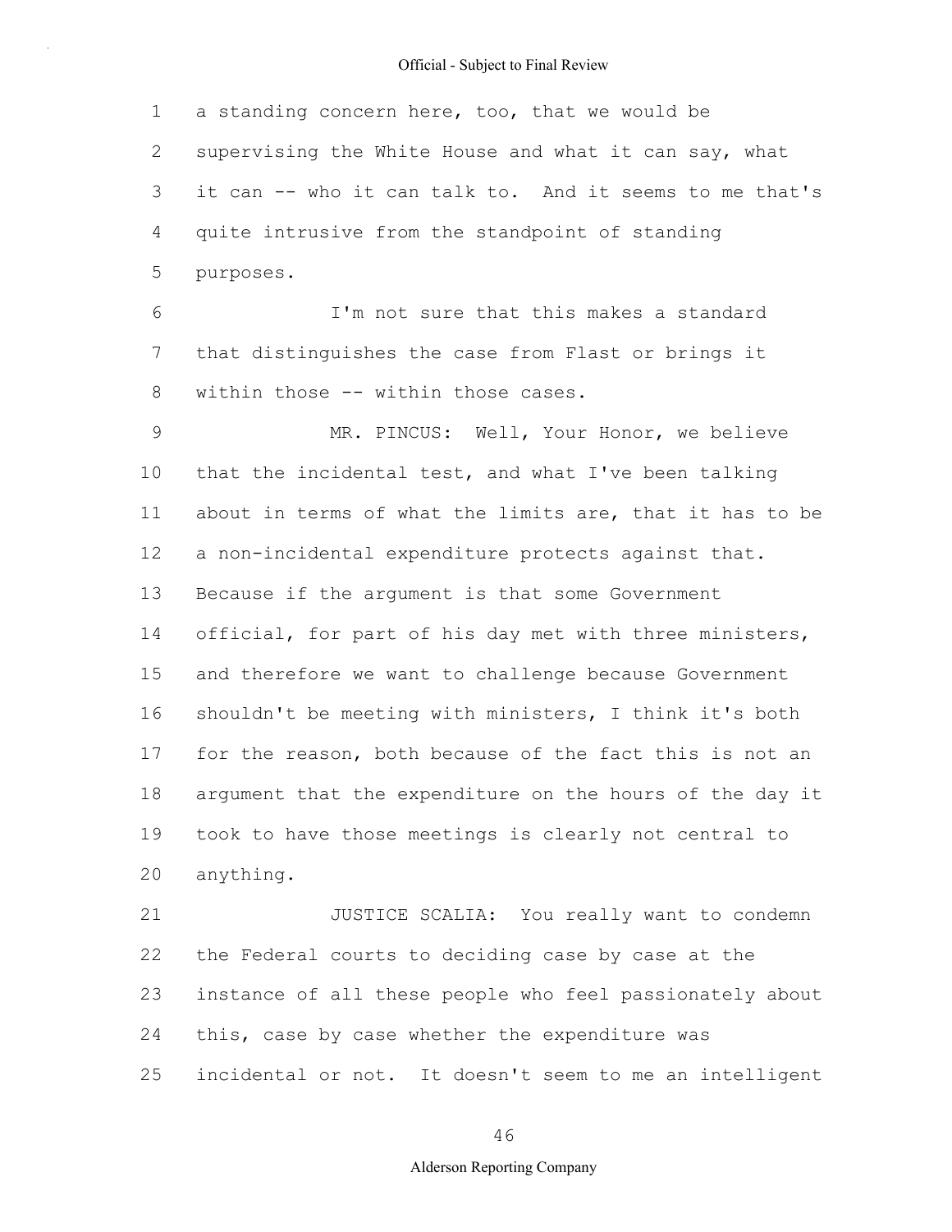a standing concern here, too, that we would be supervising the White House and what it can say, what it can -- who it can talk to. And it seems to me that's quite intrusive from the standpoint of standing purposes.

I'm not sure that this makes a standard that distinguishes the case from Flast or brings it within those -- within those cases.

MR. PINCUS: Well, Your Honor, we believe that the incidental test, and what I've been talking about in terms of what the limits are, that it has to be a non-incidental expenditure protects against that. Because if the argument is that some Government official, for part of his day met with three ministers, and therefore we want to challenge because Government shouldn't be meeting with ministers, I think it's both for the reason, both because of the fact this is not an argument that the expenditure on the hours of the day it took to have those meetings is clearly not central to anything.

JUSTICE SCALIA: You really want to condemn the Federal courts to deciding case by case at the instance of all these people who feel passionately about this, case by case whether the expenditure was incidental or not. It doesn't seem to me an intelligent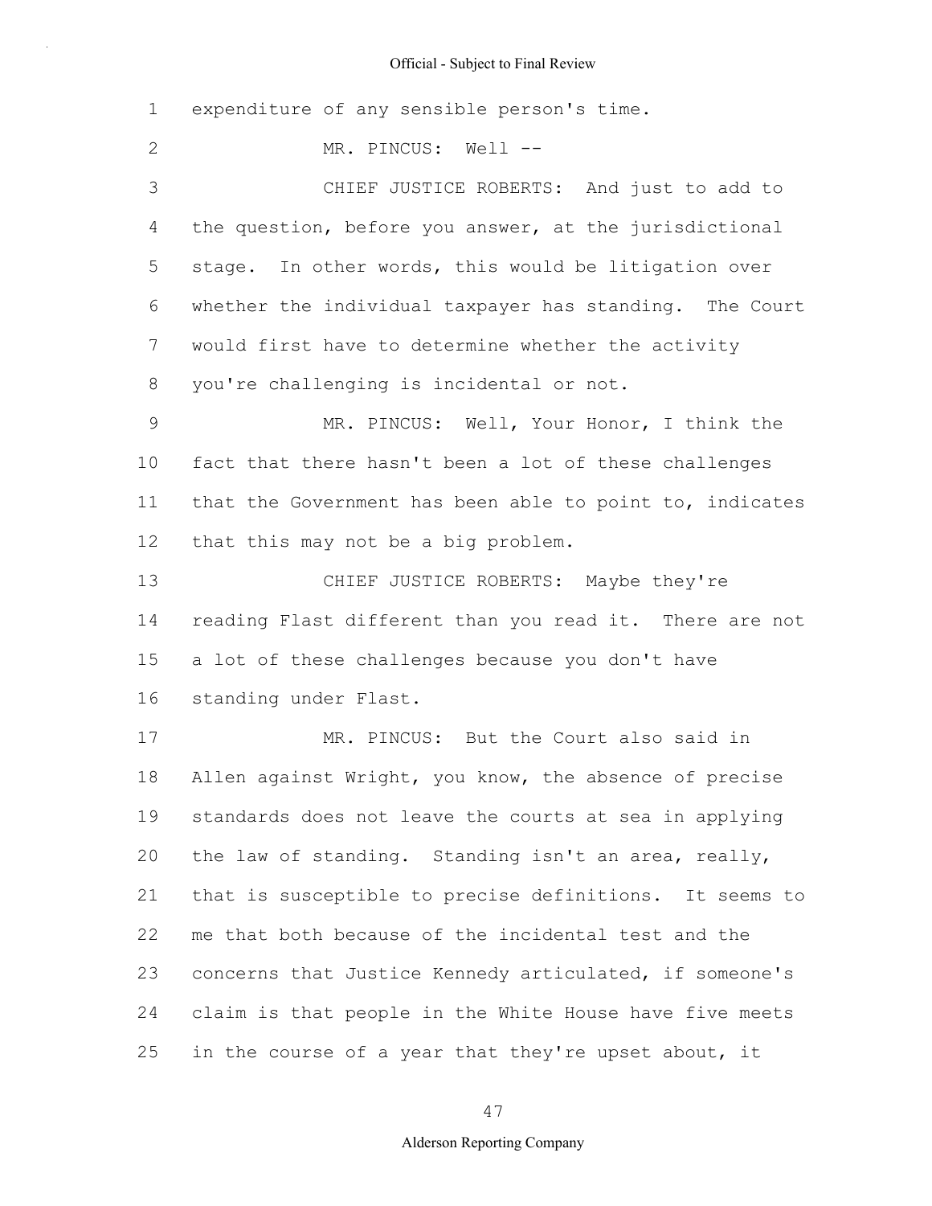expenditure of any sensible person's time.

MR. PINCUS: Well --

CHIEF JUSTICE ROBERTS: And just to add to the question, before you answer, at the jurisdictional stage. In other words, this would be litigation over whether the individual taxpayer has standing. The Court would first have to determine whether the activity you're challenging is incidental or not.

MR. PINCUS: Well, Your Honor, I think the fact that there hasn't been a lot of these challenges that the Government has been able to point to, indicates that this may not be a big problem.

CHIEF JUSTICE ROBERTS: Maybe they're reading Flast different than you read it. There are not a lot of these challenges because you don't have standing under Flast.

MR. PINCUS: But the Court also said in Allen against Wright, you know, the absence of precise standards does not leave the courts at sea in applying the law of standing. Standing isn't an area, really, that is susceptible to precise definitions. It seems to me that both because of the incidental test and the concerns that Justice Kennedy articulated, if someone's claim is that people in the White House have five meets in the course of a year that they're upset about, it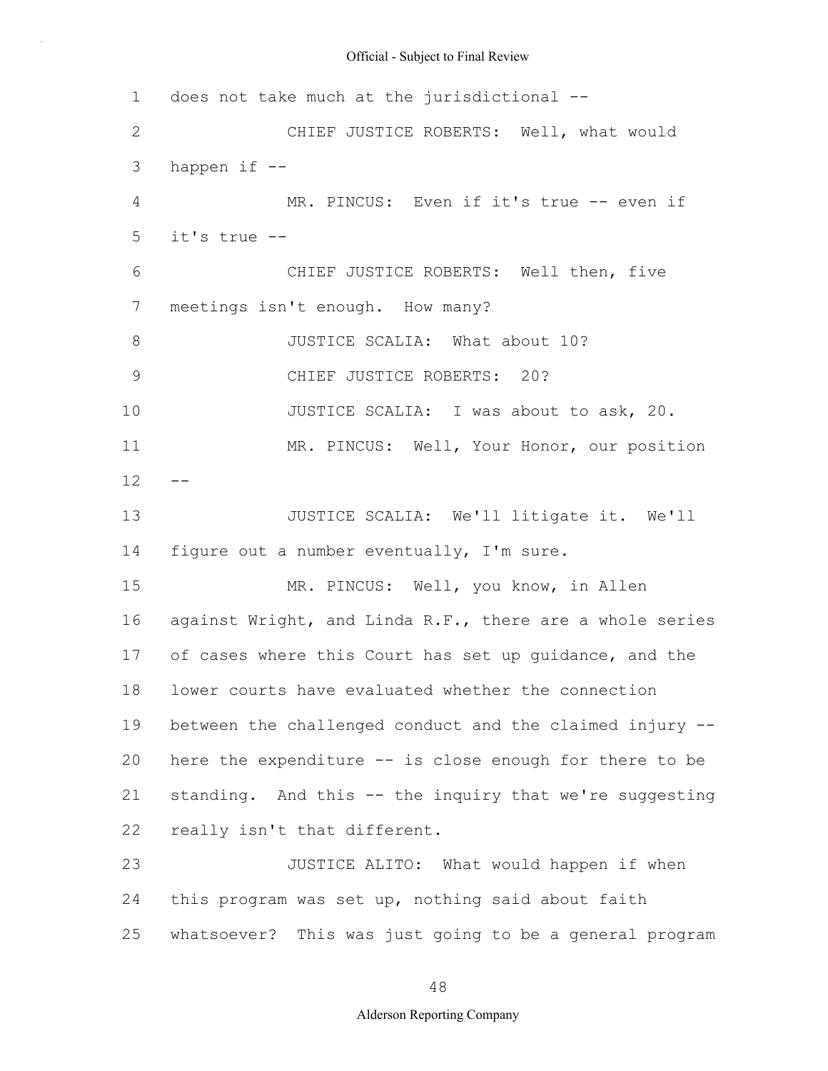does not take much at the jurisdictional --

CHIEF JUSTICE ROBERTS: Well, what would happen if --

MR. PINCUS: Even if it's true -- even if it's true --

CHIEF JUSTICE ROBERTS: Well then, five meetings isn't enough. How many?

JUSTICE SCALIA: What about 10?

CHIEF JUSTICE ROBERTS: 20?

JUSTICE SCALIA: I was about to ask, 20.

MR. PINCUS: Well, Your Honor, our position --

JUSTICE SCALIA: We'll litigate it. We'll figure out a number eventually, I'm sure.

MR. PINCUS: Well, you know, in Allen against Wright, and Linda R.F., there are a whole series of cases where this Court has set up guidance, and the lower courts have evaluated whether the connection between the challenged conduct and the claimed injury -- here the expenditure -- is close enough for there to be standing. And this -- the inquiry that we're suggesting really isn't that different.

JUSTICE ALITO: What would happen if when this program was set up, nothing said about faith whatsoever? This was just going to be a general program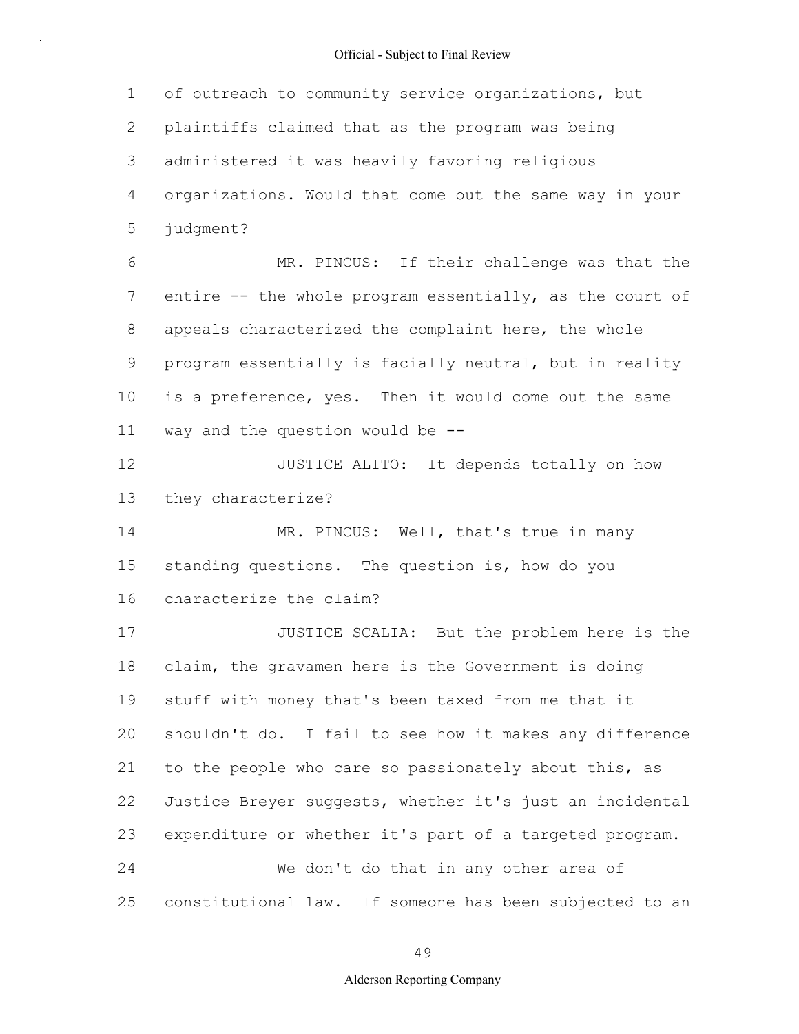of outreach to community service organizations, but plaintiffs claimed that as the program was being administered it was heavily favoring religious organizations. Would that come out the same way in your judgment?

MR. PINCUS: If their challenge was that the entire -- the whole program essentially, as the court of appeals characterized the complaint here, the whole program essentially is facially neutral, but in reality is a preference, yes. Then it would come out the same way and the question would be --

JUSTICE ALITO: It depends totally on how they characterize?

MR. PINCUS: Well, that's true in many standing questions. The question is, how do you characterize the claim?

JUSTICE SCALIA: But the problem here is the claim, the gravamen here is the Government is doing stuff with money that's been taxed from me that it shouldn't do. I fail to see how it makes any difference to the people who care so passionately about this, as Justice Breyer suggests, whether it's just an incidental expenditure or whether it's part of a targeted program.

We don't do that in any other area of constitutional law. If someone has been subjected to an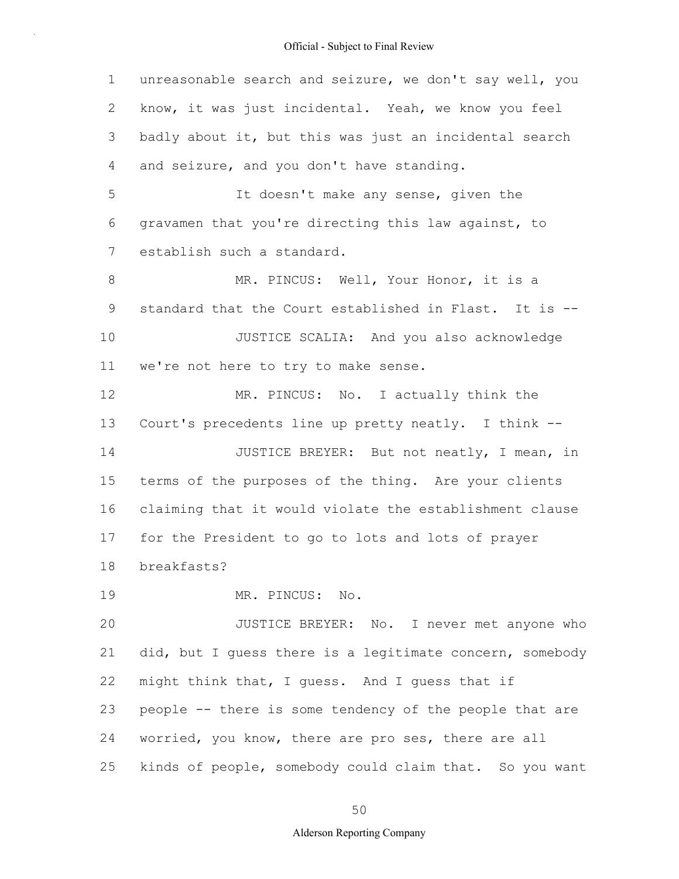unreasonable search and seizure, we don't say well, you know, it was just incidental. Yeah, we know you feel badly about it, but this was just an incidental search and seizure, and you don't have standing.

It doesn't make any sense, given the gravamen that you're directing this law against, to establish such a standard.

MR. PINCUS: Well, Your Honor, it is a standard that the Court established in Flast. It is --

JUSTICE SCALIA: And you also acknowledge we're not here to try to make sense.

MR. PINCUS: No. I actually think the Court's precedents line up pretty neatly. I think --

JUSTICE BREYER: But not neatly, I mean, in terms of the purposes of the thing. Are your clients claiming that it would violate the establishment clause for the President to go to lots and lots of prayer breakfasts?

MR. PINCUS: No.

JUSTICE BREYER: No. I never met anyone who did, but I guess there is a legitimate concern, somebody might think that, I guess. And I guess that if people -- there is some tendency of the people that are worried, you know, there are pro ses, there are all kinds of people, somebody could claim that. So you want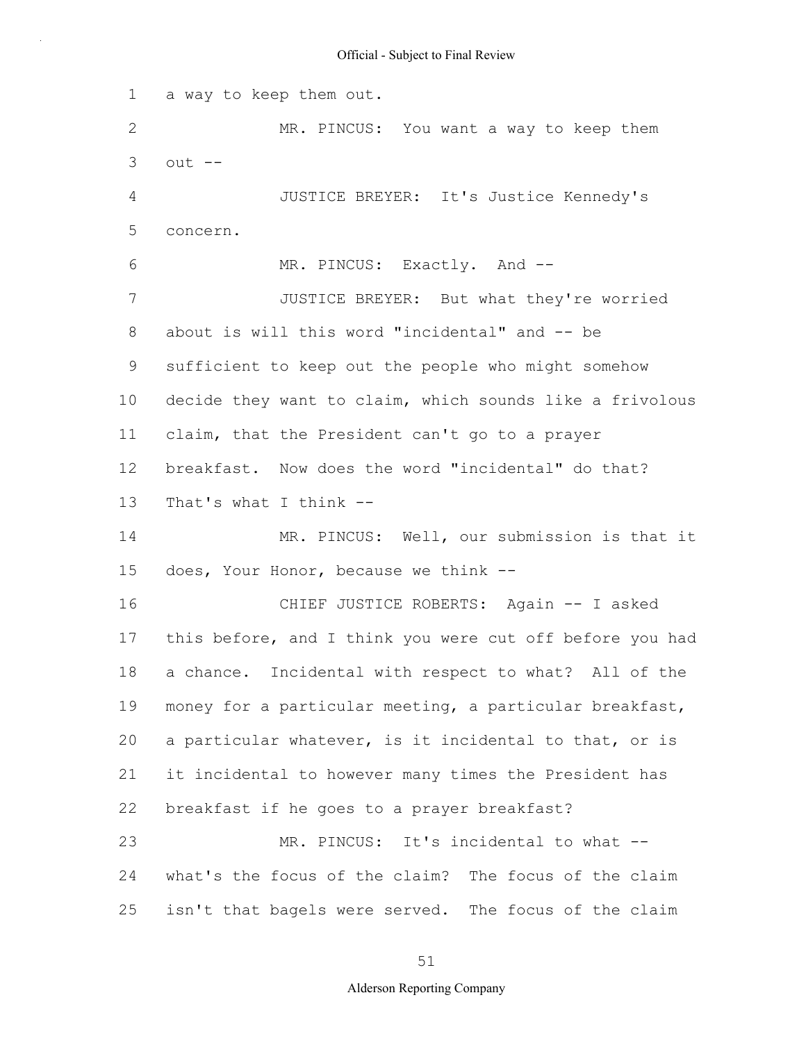a way to keep them out.

MR. PINCUS: You want a way to keep them out --

JUSTICE BREYER: It's Justice Kennedy's concern.

MR. PINCUS: Exactly. And --

JUSTICE BREYER: But what they're worried about is will this word "incidental" and -- be sufficient to keep out the people who might somehow decide they want to claim, which sounds like a frivolous claim, that the President can't go to a prayer breakfast. Now does the word "incidental" do that? That's what I think --

MR. PINCUS: Well, our submission is that it does, Your Honor, because we think --

CHIEF JUSTICE ROBERTS: Again -- I asked this before, and I think you were cut off before you had a chance. Incidental with respect to what? All of the money for a particular meeting, a particular breakfast, a particular whatever, is it incidental to that, or is it incidental to however many times the President has breakfast if he goes to a prayer breakfast?

MR. PINCUS: It's incidental to what -- what's the focus of the claim? The focus of the claim isn't that bagels were served. The focus of the claim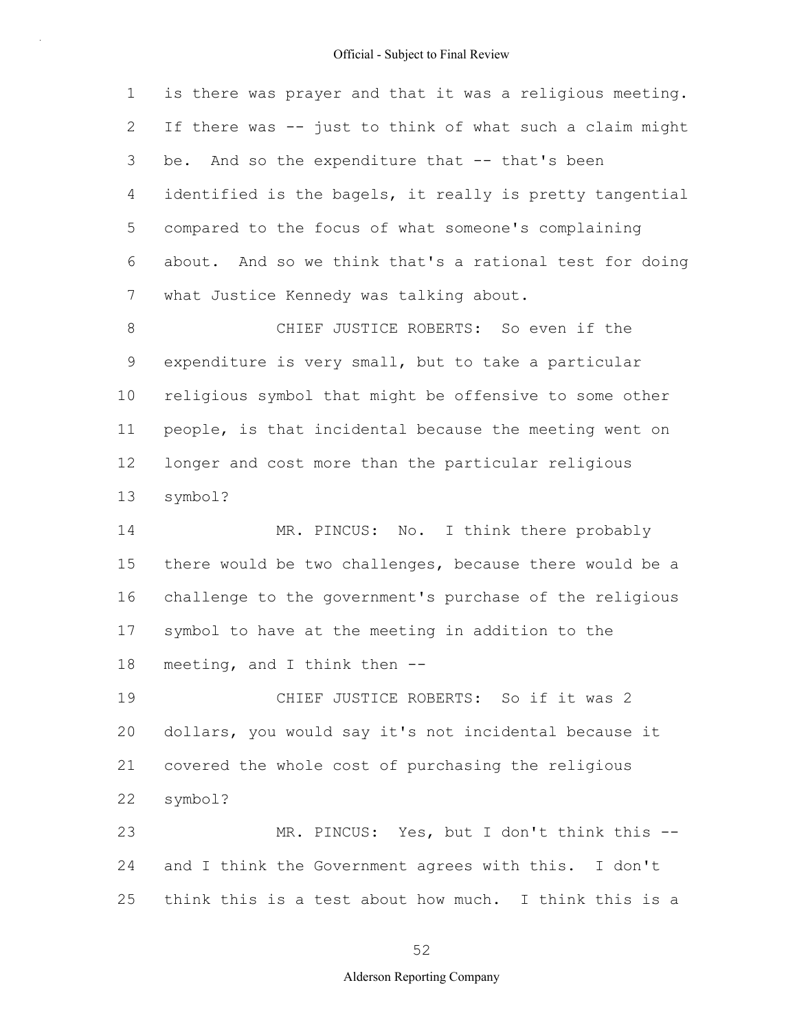1 is there was prayer and that it was a religious meeting.
2 If there was -- just to think of what such a claim might
3 be. And so the expenditure that -- that's been
4 identified is the bagels, it really is pretty tangential
5 compared to the focus of what someone's complaining
6 about. And so we think that's a rational test for doing
7 what Justice Kennedy was talking about.

8 CHIEF JUSTICE ROBERTS: So even if the
9 expenditure is very small, but to take a particular
10 religious symbol that might be offensive to some other
11 people, is that incidental because the meeting went on
12 longer and cost more than the particular religious
13 symbol?

14 MR. PINCUS: No. I think there probably
15 there would be two challenges, because there would be a
16 challenge to the government's purchase of the religious
17 symbol to have at the meeting in addition to the
18 meeting, and I think then --

19 CHIEF JUSTICE ROBERTS: So if it was 2
20 dollars, you would say it's not incidental because it
21 covered the whole cost of purchasing the religious
22 symbol?

23 MR. PINCUS: Yes, but I don't think this --
24 and I think the Government agrees with this. I don't
25 think this is a test about how much. I think this is a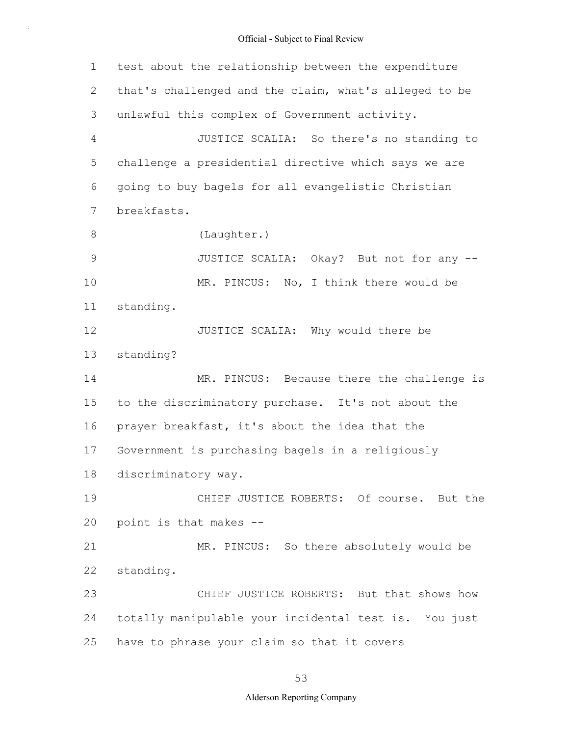test about the relationship between the expenditure that's challenged and the claim, what's alleged to be unlawful this complex of Government activity.

JUSTICE SCALIA: So there's no standing to challenge a presidential directive which says we are going to buy bagels for all evangelistic Christian breakfasts.

(Laughter.)

JUSTICE SCALIA: Okay? But not for any --

MR. PINCUS: No, I think there would be standing.

JUSTICE SCALIA: Why would there be standing?

MR. PINCUS: Because there the challenge is to the discriminatory purchase. It's not about the prayer breakfast, it's about the idea that the Government is purchasing bagels in a religiously discriminatory way.

CHIEF JUSTICE ROBERTS: Of course. But the point is that makes --

MR. PINCUS: So there absolutely would be standing.

CHIEF JUSTICE ROBERTS: But that shows how totally manipulable your incidental test is. You just have to phrase your claim so that it covers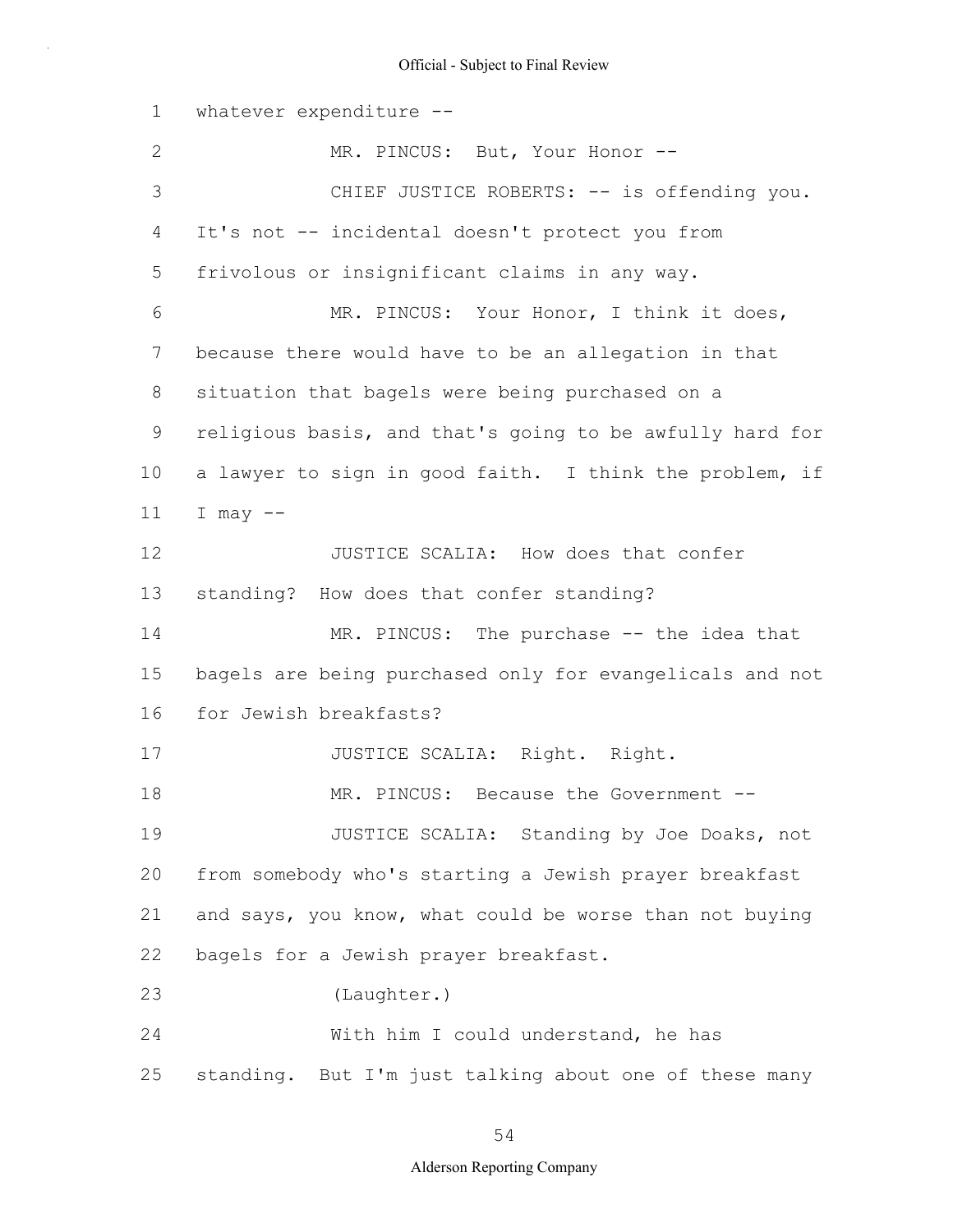whatever expenditure --

MR. PINCUS: But, Your Honor --

CHIEF JUSTICE ROBERTS: -- is offending you. It's not -- incidental doesn't protect you from frivolous or insignificant claims in any way.

MR. PINCUS: Your Honor, I think it does, because there would have to be an allegation in that situation that bagels were being purchased on a religious basis, and that's going to be awfully hard for a lawyer to sign in good faith. I think the problem, if I may --

JUSTICE SCALIA: How does that confer standing? How does that confer standing?

MR. PINCUS: The purchase -- the idea that bagels are being purchased only for evangelicals and not for Jewish breakfasts?

JUSTICE SCALIA: Right. Right.

MR. PINCUS: Because the Government --

JUSTICE SCALIA: Standing by Joe Doaks, not from somebody who's starting a Jewish prayer breakfast and says, you know, what could be worse than not buying bagels for a Jewish prayer breakfast.

(Laughter.)

With him I could understand, he has standing. But I'm just talking about one of these many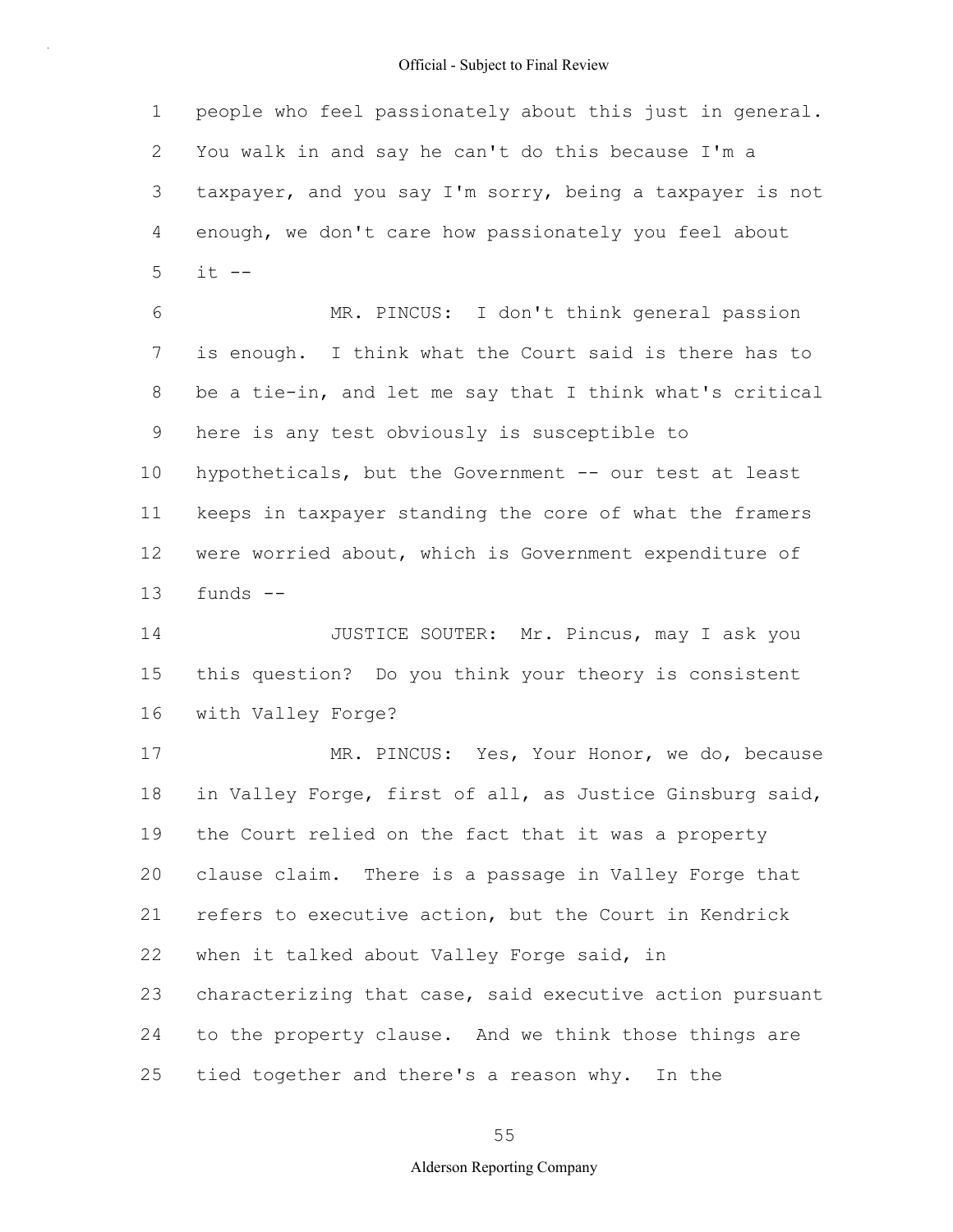people who feel passionately about this just in general. You walk in and say he can't do this because I'm a taxpayer, and you say I'm sorry, being a taxpayer is not enough, we don't care how passionately you feel about it --

MR. PINCUS: I don't think general passion is enough. I think what the Court said is there has to be a tie-in, and let me say that I think what's critical here is any test obviously is susceptible to hypotheticals, but the Government -- our test at least keeps in taxpayer standing the core of what the framers were worried about, which is Government expenditure of funds --

JUSTICE SOUTER: Mr. Pincus, may I ask you this question? Do you think your theory is consistent with Valley Forge?

MR. PINCUS: Yes, Your Honor, we do, because in Valley Forge, first of all, as Justice Ginsburg said, the Court relied on the fact that it was a property clause claim. There is a passage in Valley Forge that refers to executive action, but the Court in Kendrick when it talked about Valley Forge said, in characterizing that case, said executive action pursuant to the property clause. And we think those things are tied together and there's a reason why. In the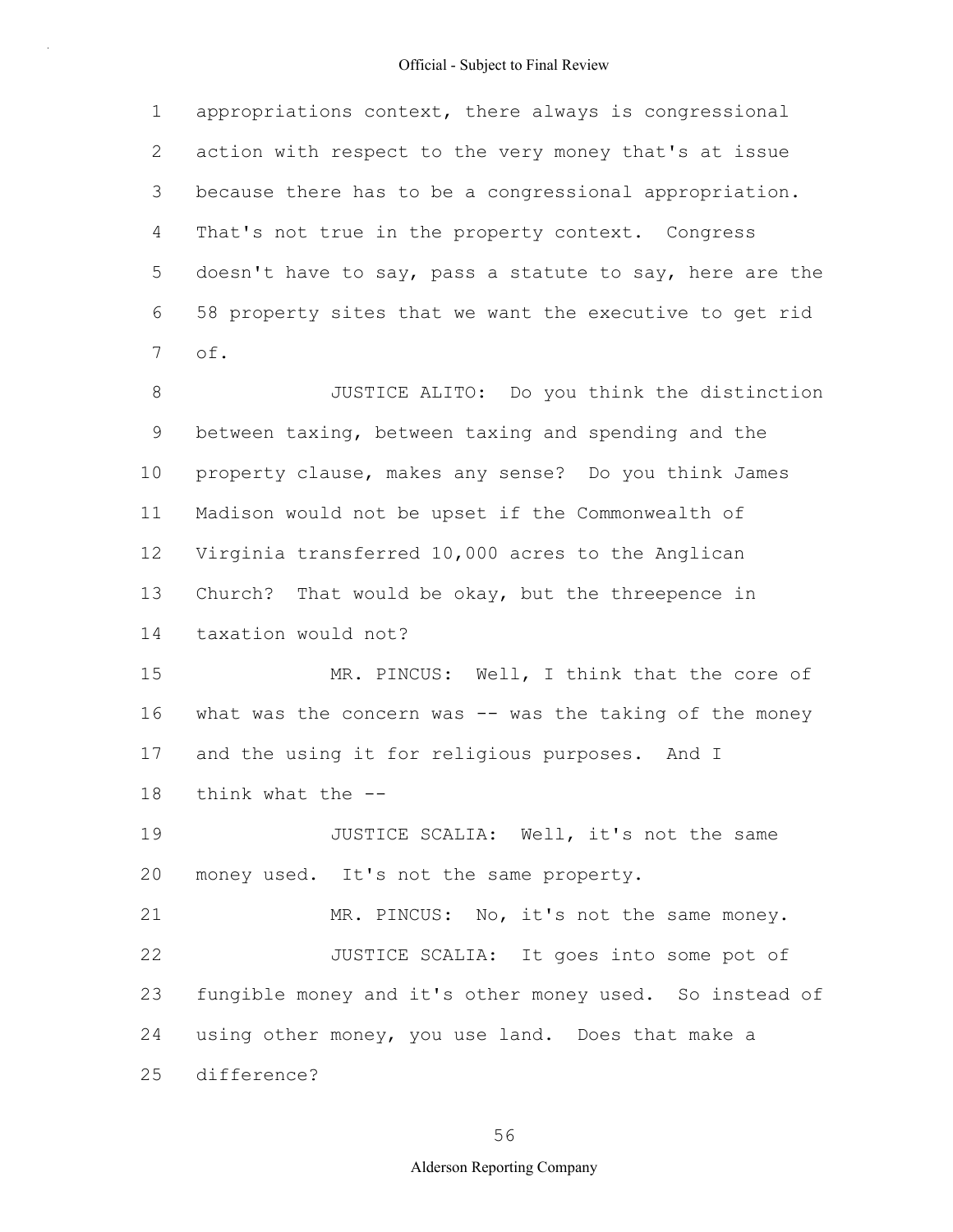appropriations context, there always is congressional action with respect to the very money that's at issue because there has to be a congressional appropriation. That's not true in the property context. Congress doesn't have to say, pass a statute to say, here are the 58 property sites that we want the executive to get rid of.

JUSTICE ALITO: Do you think the distinction between taxing, between taxing and spending and the property clause, makes any sense? Do you think James Madison would not be upset if the Commonwealth of Virginia transferred 10,000 acres to the Anglican Church? That would be okay, but the threepence in taxation would not?

MR. PINCUS: Well, I think that the core of what was the concern was -- was the taking of the money and the using it for religious purposes. And I think what the --

JUSTICE SCALIA: Well, it's not the same money used. It's not the same property.

MR. PINCUS: No, it's not the same money.

JUSTICE SCALIA: It goes into some pot of fungible money and it's other money used. So instead of using other money, you use land. Does that make a difference?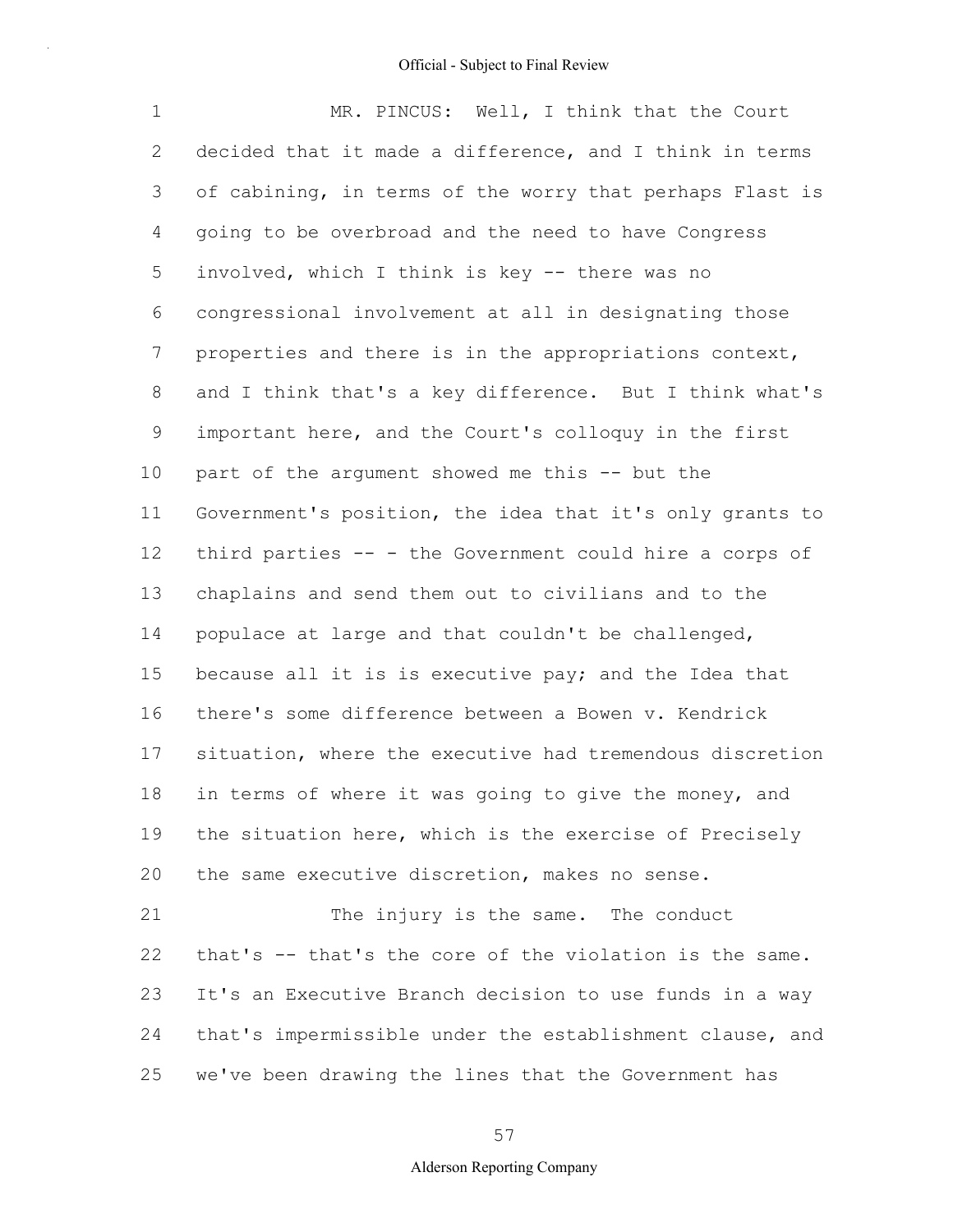MR. PINCUS: Well, I think that the Court decided that it made a difference, and I think in terms of cabining, in terms of the worry that perhaps Flast is going to be overbroad and the need to have Congress involved, which I think is key -- there was no congressional involvement at all in designating those properties and there is in the appropriations context, and I think that's a key difference. But I think what's important here, and the Court's colloquy in the first part of the argument showed me this -- but the Government's position, the idea that it's only grants to third parties -- - the Government could hire a corps of chaplains and send them out to civilians and to the populace at large and that couldn't be challenged, because all it is is executive pay; and the Idea that there's some difference between a Bowen v. Kendrick situation, where the executive had tremendous discretion in terms of where it was going to give the money, and the situation here, which is the exercise of Precisely the same executive discretion, makes no sense.

The injury is the same. The conduct that's -- that's the core of the violation is the same. It's an Executive Branch decision to use funds in a way that's impermissible under the establishment clause, and we've been drawing the lines that the Government has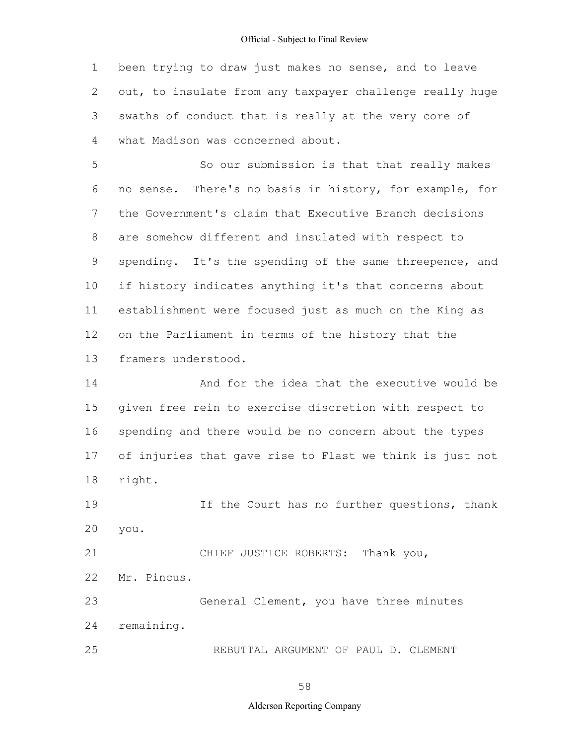been trying to draw just makes no sense, and to leave out, to insulate from any taxpayer challenge really huge swaths of conduct that is really at the very core of what Madison was concerned about.

So our submission is that that really makes no sense. There's no basis in history, for example, for the Government's claim that Executive Branch decisions are somehow different and insulated with respect to spending. It's the spending of the same threepence, and if history indicates anything it's that concerns about establishment were focused just as much on the King as on the Parliament in terms of the history that the framers understood.

And for the idea that the executive would be given free rein to exercise discretion with respect to spending and there would be no concern about the types of injuries that gave rise to Flast we think is just not right.

If the Court has no further questions, thank you.

CHIEF JUSTICE ROBERTS: Thank you, Mr. Pincus.

General Clement, you have three minutes remaining.

REBUTTAL ARGUMENT OF PAUL D. CLEMENT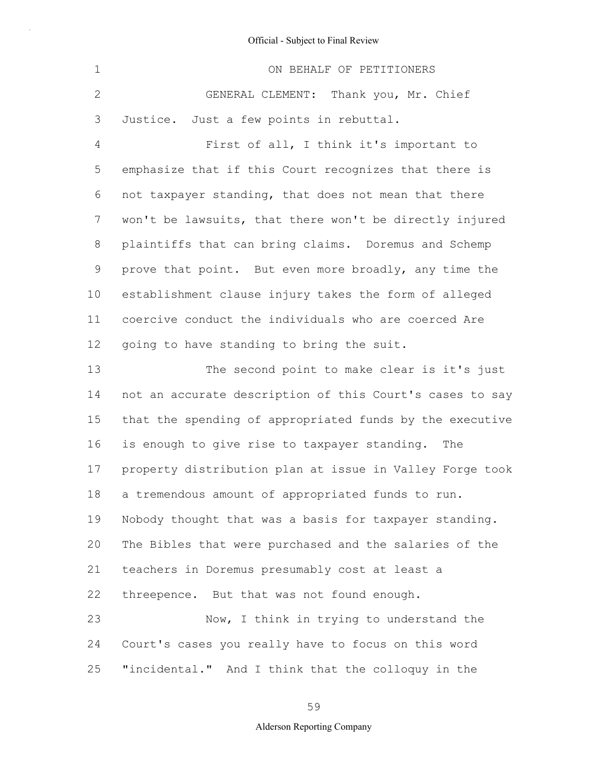ON BEHALF OF PETITIONERS

GENERAL CLEMENT: Thank you, Mr. Chief Justice. Just a few points in rebuttal.

First of all, I think it's important to emphasize that if this Court recognizes that there is not taxpayer standing, that does not mean that there won't be lawsuits, that there won't be directly injured plaintiffs that can bring claims. Doremus and Schemp prove that point. But even more broadly, any time the establishment clause injury takes the form of alleged coercive conduct the individuals who are coerced Are going to have standing to bring the suit.

The second point to make clear is it's just not an accurate description of this Court's cases to say that the spending of appropriated funds by the executive is enough to give rise to taxpayer standing. The property distribution plan at issue in Valley Forge took a tremendous amount of appropriated funds to run. Nobody thought that was a basis for taxpayer standing. The Bibles that were purchased and the salaries of the teachers in Doremus presumably cost at least a threepence. But that was not found enough.

Now, I think in trying to understand the Court's cases you really have to focus on this word "incidental." And I think that the colloquy in the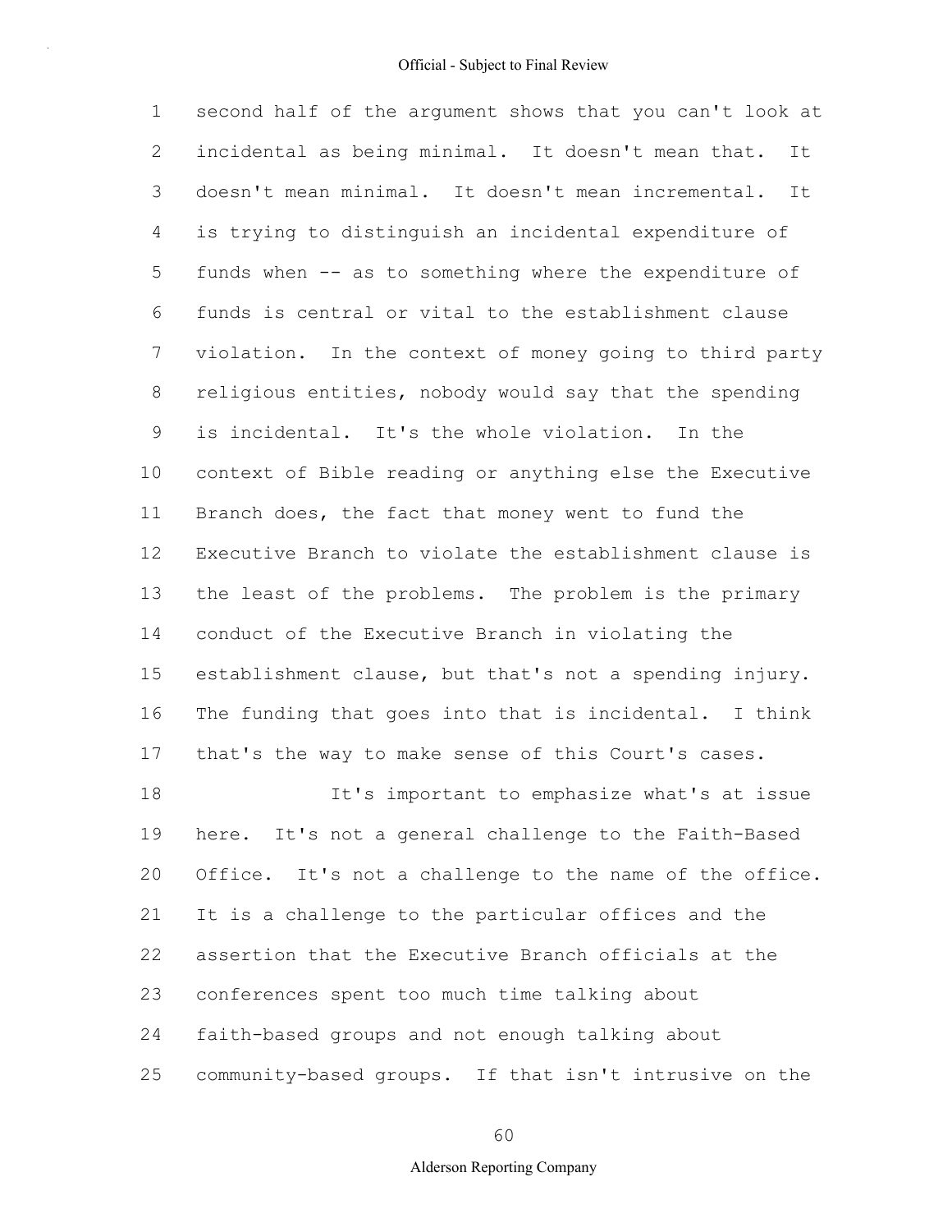second half of the argument shows that you can't look at incidental as being minimal. It doesn't mean that. It doesn't mean minimal. It doesn't mean incremental. It is trying to distinguish an incidental expenditure of funds when -- as to something where the expenditure of funds is central or vital to the establishment clause violation. In the context of money going to third party religious entities, nobody would say that the spending is incidental. It's the whole violation. In the context of Bible reading or anything else the Executive Branch does, the fact that money went to fund the Executive Branch to violate the establishment clause is the least of the problems. The problem is the primary conduct of the Executive Branch in violating the establishment clause, but that's not a spending injury. The funding that goes into that is incidental. I think that's the way to make sense of this Court's cases.

It's important to emphasize what's at issue here. It's not a general challenge to the Faith-Based Office. It's not a challenge to the name of the office. It is a challenge to the particular offices and the assertion that the Executive Branch officials at the conferences spent too much time talking about faith-based groups and not enough talking about community-based groups. If that isn't intrusive on the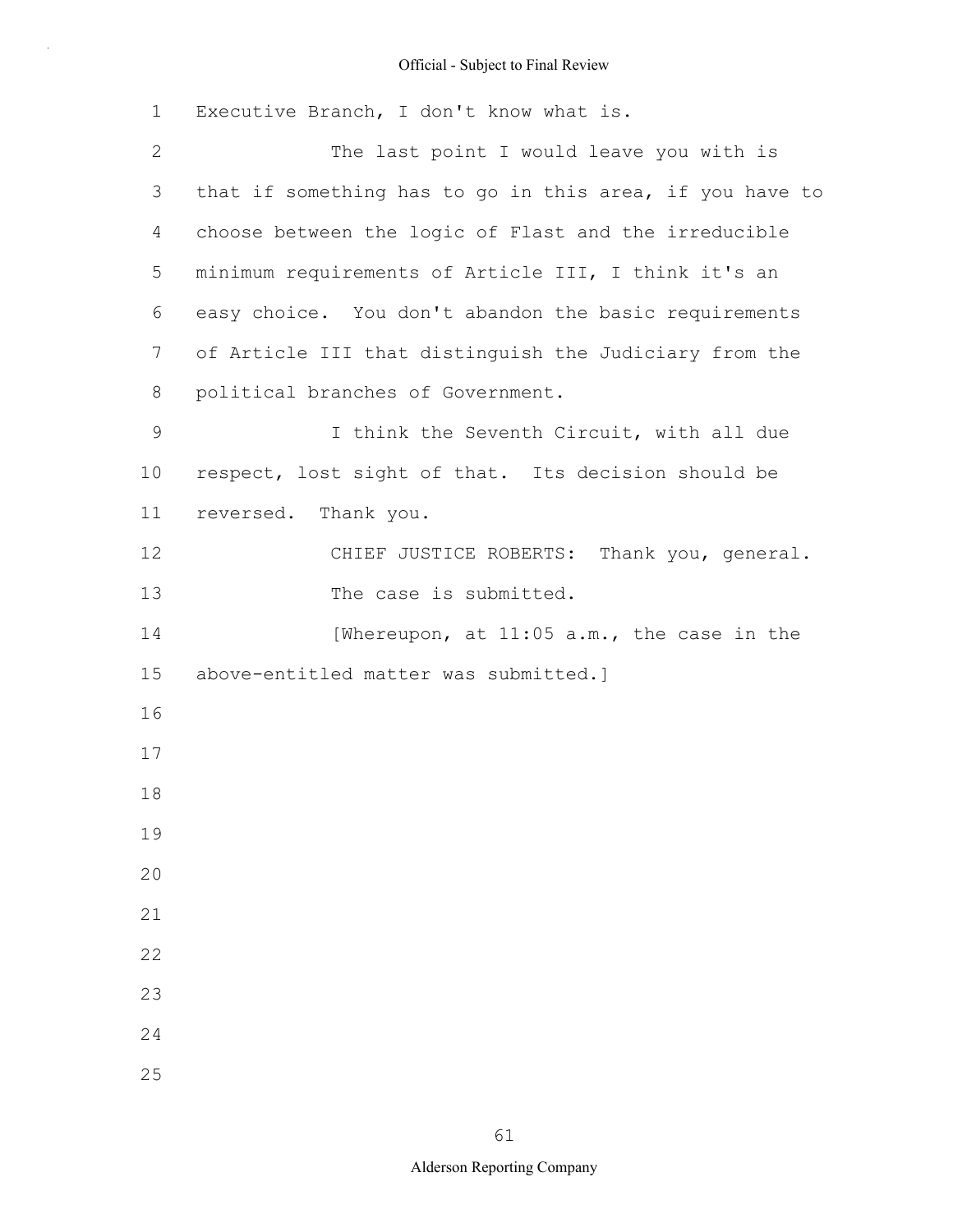Executive Branch, I don't know what is.

The last point I would leave you with is that if something has to go in this area, if you have to choose between the logic of Flast and the irreducible minimum requirements of Article III, I think it's an easy choice. You don't abandon the basic requirements of Article III that distinguish the Judiciary from the political branches of Government.

I think the Seventh Circuit, with all due respect, lost sight of that. Its decision should be reversed. Thank you.

CHIEF JUSTICE ROBERTS: Thank you, general.

The case is submitted.

[Whereupon, at 11:05 a.m., the case in the above-entitled matter was submitted.]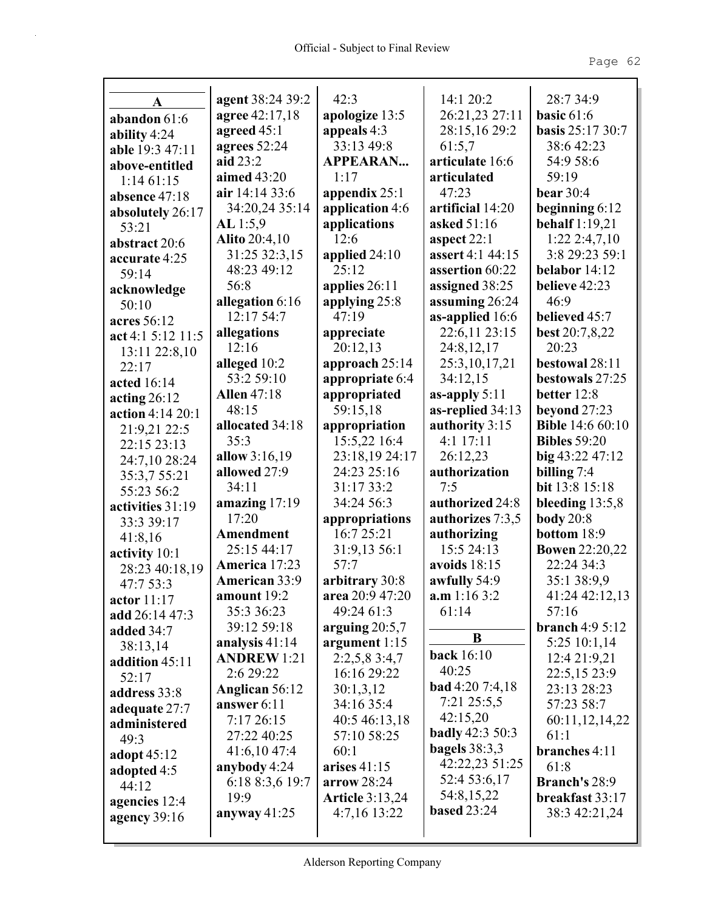Official - Subject to Final Review

**A**

**abandon** 61:6
**ability** 4:24
**able** 19:3 47:11
**above-entitled** 1:14 61:15
**absence** 47:18
**absolutely** 26:17 53:21
**abstract** 20:6
**accurate** 4:25 59:14
**acknowledge** 50:10
**acres** 56:12
**act** 4:1 5:12 11:5 13:11 22:8,10 22:17
**acted** 16:14
**acting** 26:12
**action** 4:14 20:1 21:9,21 22:5 22:15 23:13 24:7,10 28:24 35:3,7 55:21 55:23 56:2
**activities** 31:19 33:3 39:17 41:8,16
**activity** 10:1 28:23 40:18,19 47:7 53:3
**actor** 11:17
**add** 26:14 47:3
**added** 34:7 38:13,14
**addition** 45:11 52:17
**address** 33:8
**adequate** 27:7
**administered** 49:3
**adopt** 45:12
**adopted** 4:5 44:12
**agencies** 12:4
**agency** 39:16
**agent** 38:24 39:2 42:3
**agree** 42:17,18
**agreed** 45:1
**agrees** 52:24
**aid** 23:2
**aimed** 43:20
**air** 14:14 33:6 34:20,24 35:14
**AL** 1:5,9
**Alito** 20:4,10 31:25 32:3,15 48:23 49:12 56:8
**allegation** 6:16 12:17 54:7
**allegations** 12:16
**alleged** 10:2 53:2 59:10
**Allen** 47:18 48:15
**allocated** 34:18 35:3
**allow** 3:16,19
**allowed** 27:9 34:11
**amazing** 17:19 17:20
**Amendment** 25:15 44:17
**America** 17:23
**American** 33:9
**amount** 19:2 35:3 36:23 39:12 59:18
**analysis** 41:14
**ANDREW** 1:21 2:6 29:22
**Anglican** 56:12
**answer** 6:11 7:17 26:15 27:22 40:25 41:6,10 47:4
**anybody** 4:24 6:18 8:3,6 19:7 19:9
**anyway** 41:25
**apologize** 13:5
**appeals** 4:3 33:13 49:8
**APPEARAN...** 1:17
**appendix** 25:1
**application** 4:6
**applications** 12:6
**applied** 24:10 25:12
**applies** 26:11
**applying** 25:8 47:19
**appreciate** 20:12,13
**approach** 25:14
**appropriate** 6:4
**appropriated** 59:15,18
**appropriation** 15:5,22 16:4 23:18,19 24:17 24:23 25:16 31:17 33:2 34:24 56:3
**appropriations** 16:7 25:21 31:9,13 56:1 57:7
**arbitrary** 30:8
**area** 20:9 47:20 49:24 61:3
**arguing** 20:5,7
**argument** 1:15 2:2,5,8 3:4,7 16:16 29:22 30:1,3,12 34:16 35:4 40:5 46:13,18 57:10 58:25 60:1
**arises** 41:15
**arrow** 28:24
**Article** 3:13,24 4:7,16 13:22 14:1 20:2 26:21,23 27:11 28:15,16 29:2 61:5,7
**articulate** 16:6
**articulated** 47:23
**artificial** 14:20
**asked** 51:16
**aspect** 22:1
**assert** 4:1 44:15
**assertion** 60:22
**assigned** 38:25
**assuming** 26:24
**as-applied** 16:6 22:6,11 23:15 24:8,12,17 25:3,10,17,21 34:12,15
**as-apply** 5:11
**as-replied** 34:13
**authority** 3:15 4:1 17:11 26:12,23
**authorization** 7:5
**authorized** 24:8
**authorizes** 7:3,5
**authorizing** 15:5 24:13
**avoids** 18:15
**awfully** 54:9
**a.m** 1:16 3:2 61:14

**B**

**back** 16:10 40:25
**bad** 4:20 7:4,18 7:21 25:5,5 42:15,20
**badly** 42:3 50:3
**bagels** 38:3,3 42:22,23 51:25 52:4 53:6,17 54:8,15,22
**based** 23:24 28:7 34:9
**basic** 61:6
**basis** 25:17 30:7 38:6 42:23 54:9 58:6 59:19
**bear** 30:4
**beginning** 6:12
**behalf** 1:19,21 1:22 2:4,7,10 3:8 29:23 59:1
**belabor** 14:12
**believe** 42:23 46:9
**believed** 45:7
**best** 20:7,8,22 20:23
**bestowal** 28:11
**bestowals** 27:25
**better** 12:8
**beyond** 27:23
**Bible** 14:6 60:10
**Bibles** 59:20
**big** 43:22 47:12
**billing** 7:4
**bit** 13:8 15:18
**bleeding** 13:5,8
**body** 20:8
**bottom** 18:9
**Bowen** 22:20,22 22:24 34:3 35:1 38:9,9 41:24 42:12,13 57:16
**branch** 4:9 5:12 5:25 10:1,14 12:4 21:9,21 22:5,15 23:9 23:13 28:23 57:23 58:7 60:11,12,14,22 61:1
**branches** 4:11 61:8
**Branch's** 28:9
**breakfast** 33:17 38:3 42:21,24

Alderson Reporting Company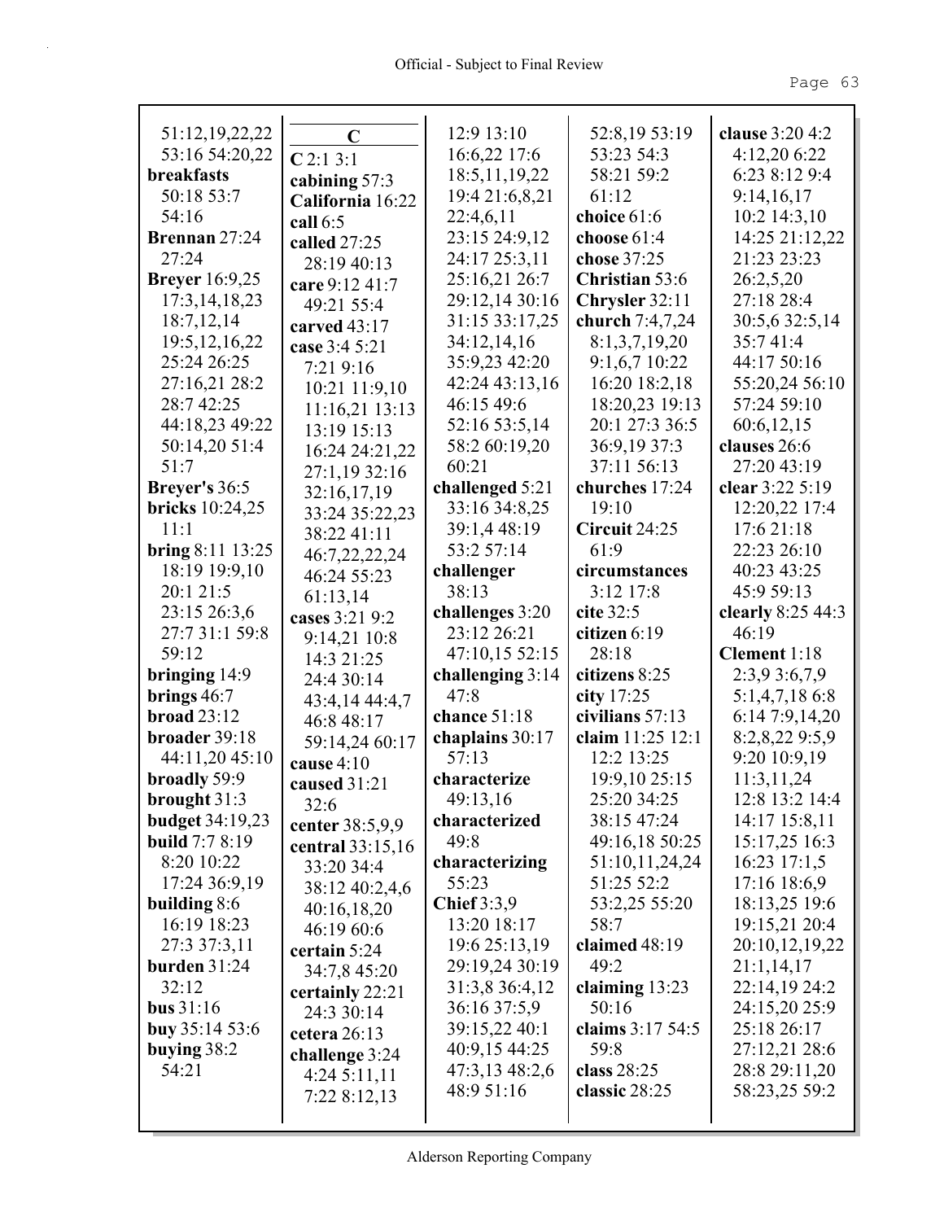51:12,19,22,22
53:16 54:20,22
**breakfasts** 50:18 53:7 54:16
**Brennan** 27:24 27:24
**Breyer** 16:9,25 17:3,14,18,23 18:7,12,14 19:5,12,16,22 25:24 26:25 27:16,21 28:2 28:7 42:25 44:18,23 49:22 50:14,20 51:4 51:7
**Breyer's** 36:5
**bricks** 10:24,25 11:1
**bring** 8:11 13:25 18:19 19:9,10 20:1 21:5 23:15 26:3,6 27:7 31:1 59:8 59:12
**bringing** 14:9
**brings** 46:7
**broad** 23:12
**broader** 39:18 44:11,20 45:10
**broadly** 59:9
**brought** 31:3
**budget** 34:19,23
**build** 7:7 8:19 8:20 10:22 17:24 36:9,19
**building** 8:6 16:19 18:23 27:3 37:3,11
**burden** 31:24 32:12
**bus** 31:16
**buy** 35:14 53:6
**buying** 38:2 54:21

**C**

**C** 2:1 3:1
**cabining** 57:3
**California** 16:22
**call** 6:5
**called** 27:25 28:19 40:13
**care** 9:12 41:7 49:21 55:4
**carved** 43:17
**case** 3:4 5:21 7:21 9:16 10:21 11:9,10 11:16,21 13:13 13:19 15:13 16:24 24:21,22 27:1,19 32:16 32:16,17,19 33:24 35:22,23 38:22 41:11 46:7,22,22,24 46:24 55:23 61:13,14
**cases** 3:21 9:2 9:14,21 10:8 14:3 21:25 24:4 30:14 43:4,14 44:4,7 46:8 48:17 59:14,24 60:17
**cause** 4:10
**caused** 31:21 32:6
**center** 38:5,9,9
**central** 33:15,16 33:20 34:4 38:12 40:2,4,6 40:16,18,20 46:19 60:6
**certain** 5:24 34:7,8 45:20
**certainly** 22:21 24:3 30:14
**cetera** 26:13
**challenge** 3:24 4:24 5:11,11 7:22 8:12,13 12:9 13:10 16:6,22 17:6 18:5,11,19,22 19:4 21:6,8,21 22:4,6,11 23:15 24:9,12 24:17 25:3,11 25:16,21 26:7 29:12,14 30:16 31:15 33:17,25 34:12,14,16 35:9,23 42:20 42:24 43:13,16 46:15 49:6 52:16 53:5,14 58:2 60:19,20 60:21
**challenged** 5:21 33:16 34:8,25 39:1,4 48:19 53:2 57:14
**challenger** 38:13
**challenges** 3:20 23:12 26:21 47:10,15 52:15
**challenging** 3:14 47:8
**chance** 51:18
**chaplains** 30:17 57:13
**characterize** 49:13,16
**characterized** 49:8
**characterizing** 55:23
**Chief** 3:3,9 13:20 18:17 19:6 25:13,19 29:19,24 30:19 31:3,8 36:4,12 36:16 37:5,9 39:15,22 40:1 40:9,15 44:25 47:3,13 48:2,6 48:9 51:16
52:8,19 53:19 53:23 54:3 58:21 59:2 61:12
**choice** 61:6
**choose** 61:4
**chose** 37:25
**Christian** 53:6
**Chrysler** 32:11
**church** 7:4,7,24 8:1,3,7,19,20 9:1,6,7 10:22 16:20 18:2,18 18:20,23 19:13 20:1 27:3 36:5 36:9,19 37:3 37:11 56:13
**churches** 17:24 19:10
**Circuit** 24:25 61:9
**circumstances** 3:12 17:8
**cite** 32:5
**citizen** 6:19 28:18
**citizens** 8:25
**city** 17:25
**civilians** 57:13
**claim** 11:25 12:1 12:2 13:25 19:9,10 25:15 25:20 34:25 38:15 47:24 49:16,18 50:25 51:10,11,24,24 51:25 52:2 53:2,25 55:20 58:7
**claimed** 48:19 49:2
**claiming** 13:23 50:16
**claims** 3:17 54:5 59:8
**class** 28:25
**classic** 28:25
**clause** 3:20 4:2 4:12,20 6:22 6:23 8:12 9:4 9:14,16,17 10:2 14:3,10 14:25 21:12,22 21:23 23:23 26:2,5,20 27:18 28:4 30:5,6 32:5,14 35:7 41:4 44:17 50:16 55:20,24 56:10 57:24 59:10 60:6,12,15
**clauses** 26:6 27:20 43:19
**clear** 3:22 5:19 12:20,22 17:4 17:6 21:18 22:23 26:10 40:23 43:25 45:9 59:13
**clearly** 8:25 44:3 46:19
**Clement** 1:18 2:3,9 3:6,7,9 5:1,4,7,18 6:8 6:14 7:9,14,20 8:2,8,22 9:5,9 9:20 10:9,19 11:3,11,24 12:8 13:2 14:4 14:17 15:8,11 15:17,25 16:3 16:23 17:1,5 17:16 18:6,9 18:13,25 19:6 19:15,21 20:4 20:10,12,19,22 21:1,14,17 22:14,19 24:2 24:15,20 25:9 25:18 26:17 27:12,21 28:6 28:8 29:11,20 58:23,25 59:2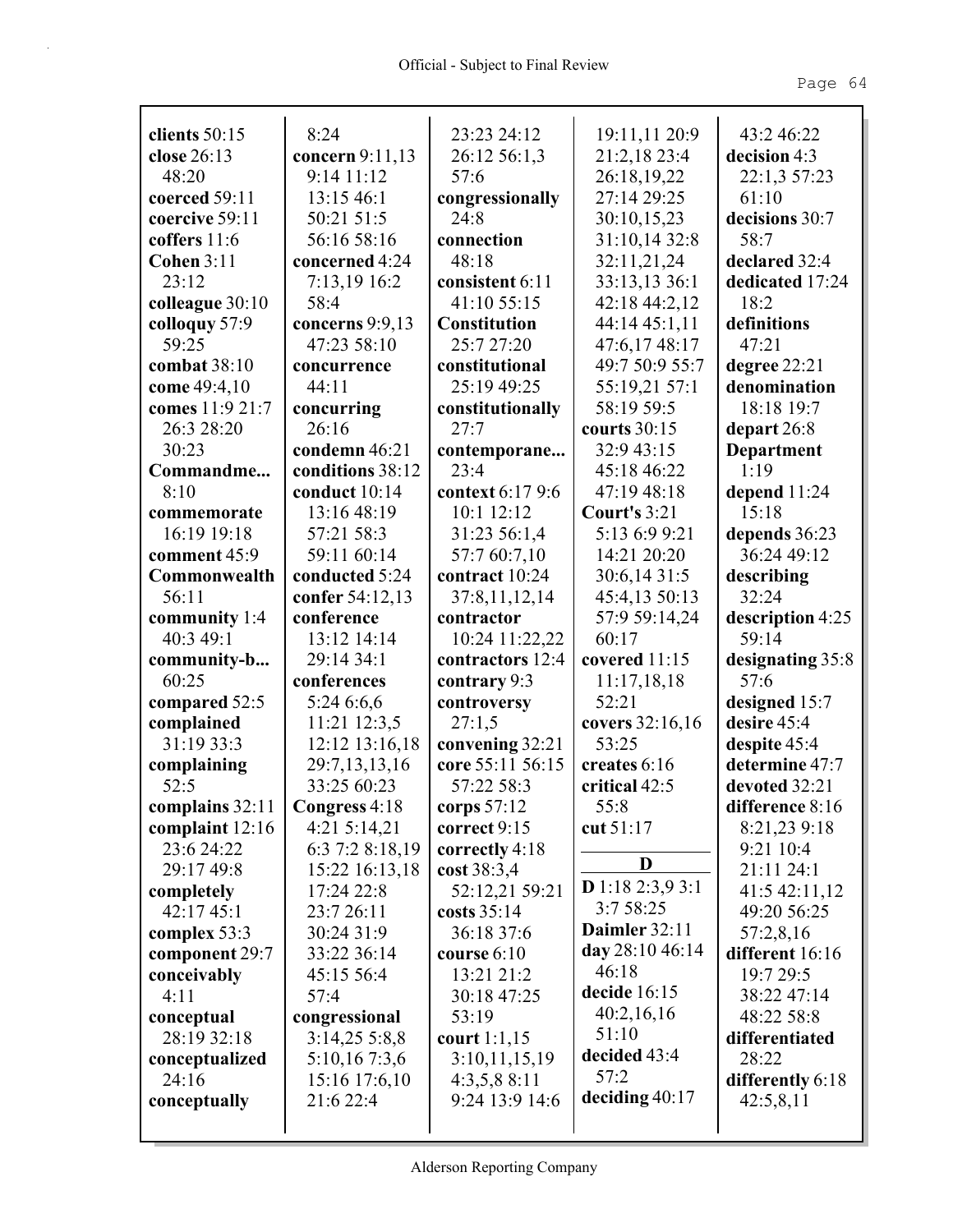**clients** 50:15
**close** 26:13
48:20
**coerced** 59:11
**coercive** 59:11
**coffers** 11:6
**Cohen** 3:11
23:12
**colleague** 30:10
**colloquy** 57:9
59:25
**combat** 38:10
**come** 49:4,10
**comes** 11:9 21:7
26:3 28:20
30:23
**Commandme...**
8:10
**commemorate**
16:19 19:18
**comment** 45:9
**Commonwealth**
56:11
**community** 1:4
40:3 49:1
**community-b...**
60:25
**compared** 52:5
**complained**
31:19 33:3
**complaining**
52:5
**complains** 32:11
**complaint** 12:16
23:6 24:22
29:17 49:8
**completely**
42:17 45:1
**complex** 53:3
**component** 29:7
**conceivably**
4:11
**conceptual**
28:19 32:18
**conceptualized**
24:16
**conceptually**
8:24
**concern** 9:11,13
9:14 11:12
13:15 46:1
50:21 51:5
56:16 58:16
**concerned** 4:24
7:13,19 16:2
58:4
**concerns** 9:9,13
47:23 58:10
**concurrence**
44:11
**concurring**
26:16
**condemn** 46:21
**conditions** 38:12
**conduct** 10:14
13:16 48:19
57:21 58:3
59:11 60:14
**conducted** 5:24
**confer** 54:12,13
**conference**
13:12 14:14
29:14 34:1
**conferences**
5:24 6:6,6
11:21 12:3,5
12:12 13:16,18
29:7,13,13,16
33:25 60:23
**Congress** 4:18
4:21 5:14,21
6:3 7:2 8:18,19
15:22 16:13,18
17:24 22:8
23:7 26:11
30:24 31:9
33:22 36:14
45:15 56:4
57:4
**congressional**
3:14,25 5:8,8
5:10,16 7:3,6
15:16 17:6,10
21:6 22:4
23:23 24:12
26:12 56:1,3
57:6
**congressionally**
24:8
**connection**
48:18
**consistent** 6:11
41:10 55:15
**Constitution**
25:7 27:20
**constitutional**
25:19 49:25
**constitutionally**
27:7
**contemporane...**
23:4
**context** 6:17 9:6
10:1 12:12
31:23 56:1,4
57:7 60:7,10
**contract** 10:24
37:8,11,12,14
**contractor**
10:24 11:22,22
**contractors** 12:4
**contrary** 9:3
**controversy**
27:1,5
**convening** 32:21
**core** 55:11 56:15
57:22 58:3
**corps** 57:12
**correct** 9:15
**correctly** 4:18
**cost** 38:3,4
52:12,21 59:21
**costs** 35:14
36:18 37:6
**course** 6:10
13:21 21:2
30:18 47:25
53:19
**court** 1:1,15
3:10,11,15,19
4:3,5,8 8:11
9:24 13:9 14:6
19:11,11 20:9
21:2,18 23:4
26:18,19,22
27:14 29:25
30:10,15,23
31:10,14 32:8
32:11,21,24
33:13,13 36:1
42:18 44:2,12
44:14 45:1,11
47:6,17 48:17
49:7 50:9 55:7
55:19,21 57:1
58:19 59:5
**courts** 30:15
32:9 43:15
45:18 46:22
47:19 48:18
**Court's** 3:21
5:13 6:9 9:21
14:21 20:20
30:6,14 31:5
45:4,13 50:13
57:9 59:14,24
60:17
**covered** 11:15
11:17,18,18
52:21
**covers** 32:16,16
53:25
**creates** 6:16
**critical** 42:5
55:8
**cut** 51:17

## D

**D** 1:18 2:3,9 3:1
3:7 58:25
**Daimler** 32:11
**day** 28:10 46:14
46:18
**decide** 16:15
40:2,16,16
51:10
**decided** 43:4
57:2
**deciding** 40:17
43:2 46:22
**decision** 4:3
22:1,3 57:23
61:10
**decisions** 30:7
58:7
**declared** 32:4
**dedicated** 17:24
18:2
**definitions**
47:21
**degree** 22:21
**denomination**
18:18 19:7
**depart** 26:8
**Department**
1:19
**depend** 11:24
15:18
**depends** 36:23
36:24 49:12
**describing**
32:24
**description** 4:25
59:14
**designating** 35:8
57:6
**designed** 15:7
**desire** 45:4
**despite** 45:4
**determine** 47:7
**devoted** 32:21
**difference** 8:16
8:21,23 9:18
9:21 10:4
21:11 24:1
41:5 42:11,12
49:20 56:25
57:2,8,16
**different** 16:16
19:7 29:5
38:22 47:14
48:22 58:8
**differentiated**
28:22
**differently** 6:18
42:5,8,11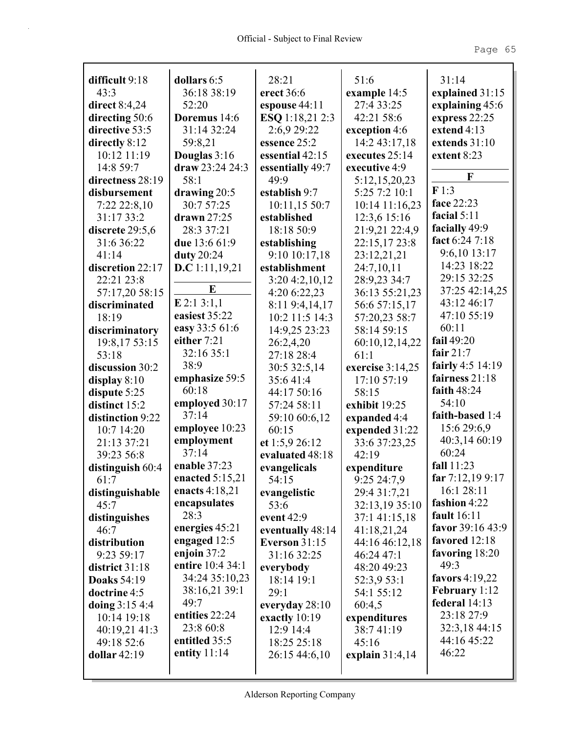**difficult** 9:18 43:3
**direct** 8:4,24
**directing** 50:6
**directive** 53:5
**directly** 8:12 10:12 11:19 14:8 59:7
**directness** 28:19
**disbursement** 7:22 22:8,10 31:17 33:2
**discrete** 29:5,6 31:6 36:22 41:14
**discretion** 22:17 22:21 23:8 57:17,20 58:15
**discriminated** 18:19
**discriminatory** 19:8,17 53:15 53:18
**discussion** 30:2
**display** 8:10
**dispute** 5:25
**distinct** 15:2
**distinction** 9:22 10:7 14:20 21:13 37:21 39:23 56:8
**distinguish** 60:4 61:7
**distinguishable** 45:7
**distinguishes** 46:7
**distribution** 9:23 59:17
**district** 31:18
**Doaks** 54:19
**doctrine** 4:5
**doing** 3:15 4:4 10:14 19:18 40:19,21 41:3 49:18 52:6
**dollar** 42:19
**dollars** 6:5 36:18 38:19 52:20
**Doremus** 14:6 31:14 32:24 59:8,21
**Douglas** 3:16
**draw** 23:24 24:3 58:1
**drawing** 20:5 30:7 57:25
**drawn** 27:25 28:3 37:21
**due** 13:6 61:9
**duty** 20:24
**D.C** 1:11,19,21

**E**

**E** 2:1 3:1,1
**easiest** 35:22
**easy** 33:5 61:6
**either** 7:21 32:16 35:1 38:9
**emphasize** 59:5 60:18
**employed** 30:17 37:14
**employee** 10:23
**employment** 37:14
**enable** 37:23
**enacted** 5:15,21
**enacts** 4:18,21
**encapsulates** 28:3
**energies** 45:21
**engaged** 12:5
**enjoin** 37:2
**entire** 10:4 34:1 34:24 35:10,23 38:16,21 39:1 49:7
**entities** 22:24 23:8 60:8
**entitled** 35:5
**entity** 11:14
28:21
**erect** 36:6
**espouse** 44:11
**ESQ** 1:18,21 2:3 2:6,9 29:22
**essence** 25:2
**essential** 42:15
**essentially** 49:7 49:9
**establish** 9:7 10:11,15 50:7
**established** 18:18 50:9
**establishing** 9:10 10:17,18
**establishment** 3:20 4:2,10,12 4:20 6:22,23 8:11 9:4,14,17 10:2 11:5 14:3 14:9,25 23:23 26:2,4,20 27:18 28:4 30:5 32:5,14 35:6 41:4 44:17 50:16 57:24 58:11 59:10 60:6,12 60:15
**et** 1:5,9 26:12
**evaluated** 48:18
**evangelicals** 54:15
**evangelistic** 53:6
**event** 42:9
**eventually** 48:14
**Everson** 31:15 31:16 32:25
**everybody** 18:14 19:1 29:1
**everyday** 28:10
**exactly** 10:19 12:9 14:4 18:25 25:18 26:15 44:6,10
51:6
**example** 14:5 27:4 33:25 42:21 58:6
**exception** 4:6 14:2 43:17,18
**executes** 25:14
**executive** 4:9 5:12,15,20,23 5:25 7:2 10:1 10:14 11:16,23 12:3,6 15:16 21:9,21 22:4,9 22:15,17 23:8 23:12,21,21 24:7,10,11 28:9,23 34:7 36:13 55:21,23 56:6 57:15,17 57:20,23 58:7 58:14 59:15 60:10,12,14,22 61:1
**exercise** 3:14,25 17:10 57:19 58:15
**exhibit** 19:25
**expanded** 4:4
**expended** 31:22 33:6 37:23,25 42:19
**expenditure** 9:25 24:7,9 29:4 31:7,21 32:13,19 35:10 37:1 41:15,18 41:18,21,24 44:16 46:12,18 46:24 47:1 48:20 49:23 52:3,9 53:1 54:1 55:12 60:4,5
**expenditures** 38:7 41:19 45:16
**explain** 31:4,14
31:14
**explained** 31:15
**explaining** 45:6
**express** 22:25
**extend** 4:13
**extends** 31:10
**extent** 8:23

**F**

**F** 1:3
**face** 22:23
**facial** 5:11
**facially** 49:9
**fact** 6:24 7:18 9:6,10 13:17 14:23 18:22 29:15 32:25 37:25 42:14,25 43:12 46:17 47:10 55:19 60:11
**fail** 49:20
**fair** 21:7
**fairly** 4:5 14:19
**fairness** 21:18
**faith** 48:24 54:10
**faith-based** 1:4 15:6 29:6,9 40:3,14 60:19 60:24
**fall** 11:23
**far** 7:12,19 9:17 16:1 28:11
**fashion** 4:22
**fault** 16:11
**favor** 39:16 43:9
**favored** 12:18
**favoring** 18:20 49:3
**favors** 4:19,22
**February** 1:12
**federal** 14:13 23:18 27:9 32:3,18 44:15 44:16 45:22 46:22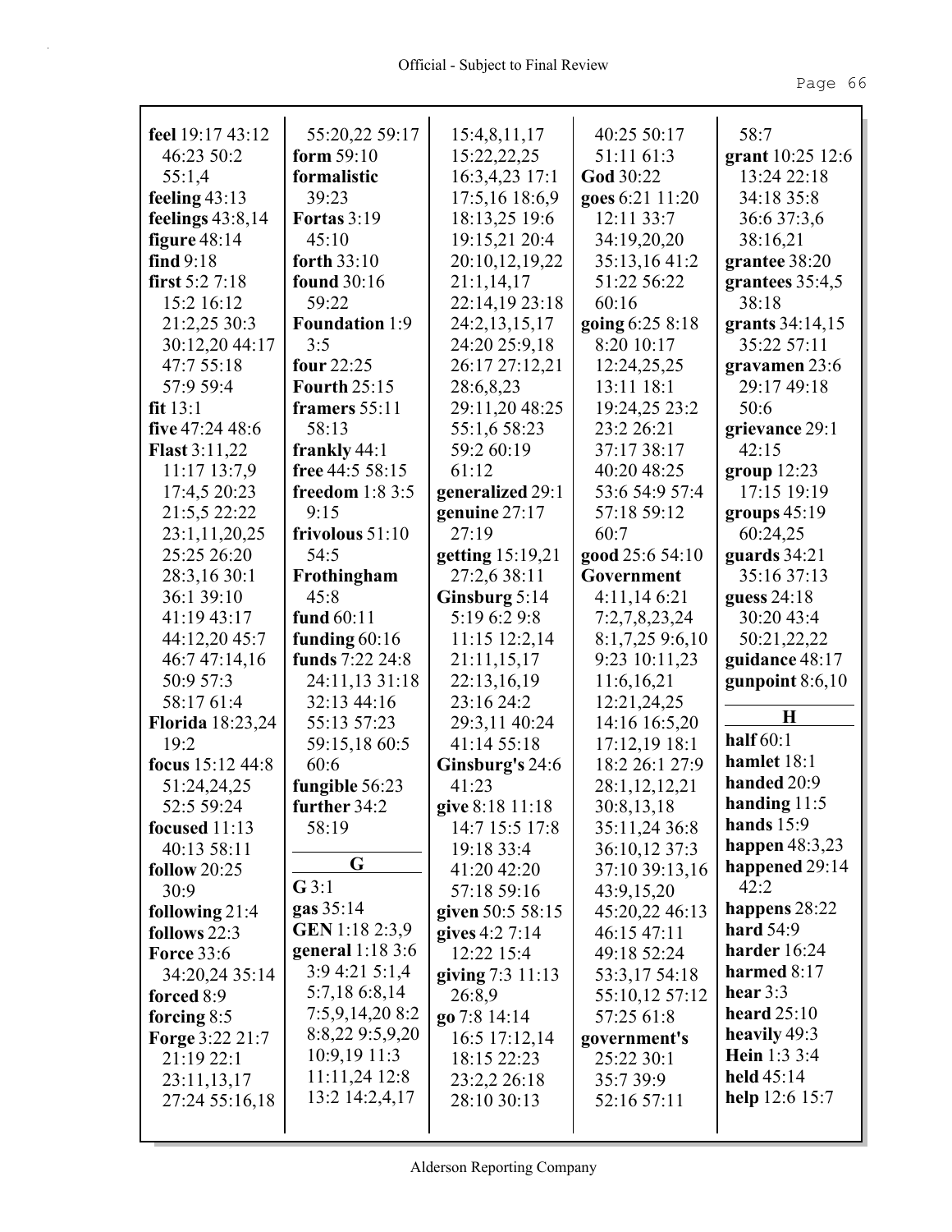**feel** 19:17 43:12 46:23 50:2 55:1,4
**feeling** 43:13
**feelings** 43:8,14
**figure** 48:14
**find** 9:18
**first** 5:2 7:18 15:2 16:12 21:2,25 30:3 30:12,20 44:17 47:7 55:18 57:9 59:4
**fit** 13:1
**five** 47:24 48:6
**Flast** 3:11,22 11:17 13:7,9 17:4,5 20:23 21:5,5 22:22 23:1,11,20,25 25:25 26:20 28:3,16 30:1 36:1 39:10 41:19 43:17 44:12,20 45:7 46:7 47:14,16 50:9 57:3 58:17 61:4
**Florida** 18:23,24 19:2
**focus** 15:12 44:8 51:24,24,25 52:5 59:24
**focused** 11:13 40:13 58:11
**follow** 20:25 30:9
**following** 21:4
**follows** 22:3
**Force** 33:6 34:20,24 35:14
**forced** 8:9
**forcing** 8:5
**Forge** 3:22 21:7 21:19 22:1 23:11,13,17 27:24 55:16,18 55:20,22 59:17
**form** 59:10
**formalistic** 39:23
**Fortas** 3:19 45:10
**forth** 33:10
**found** 30:16 59:22
**Foundation** 1:9 3:5
**four** 22:25
**Fourth** 25:15
**framers** 55:11 58:13
**frankly** 44:1
**free** 44:5 58:15
**freedom** 1:8 3:5 9:15
**frivolous** 51:10 54:5
**Frothingham** 45:8
**fund** 60:11
**funding** 60:16
**funds** 7:22 24:8 24:11,13 31:18 32:13 44:16 55:13 57:23 59:15,18 60:5 60:6
**fungible** 56:23
**further** 34:2 58:19

**G**

**G** 3:1
**gas** 35:14
**GEN** 1:18 2:3,9
**general** 1:18 3:6 3:9 4:21 5:1,4 5:7,18 6:8,14 7:5,9,14,20 8:2 8:8,22 9:5,9,20 10:9,19 11:3 11:11,24 12:8 13:2 14:2,4,17 15:4,8,11,17 15:22,22,25 16:3,4,23 17:1 17:5,16 18:6,9 18:13,25 19:6 19:15,21 20:4 20:10,12,19,22 21:1,14,17 22:14,19 23:18 24:2,13,15,17 24:20 25:9,18 26:17 27:12,21 28:6,8,23 29:11,20 48:25 55:1,6 58:23 59:2 60:19 61:12
**generalized** 29:1
**genuine** 27:17 27:19
**getting** 15:19,21 27:2,6 38:11
**Ginsburg** 5:14 5:19 6:2 9:8 11:15 12:2,14 21:11,15,17 22:13,16,19 23:16 24:2 29:3,11 40:24 41:14 55:18
**Ginsburg's** 24:6 41:23
**give** 8:18 11:18 14:7 15:5 17:8 19:18 33:4 41:20 42:20 57:18 59:16
**given** 50:5 58:15
**gives** 4:2 7:14 12:22 15:4
**giving** 7:3 11:13 26:8,9
**go** 7:8 14:14 16:5 17:12,14 18:15 22:23 23:2,2 26:18 28:10 30:13 40:25 50:17 51:11 61:3
**God** 30:22
**goes** 6:21 11:20 12:11 33:7 34:19,20,20 35:13,16 41:2 51:22 56:22 60:16
**going** 6:25 8:18 8:20 10:17 12:24,25,25 13:11 18:1 19:24,25 23:2 23:2 26:21 37:17 38:17 40:20 48:25 53:6 54:9 57:4 57:18 59:12 60:7
**good** 25:6 54:10
**Government** 4:11,14 6:21 7:2,7,8,23,24 8:1,7,25 9:6,10 9:23 10:11,23 11:6,16,21 12:21,24,25 14:16 16:5,20 17:12,19 18:1 18:2 26:1 27:9 28:1,12,12,21 30:8,13,18 35:11,24 36:8 36:10,12 37:3 37:10 39:13,16 43:9,15,20 45:20,22 46:13 46:15 47:11 49:18 52:24 53:3,17 54:18 55:10,12 57:12 57:25 61:8
**government's** 25:22 30:1 35:7 39:9 52:16 57:11 58:7
**grant** 10:25 12:6 13:24 22:18 34:18 35:8 36:6 37:3,6 38:16,21
**grantee** 38:20
**grantees** 35:4,5 38:18
**grants** 34:14,15 35:22 57:11
**gravamen** 23:6 29:17 49:18 50:6
**grievance** 29:1 42:15
**group** 12:23 17:15 19:19
**groups** 45:19 60:24,25
**guards** 34:21 35:16 37:13
**guess** 24:18 30:20 43:4 50:21,22,22
**guidance** 48:17
**gunpoint** 8:6,10

**H**

**half** 60:1
**hamlet** 18:1
**handed** 20:9
**handing** 11:5
**hands** 15:9
**happen** 48:3,23
**happened** 29:14 42:2
**happens** 28:22
**hard** 54:9
**harder** 16:24
**harmed** 8:17
**hear** 3:3
**heard** 25:10
**heavily** 49:3
**Hein** 1:3 3:4
**held** 45:14
**help** 12:6 15:7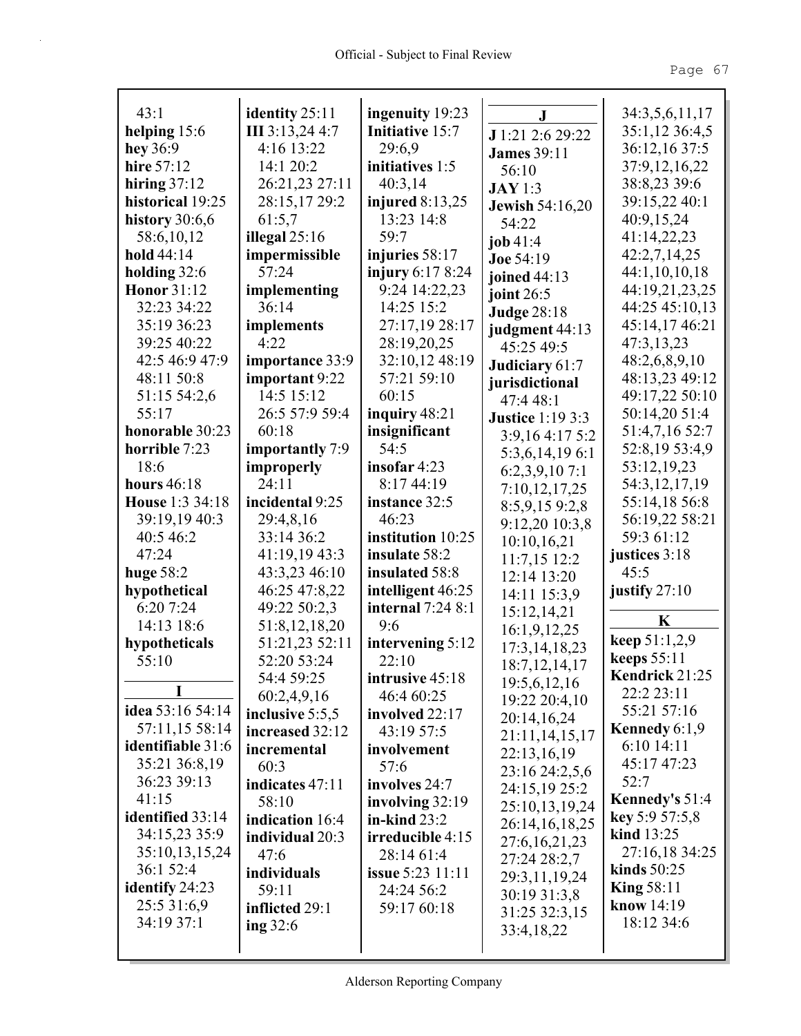43:1
**helping** 15:6
**hey** 36:9
**hire** 57:12
**hiring** 37:12
**historical** 19:25
**history** 30:6,6 58:6,10,12
**hold** 44:14
**holding** 32:6
**Honor** 31:12 32:23 34:22 35:19 36:23 39:25 40:22 42:5 46:9 47:9 48:11 50:8 51:15 54:2,6 55:17
**honorable** 30:23
**horrible** 7:23 18:6
**hours** 46:18
**House** 1:3 34:18 39:19,19 40:3 40:5 46:2 47:24
**huge** 58:2
**hypothetical** 6:20 7:24 14:13 18:6
**hypotheticals** 55:10

**I**

**idea** 53:16 54:14 57:11,15 58:14
**identifiable** 31:6 35:21 36:8,19 36:23 39:13 41:15
**identified** 33:14 34:15,23 35:9 35:10,13,15,24 36:1 52:4
**identify** 24:23 25:5 31:6,9 34:19 37:1
**identity** 25:11
**III** 3:13,24 4:7 4:16 13:22 14:1 20:2 26:21,23 27:11 28:15,17 29:2 61:5,7
**illegal** 25:16
**impermissible** 57:24
**implementing** 36:14
**implements** 4:22
**importance** 33:9
**important** 9:22 14:5 15:12 26:5 57:9 59:4 60:18
**importantly** 7:9
**improperly** 24:11
**incidental** 9:25 29:4,8,16 33:14 36:2 41:19,19 43:3 43:3,23 46:10 46:25 47:8,22 49:22 50:2,3 51:8,12,18,20 51:21,23 52:11 52:20 53:24 54:4 59:25 60:2,4,9,16
**inclusive** 5:5,5
**increased** 32:12
**incremental** 60:3
**indicates** 47:11 58:10
**indication** 16:4
**individual** 20:3 47:6
**individuals** 59:11
**inflicted** 29:1
**ing** 32:6
**ingenuity** 19:23
**Initiative** 15:7 29:6,9
**initiatives** 1:5 40:3,14
**injured** 8:13,25 13:23 14:8 59:7
**injuries** 58:17
**injury** 6:17 8:24 9:24 14:22,23 14:25 15:2 27:17,19 28:17 28:19,20,25 32:10,12 48:19 57:21 59:10 60:15
**inquiry** 48:21
**insignificant** 54:5
**insofar** 4:23 8:17 44:19
**instance** 32:5 46:23
**institution** 10:25
**insulate** 58:2
**insulated** 58:8
**intelligent** 46:25
**internal** 7:24 8:1 9:6
**intervening** 5:12 22:10
**intrusive** 45:18 46:4 60:25
**involved** 22:17 43:19 57:5
**involvement** 57:6
**involves** 24:7
**involving** 32:19
**in-kind** 23:2
**irreducible** 4:15 28:14 61:4
**issue** 5:23 11:11 24:24 56:2 59:17 60:18

**J**

**J** 1:21 2:6 29:22
**James** 39:11 56:10
**JAY** 1:3
**Jewish** 54:16,20 54:22
**job** 41:4
**Joe** 54:19
**joined** 44:13
**joint** 26:5
**Judge** 28:18
**judgment** 44:13 45:25 49:5
**Judiciary** 61:7
**jurisdictional** 47:4 48:1
**Justice** 1:19 3:3 3:9,16 4:17 5:2 5:3,6,14,19 6:1 6:2,3,9,10 7:1 7:10,12,17,25 8:5,9,15 9:2,8 9:12,20 10:3,8 10:10,16,21 11:7,15 12:2 12:14 13:20 14:11 15:3,9 15:12,14,21 16:1,9,12,25 17:3,14,18,23 18:7,12,14,17 19:5,6,12,16 19:22 20:4,10 20:14,16,24 21:11,14,15,17 22:13,16,19 23:16 24:2,5,6 24:15,19 25:2 25:10,13,19,24 26:14,16,18,25 27:6,16,21,23 27:24 28:2,7 29:3,11,19,24 30:19 31:3,8 31:25 32:3,15 33:4,18,22 34:3,5,6,11,17 35:1,12 36:4,5 36:12,16 37:5 37:9,12,16,22 38:8,23 39:6 39:15,22 40:1 40:9,15,24 41:14,22,23 42:2,7,14,25 44:1,10,10,18 44:19,21,23,25 44:25 45:10,13 45:14,17 46:21 47:3,13,23 48:2,6,8,9,10 48:13,23 49:12 49:17,22 50:10 50:14,20 51:4 51:4,7,16 52:7 52:8,19 53:4,9 53:12,19,23 54:3,12,17,19 55:14,18 56:8 56:19,22 58:21 59:3 61:12
**justices** 3:18 45:5
**justify** 27:10

**K**

**keep** 51:1,2,9
**keeps** 55:11
**Kendrick** 21:25 22:2 23:11 55:21 57:16
**Kennedy** 6:1,9 6:10 14:11 45:17 47:23 52:7
**Kennedy's** 51:4
**key** 5:9 57:5,8
**kind** 13:25 27:16,18 34:25
**kinds** 50:25
**King** 58:11
**know** 14:19 18:12 34:6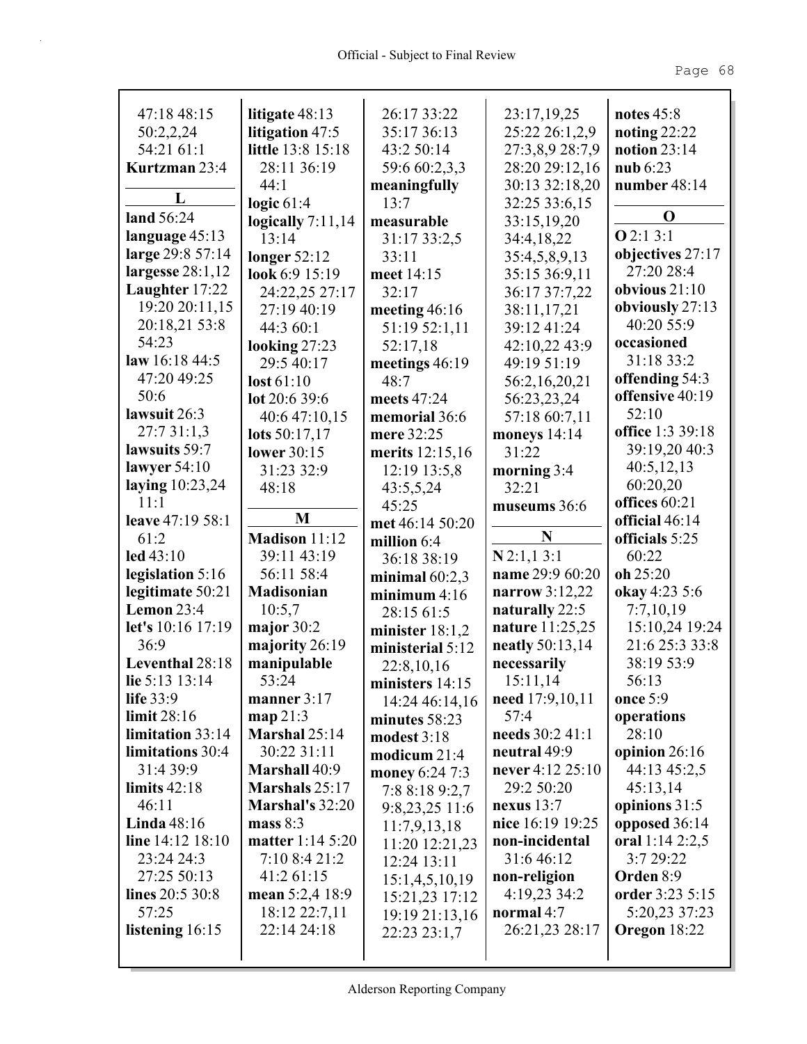47:18 48:15 50:2,2,24 54:21 61:1
**Kurtzman** 23:4

**L**

**land** 56:24
**language** 45:13
**large** 29:8 57:14
**largesse** 28:1,12
**Laughter** 17:22 19:20 20:11,15 20:18,21 53:8 54:23
**law** 16:18 44:5 47:20 49:25 50:6
**lawsuit** 26:3 27:7 31:1,3
**lawsuits** 59:7
**lawyer** 54:10
**laying** 10:23,24 11:1
**leave** 47:19 58:1 61:2
**led** 43:10
**legislation** 5:16
**legitimate** 50:21
**Lemon** 23:4
**let's** 10:16 17:19 36:9
**Leventhal** 28:18
**lie** 5:13 13:14
**life** 33:9
**limit** 28:16
**limitation** 33:14
**limitations** 30:4 31:4 39:9
**limits** 42:18 46:11
**Linda** 48:16
**line** 14:12 18:10 23:24 24:3 27:25 50:13
**lines** 20:5 30:8 57:25
**listening** 16:15
**litigate** 48:13
**litigation** 47:5
**little** 13:8 15:18 28:11 36:19 44:1
**logic** 61:4
**logically** 7:11,14 13:14
**longer** 52:12
**look** 6:9 15:19 24:22,25 27:17 27:19 40:19 44:3 60:1
**looking** 27:23 29:5 40:17
**lost** 61:10
**lot** 20:6 39:6 40:6 47:10,15
**lots** 50:17,17
**lower** 30:15 31:23 32:9 48:18

**M**

**Madison** 11:12 39:11 43:19 56:11 58:4
**Madisonian** 10:5,7
**major** 30:2
**majority** 26:19
**manipulable** 53:24
**manner** 3:17
**map** 21:3
**Marshal** 25:14 30:22 31:11
**Marshall** 40:9
**Marshals** 25:17
**Marshal's** 32:20
**mass** 8:3
**matter** 1:14 5:20 7:10 8:4 21:2 41:2 61:15
**mean** 5:2,4 18:9 18:12 22:7,11 22:14 24:18 26:17 33:22 35:17 36:13 43:2 50:14 59:6 60:2,3,3
**meaningfully** 13:7
**measurable** 31:17 33:2,5 33:11
**meet** 14:15 32:17
**meeting** 46:16 51:19 52:1,11 52:17,18
**meetings** 46:19 48:7
**meets** 47:24
**memorial** 36:6
**mere** 32:25
**merits** 12:15,16 12:19 13:5,8 43:5,5,24 45:25
**met** 46:14 50:20
**million** 6:4 36:18 38:19
**minimal** 60:2,3
**minimum** 4:16 28:15 61:5
**minister** 18:1,2
**ministerial** 5:12 22:8,10,16
**ministers** 14:15 14:24 46:14,16
**minutes** 58:23
**modest** 3:18
**modicum** 21:4
**money** 6:24 7:3 7:8 8:18 9:2,7 9:8,23,25 11:6 11:7,9,13,18 11:20 12:21,23 12:24 13:11 15:1,4,5,10,19 15:21,23 17:12 19:19 21:13,16 22:23 23:1,7 23:17,19,25 25:22 26:1,2,9 27:3,8,9 28:7,9 28:20 29:12,16 30:13 32:18,20 32:25 33:6,15 33:15,19,20 34:4,18,22 35:4,5,8,9,13 35:15 36:9,11 36:17 37:7,22 38:11,17,21 39:12 41:24 42:10,22 43:9 49:19 51:19 56:2,16,20,21 56:23,23,24 57:18 60:7,11
**moneys** 14:14 31:22
**morning** 3:4 32:21
**museums** 36:6

**N**

**N** 2:1,1 3:1
**name** 29:9 60:20
**narrow** 3:12,22
**naturally** 22:5
**nature** 11:25,25
**neatly** 50:13,14
**necessarily** 15:11,14
**need** 17:9,10,11 57:4
**needs** 30:2 41:1
**neutral** 49:9
**never** 4:12 25:10 29:2 50:20
**nexus** 13:7
**nice** 16:19 19:25
**non-incidental** 31:6 46:12
**non-religion** 4:19,23 34:2
**normal** 4:7 26:21,23 28:17
**notes** 45:8
**noting** 22:22
**notion** 23:14
**nub** 6:23
**number** 48:14

**O**

**O** 2:1 3:1
**objectives** 27:17 27:20 28:4
**obvious** 21:10
**obviously** 27:13 40:20 55:9
**occasioned** 31:18 33:2
**offending** 54:3
**offensive** 40:19 52:10
**office** 1:3 39:18 39:19,20 40:3 40:5,12,13 60:20,20
**offices** 60:21
**official** 46:14
**officials** 5:25 60:22
**oh** 25:20
**okay** 4:23 5:6 7:7,10,19 15:10,24 19:24 21:6 25:3 33:8 38:19 53:9 56:13
**once** 5:9
**operations** 28:10
**opinion** 26:16 44:13 45:2,5 45:13,14
**opinions** 31:5
**opposed** 36:14
**oral** 1:14 2:2,5 3:7 29:22
**Orden** 8:9
**order** 3:23 5:15 5:20,23 37:23
**Oregon** 18:22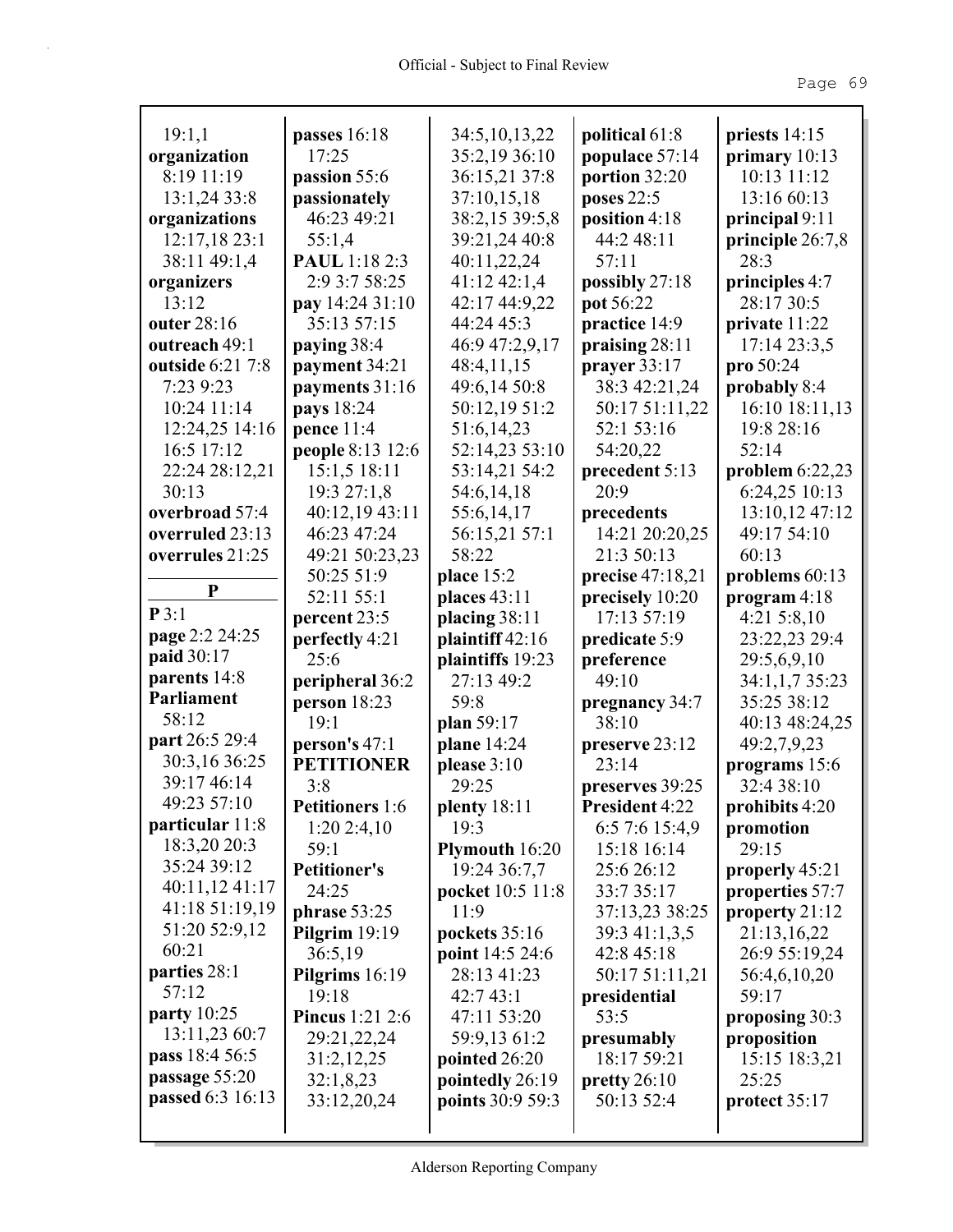19:1,1
**organization** 8:19 11:19 13:1,24 33:8
**organizations** 12:17,18 23:1 38:11 49:1,4
**organizers** 13:12
**outer** 28:16
**outreach** 49:1
**outside** 6:21 7:8 7:23 9:23 10:24 11:14 12:24,25 14:16 16:5 17:12 22:24 28:12,21 30:13
**overbroad** 57:4
**overruled** 23:13
**overrules** 21:25

**P**

**P** 3:1
**page** 2:2 24:25
**paid** 30:17
**parents** 14:8
**Parliament** 58:12
**part** 26:5 29:4 30:3,16 36:25 39:17 46:14 49:23 57:10
**particular** 11:8 18:3,20 20:3 35:24 39:12 40:11,12 41:17 41:18 51:19,19 51:20 52:9,12 60:21
**parties** 28:1 57:12
**party** 10:25 13:11,23 60:7
**pass** 18:4 56:5
**passage** 55:20
**passed** 6:3 16:13
**passes** 16:18 17:25
**passion** 55:6
**passionately** 46:23 49:21 55:1,4
**PAUL** 1:18 2:3 2:9 3:7 58:25
**pay** 14:24 31:10 35:13 57:15
**paying** 38:4
**payment** 34:21
**payments** 31:16
**pays** 18:24
**pence** 11:4
**people** 8:13 12:6 15:1,5 18:11 19:3 27:1,8 40:12,19 43:11 46:23 47:24 49:21 50:23,23 50:25 51:9 52:11 55:1
**percent** 23:5
**perfectly** 4:21 25:6
**peripheral** 36:2
**person** 18:23 19:1
**person's** 47:1
**PETITIONER** 3:8
**Petitioners** 1:6 1:20 2:4,10 59:1
**Petitioner's** 24:25
**phrase** 53:25
**Pilgrim** 19:19 36:5,19
**Pilgrims** 16:19 19:18
**Pincus** 1:21 2:6 29:21,22,24 31:2,12,25 32:1,8,23 33:12,20,24 34:5,10,13,22 35:2,19 36:10 36:15,21 37:8 37:10,15,18 38:2,15 39:5,8 39:21,24 40:8 40:11,22,24 41:12 42:1,4 42:17 44:9,22 44:24 45:3 46:9 47:2,9,17 48:4,11,15 49:6,14 50:8 50:12,19 51:2 51:6,14,23 52:14,23 53:10 53:14,21 54:2 54:6,14,18 55:6,14,17 56:15,21 57:1 58:22
**place** 15:2
**places** 43:11
**placing** 38:11
**plaintiff** 42:16
**plaintiffs** 19:23 27:13 49:2 59:8
**plan** 59:17
**plane** 14:24
**please** 3:10 29:25
**plenty** 18:11 19:3
**Plymouth** 16:20 19:24 36:7,7
**pocket** 10:5 11:8 11:9
**pockets** 35:16
**point** 14:5 24:6 28:13 41:23 42:7 43:1 47:11 53:20 59:9,13 61:2
**pointed** 26:20
**pointedly** 26:19
**points** 30:9 59:3
**political** 61:8
**populace** 57:14
**portion** 32:20
**poses** 22:5
**position** 4:18 44:2 48:11 57:11
**possibly** 27:18
**pot** 56:22
**practice** 14:9
**praising** 28:11
**prayer** 33:17 38:3 42:21,24 50:17 51:11,22 52:1 53:16 54:20,22
**precedent** 5:13 20:9
**precedents** 14:21 20:20,25 21:3 50:13
**precise** 47:18,21
**precisely** 10:20 17:13 57:19
**predicate** 5:9
**preference** 49:10
**pregnancy** 34:7 38:10
**preserve** 23:12 23:14
**preserves** 39:25
**President** 4:22 6:5 7:6 15:4,9 15:18 16:14 25:6 26:12 33:7 35:17 37:13,23 38:25 39:3 41:1,3,5 42:8 45:18 50:17 51:11,21
**presidential** 53:5
**presumably** 18:17 59:21
**pretty** 26:10 50:13 52:4
**priests** 14:15
**primary** 10:13 10:13 11:12 13:16 60:13
**principal** 9:11
**principle** 26:7,8 28:3
**principles** 4:7 28:17 30:5
**private** 11:22 17:14 23:3,5
**pro** 50:24
**probably** 8:4 16:10 18:11,13 19:8 28:16 52:14
**problem** 6:22,23 6:24,25 10:13 13:10,12 47:12 49:17 54:10 60:13
**problems** 60:13
**program** 4:18 4:21 5:8,10 23:22,23 29:4 29:5,6,9,10 34:1,1,7 35:23 35:25 38:12 40:13 48:24,25 49:2,7,9,23
**programs** 15:6 32:4 38:10
**prohibits** 4:20
**promotion** 29:15
**properly** 45:21
**properties** 57:7
**property** 21:12 21:13,16,22 26:9 55:19,24 56:4,6,10,20 59:17
**proposing** 30:3
**proposition** 15:15 18:3,21 25:25
**protect** 35:17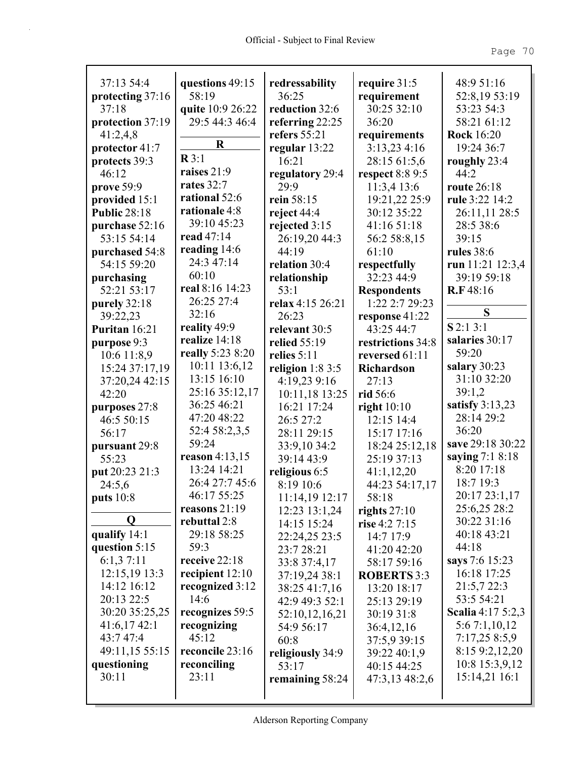37:13 54:4
**protecting** 37:16 37:18
**protection** 37:19 41:2,4,8
**protector** 41:7
**protects** 39:3 46:12
**prove** 59:9
**provided** 15:1
**Public** 28:18
**purchase** 52:16 53:15 54:14
**purchased** 54:8 54:15 59:20
**purchasing** 52:21 53:17
**purely** 32:18 39:22,23
**Puritan** 16:21
**purpose** 9:3 10:6 11:8,9 15:24 37:17,19 37:20,24 42:15 42:20
**purposes** 27:8 46:5 50:15 56:17
**pursuant** 29:8 55:23
**put** 20:23 21:3 24:5,6
**puts** 10:8

**Q**

**qualify** 14:1
**question** 5:15 6:1,3 7:11 12:15,19 13:3 14:12 16:12 20:13 22:5 30:20 35:25,25 41:6,17 42:1 43:7 47:4 49:11,15 55:15
**questioning** 30:11
**questions** 49:15 58:19
**quite** 10:9 26:22 29:5 44:3 46:4

**R**

**R** 3:1
**raises** 21:9
**rates** 32:7
**rational** 52:6
**rationale** 4:8 39:10 45:23
**read** 47:14
**reading** 14:6 24:3 47:14 60:10
**real** 8:16 14:23 26:25 27:4 32:16
**reality** 49:9
**realize** 14:18
**really** 5:23 8:20 10:11 13:6,12 13:15 16:10 25:16 35:12,17 36:25 46:21 47:20 48:22 52:4 58:2,3,5 59:24
**reason** 4:13,15 13:24 14:21 26:4 27:7 45:6 46:17 55:25
**reasons** 21:19
**rebuttal** 2:8 29:18 58:25 59:3
**receive** 22:18
**recipient** 12:10
**recognized** 3:12 14:6
**recognizes** 59:5
**recognizing** 45:12
**reconcile** 23:16
**reconciling** 23:11
**redressability** 36:25
**reduction** 32:6
**referring** 22:25
**refers** 55:21
**regular** 13:22 16:21
**regulatory** 29:4 29:9
**rein** 58:15
**reject** 44:4
**rejected** 3:15 26:19,20 44:3 44:19
**relation** 30:4
**relationship** 53:1
**relax** 4:15 26:21 26:23
**relevant** 30:5
**relied** 55:19
**relies** 5:11
**religion** 1:8 3:5 4:19,23 9:16 10:11,18 13:25 16:21 17:24 26:5 27:2 28:11 29:15 33:9,10 34:2 39:14 43:9
**religious** 6:5 8:19 10:6 11:14,19 12:17 12:23 13:1,24 14:15 15:24 22:24,25 23:5 23:7 28:21 33:8 37:4,17 37:19,24 38:1 38:25 41:7,16 42:9 49:3 52:1 52:10,12,16,21 54:9 56:17 60:8
**religiously** 34:9 53:17
**remaining** 58:24
**require** 31:5
**requirement** 30:25 32:10 36:20
**requirements** 3:13,23 4:16 28:15 61:5,6
**respect** 8:8 9:5 11:3,4 13:6 19:21,22 25:9 30:12 35:22 41:16 51:18 56:2 58:8,15 61:10
**respectfully** 32:23 44:9
**Respondents** 1:22 2:7 29:23
**response** 41:22 43:25 44:7
**restrictions** 34:8
**reversed** 61:11
**Richardson** 27:13
**rid** 56:6
**right** 10:10 12:15 14:4 15:17 17:16 18:24 25:12,18 25:19 37:13 41:1,12,20 44:23 54:17,17 58:18
**rights** 27:10
**rise** 4:2 7:15 14:7 17:9 41:20 42:20 58:17 59:16
**ROBERTS** 3:3 13:20 18:17 25:13 29:19 30:19 31:8 36:4,12,16 37:5,9 39:15 39:22 40:1,9 40:15 44:25 47:3,13 48:2,6 48:9 51:16 52:8,19 53:19 53:23 54:3 58:21 61:12
**Rock** 16:20 19:24 36:7
**roughly** 23:4 44:2
**route** 26:18
**rule** 3:22 14:2 26:11,11 28:5 28:5 38:6 39:15
**rules** 38:6
**run** 11:21 12:3,4 39:19 59:18
**R.F** 48:16

**S**

**S** 2:1 3:1
**salaries** 30:17 59:20
**salary** 30:23 31:10 32:20 39:1,2
**satisfy** 3:13,23 28:14 29:2 36:20
**save** 29:18 30:22
**saying** 7:1 8:18 8:20 17:18 18:7 19:3 20:17 23:1,17 25:6,25 28:2 30:22 31:16 40:18 43:21 44:18
**says** 7:6 15:23 16:18 17:25 21:5,7 22:3 53:5 54:21
**Scalia** 4:17 5:2,3 5:6 7:1,10,12 7:17,25 8:5,9 8:15 9:2,12,20 10:8 15:3,9,12 15:14,21 16:1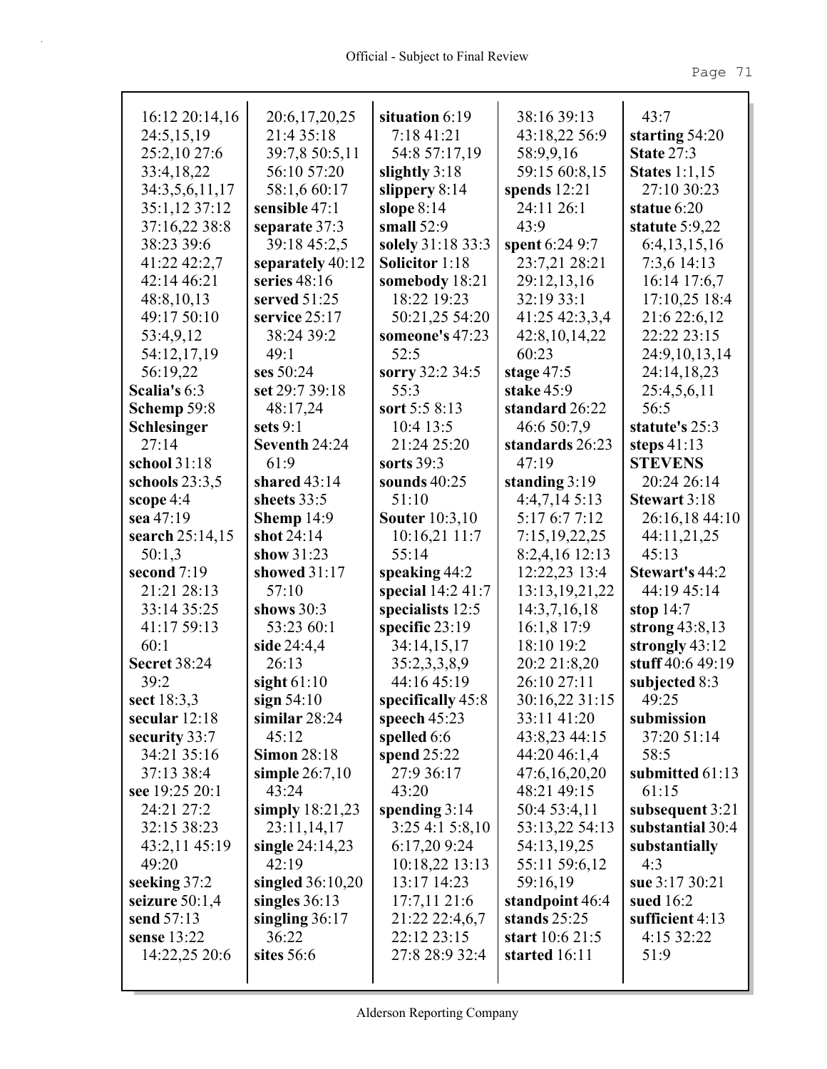16:12 20:14,16
24:5,15,19
25:2,10 27:6
33:4,18,22
34:3,5,6,11,17
35:1,12 37:12
37:16,22 38:8
38:23 39:6
41:22 42:2,7
42:14 46:21
48:8,10,13
49:17 50:10
53:4,9,12
54:12,17,19
56:19,22
**Scalia's** 6:3
**Schemp** 59:8
**Schlesinger** 27:14
**school** 31:18
**schools** 23:3,5
**scope** 4:4
**sea** 47:19
**search** 25:14,15 50:1,3
**second** 7:19 21:21 28:13 33:14 35:25 41:17 59:13 60:1
**Secret** 38:24 39:2
**sect** 18:3,3
**secular** 12:18
**security** 33:7 34:21 35:16 37:13 38:4
**see** 19:25 20:1 24:21 27:2 32:15 38:23 43:2,11 45:19 49:20
**seeking** 37:2
**seizure** 50:1,4
**send** 57:13
**sense** 13:22 14:22,25 20:6
20:6,17,20,25
21:4 35:18
39:7,8 50:5,11
56:10 57:20
58:1,6 60:17
**sensible** 47:1
**separate** 37:3 39:18 45:2,5
**separately** 40:12
**series** 48:16
**served** 51:25
**service** 25:17 38:24 39:2 49:1
**ses** 50:24
**set** 29:7 39:18 48:17,24
**sets** 9:1
**Seventh** 24:24 61:9
**shared** 43:14
**sheets** 33:5
**Shemp** 14:9
**shot** 24:14
**show** 31:23
**showed** 31:17 57:10
**shows** 30:3 53:23 60:1
**side** 24:4,4 26:13
**sight** 61:10
**sign** 54:10
**similar** 28:24 45:12
**Simon** 28:18
**simple** 26:7,10 43:24
**simply** 18:21,23 23:11,14,17
**single** 24:14,23 42:19
**singled** 36:10,20
**singles** 36:13
**singling** 36:17 36:22
**sites** 56:6
**situation** 6:19 7:18 41:21 54:8 57:17,19
**slightly** 3:18
**slippery** 8:14
**slope** 8:14
**small** 52:9
**solely** 31:18 33:3
**Solicitor** 1:18
**somebody** 18:21 18:22 19:23 50:21,25 54:20
**someone's** 47:23 52:5
**sorry** 32:2 34:5 55:3
**sort** 5:5 8:13 10:4 13:5 21:24 25:20
**sorts** 39:3
**sounds** 40:25 51:10
**Souter** 10:3,10 10:16,21 11:7 55:14
**speaking** 44:2
**special** 14:2 41:7
**specialists** 12:5
**specific** 23:19 34:14,15,17 35:2,3,3,8,9 44:16 45:19
**specifically** 45:8
**speech** 45:23
**spelled** 6:6
**spend** 25:22 27:9 36:17 43:20
**spending** 3:14 3:25 4:1 5:8,10 6:17,20 9:24 10:18,22 13:13 13:17 14:23 17:7,11 21:6 21:22 22:4,6,7 22:12 23:15 27:8 28:9 32:4
38:16 39:13
43:18,22 56:9
58:9,9,16
59:15 60:8,15
**spends** 12:21 24:11 26:1 43:9
**spent** 6:24 9:7 23:7,21 28:21 29:12,13,16 32:19 33:1 41:25 42:3,3,4 42:8,10,14,22 60:23
**stage** 47:5
**stake** 45:9
**standard** 26:22 46:6 50:7,9
**standards** 26:23 47:19
**standing** 3:19 4:4,7,14 5:13 5:17 6:7 7:12 7:15,19,22,25 8:2,4,16 12:13 12:22,23 13:4 13:13,19,21,22 14:3,7,16,18 16:1,8 17:9 18:10 19:2 20:2 21:8,20 26:10 27:11 30:16,22 31:15 33:11 41:20 43:8,23 44:15 44:20 46:1,4 47:6,16,20,20 48:21 49:15 50:4 53:4,11 53:13,22 54:13 54:13,19,25 55:11 59:6,12 59:16,19
**standpoint** 46:4
**stands** 25:25
**start** 10:6 21:5
**started** 16:11
43:7
**starting** 54:20
**State** 27:3
**States** 1:1,15 27:10 30:23
**statue** 6:20
**statute** 5:9,22 6:4,13,15,16 7:3,6 14:13 16:14 17:6,7 17:10,25 18:4 21:6 22:6,12 22:22 23:15 24:9,10,13,14 24:14,18,23 25:4,5,6,11 56:5
**statute's** 25:3
**steps** 41:13
**STEVENS** 20:24 26:14
**Stewart** 3:18 26:16,18 44:10 44:11,21,25 45:13
**Stewart's** 44:2 44:19 45:14
**stop** 14:7
**strong** 43:8,13
**strongly** 43:12
**stuff** 40:6 49:19
**subjected** 8:3 49:25
**submission** 37:20 51:14 58:5
**submitted** 61:13 61:15
**subsequent** 3:21
**substantial** 30:4
**substantially** 4:3
**sue** 3:17 30:21
**sued** 16:2
**sufficient** 4:13 4:15 32:22 51:9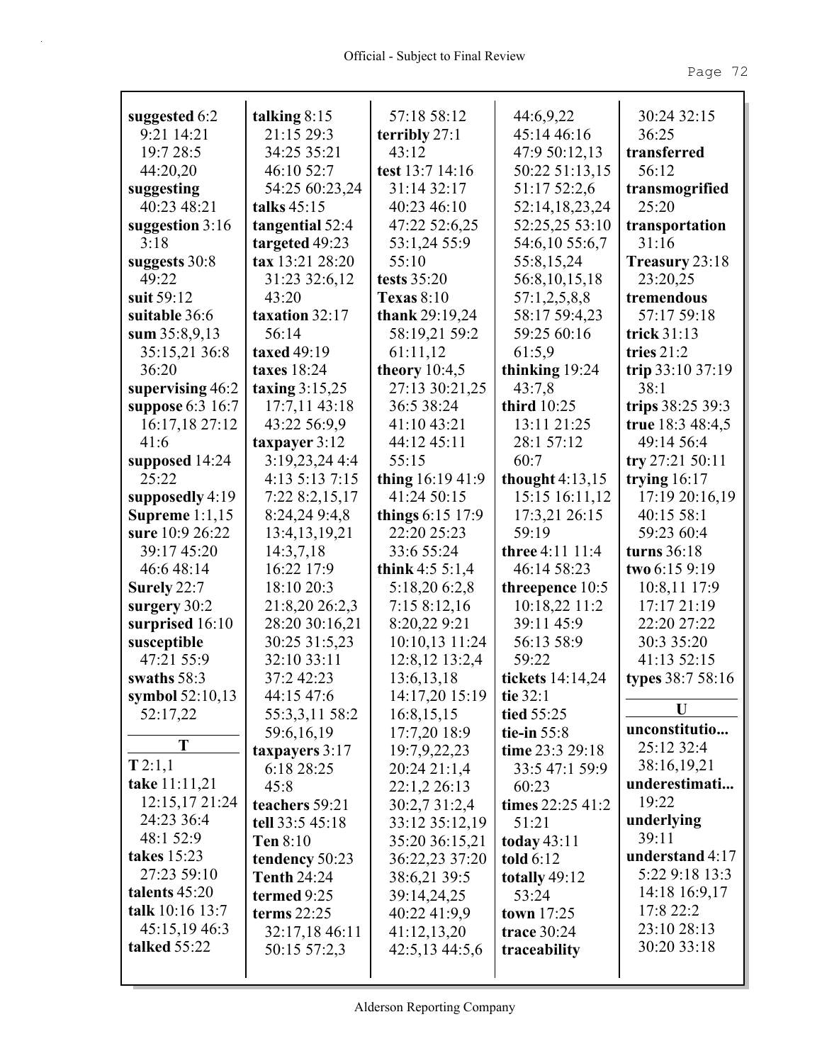**suggested** 6:2 9:21 14:21 19:7 28:5 44:20,20
**suggesting** 40:23 48:21
**suggestion** 3:16 3:18
**suggests** 30:8 49:22
**suit** 59:12
**suitable** 36:6
**sum** 35:8,9,13 35:15,21 36:8 36:20
**supervising** 46:2
**suppose** 6:3 16:7 16:17,18 27:12 41:6
**supposed** 14:24 25:22
**supposedly** 4:19
**Supreme** 1:1,15
**sure** 10:9 26:22 39:17 45:20 46:6 48:14
**Surely** 22:7
**surgery** 30:2
**surprised** 16:10
**susceptible** 47:21 55:9
**swaths** 58:3
**symbol** 52:10,13 52:17,22

**T**

**T** 2:1,1
**take** 11:11,21 12:15,17 21:24 24:23 36:4 48:1 52:9
**takes** 15:23 27:23 59:10
**talents** 45:20
**talk** 10:16 13:7 45:15,19 46:3
**talked** 55:22
**talking** 8:15 21:15 29:3 34:25 35:21 46:10 52:7 54:25 60:23,24
**talks** 45:15
**tangential** 52:4
**targeted** 49:23
**tax** 13:21 28:20 31:23 32:6,12 43:20
**taxation** 32:17 56:14
**taxed** 49:19
**taxes** 18:24
**taxing** 3:15,25 17:7,11 43:18 43:22 56:9,9
**taxpayer** 3:12 3:19,23,24 4:4 4:13 5:13 7:15 7:22 8:2,15,17 8:24,24 9:4,8 13:4,13,19,21 14:3,7,18 16:22 17:9 18:10 20:3 21:8,20 26:2,3 28:20 30:16,21 30:25 31:5,23 32:10 33:11 37:2 42:23 44:15 47:6 55:3,3,11 58:2 59:6,16,19
**taxpayers** 3:17 6:18 28:25 45:8
**teachers** 59:21
**tell** 33:5 45:18
**Ten** 8:10
**tendency** 50:23
**Tenth** 24:24
**termed** 9:25
**terms** 22:25 32:17,18 46:11 50:15 57:2,3 57:18 58:12
**terribly** 27:1 43:12
**test** 13:7 14:16 31:14 32:17 40:23 46:10 47:22 52:6,25 53:1,24 55:9 55:10
**tests** 35:20
**Texas** 8:10
**thank** 29:19,24 58:19,21 59:2 61:11,12
**theory** 10:4,5 27:13 30:21,25 36:5 38:24 41:10 43:21 44:12 45:11 55:15
**thing** 16:19 41:9 41:24 50:15
**things** 6:15 17:9 22:20 25:23 33:6 55:24
**think** 4:5 5:1,4 5:18,20 6:2,8 7:15 8:12,16 8:20,22 9:21 10:10,13 11:24 12:8,12 13:2,4 13:6,13,18 14:17,20 15:19 16:8,15,15 17:7,20 18:9 19:7,9,22,23 20:24 21:1,4 22:1,2 26:13 30:2,7 31:2,4 33:12 35:12,19 35:20 36:15,21 36:22,23 37:20 38:6,21 39:5 39:14,24,25 40:22 41:9,9 41:12,13,20 42:5,13 44:5,6 44:6,9,22 45:14 46:16 47:9 50:12,13 50:22 51:13,15 51:17 52:2,6 52:14,18,23,24 52:25,25 53:10 54:6,10 55:6,7 55:8,15,24 56:8,10,15,18 57:1,2,5,8,8 58:17 59:4,23 59:25 60:16 61:5,9
**thinking** 19:24 43:7,8
**third** 10:25 13:11 21:25 28:1 57:12 60:7
**thought** 4:13,15 15:15 16:11,12 17:3,21 26:15 59:19
**three** 4:11 11:4 46:14 58:23
**threepence** 10:5 10:18,22 11:2 39:11 45:9 56:13 58:9 59:22
**tickets** 14:14,24
**tie** 32:1
**tied** 55:25
**tie-in** 55:8
**time** 23:3 29:18 33:5 47:1 59:9 60:23
**times** 22:25 41:2 51:21
**today** 43:11
**told** 6:12
**totally** 49:12 53:24
**town** 17:25
**trace** 30:24
**traceability** 30:24 32:15 36:25
**transferred** 56:12
**transmogrified** 25:20
**transportation** 31:16
**Treasury** 23:18 23:20,25
**tremendous** 57:17 59:18
**trick** 31:13
**tries** 21:2
**trip** 33:10 37:19 38:1
**trips** 38:25 39:3
**true** 18:3 48:4,5 49:14 56:4
**try** 27:21 50:11
**trying** 16:17 17:19 20:16,19 40:15 58:1 59:23 60:4
**turns** 36:18
**two** 6:15 9:19 10:8,11 17:9 17:17 21:19 22:20 27:22 30:3 35:20 41:13 52:15
**types** 38:7 58:16

**U**

**unconstitutio...** 25:12 32:4 38:16,19,21
**underestimati...** 19:22
**underlying** 39:11
**understand** 4:17 5:22 9:18 13:3 14:18 16:9,17 17:8 22:2 23:10 28:13 30:20 33:18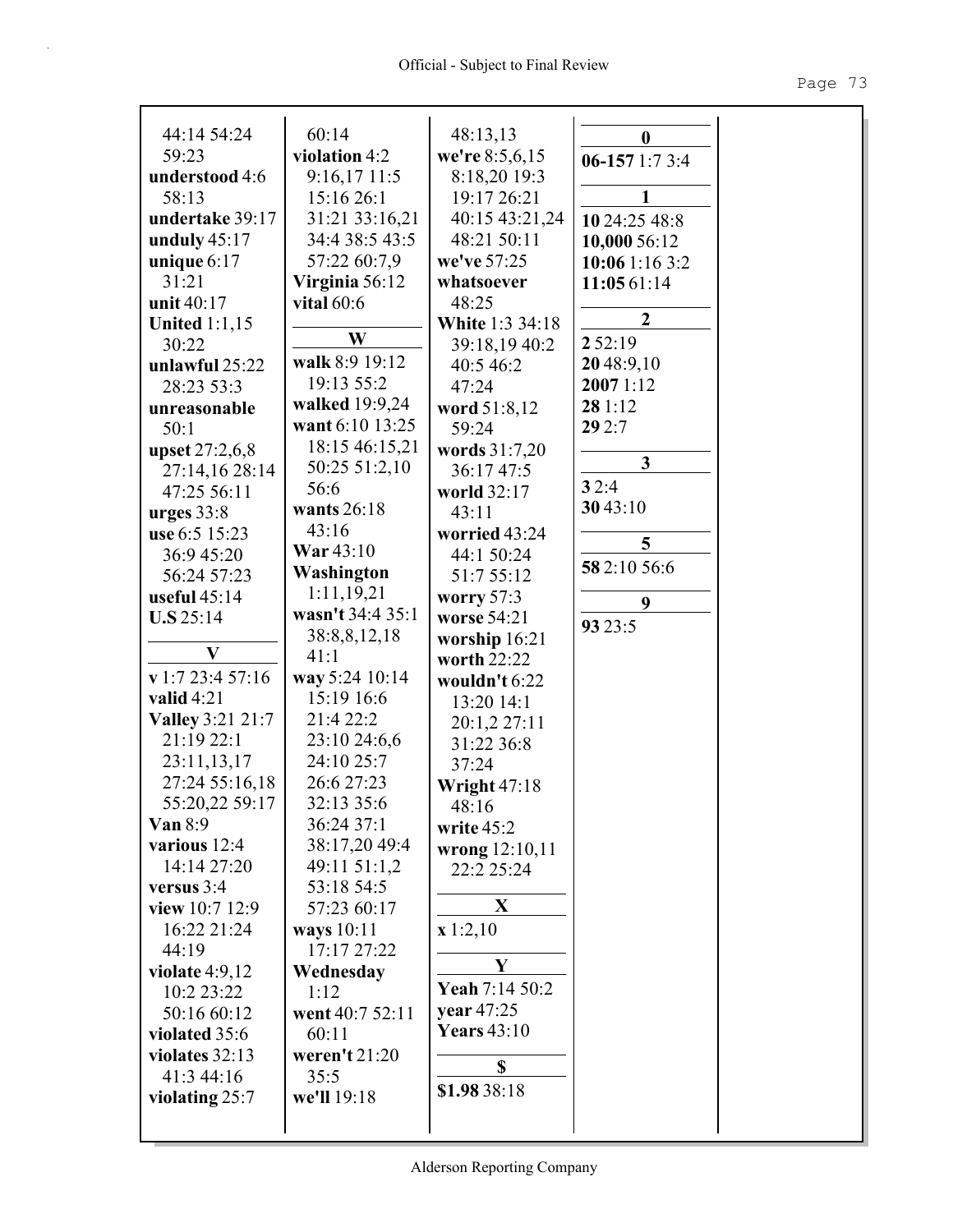44:14 54:24 59:23
**understood** 4:6 58:13
**undertake** 39:17
**unduly** 45:17
**unique** 6:17 31:21
**unit** 40:17
**United** 1:1,15 30:22
**unlawful** 25:22 28:23 53:3
**unreasonable** 50:1
**upset** 27:2,6,8 27:14,16 28:14 47:25 56:11
**urges** 33:8
**use** 6:5 15:23 36:9 45:20 56:24 57:23
**useful** 45:14
**U.S** 25:14

**V**

**v** 1:7 23:4 57:16
**valid** 4:21
**Valley** 3:21 21:7 21:19 22:1 23:11,13,17 27:24 55:16,18 55:20,22 59:17
**Van** 8:9
**various** 12:4 14:14 27:20
**versus** 3:4
**view** 10:7 12:9 16:22 21:24 44:19
**violate** 4:9,12 10:2 23:22 50:16 60:12
**violated** 35:6
**violates** 32:13 41:3 44:16
**violating** 25:7
60:14
**violation** 4:2 9:16,17 11:5 15:16 26:1 31:21 33:16,21 34:4 38:5 43:5 57:22 60:7,9
**Virginia** 56:12
**vital** 60:6

**W**

**walk** 8:9 19:12 19:13 55:2
**walked** 19:9,24
**want** 6:10 13:25 18:15 46:15,21 50:25 51:2,10 56:6
**wants** 26:18 43:16
**War** 43:10
**Washington** 1:11,19,21
**wasn't** 34:4 35:1 38:8,8,12,18 41:1
**way** 5:24 10:14 15:19 16:6 21:4 22:2 23:10 24:6,6 24:10 25:7 26:6 27:23 32:13 35:6 36:24 37:1 38:17,20 49:4 49:11 51:1,2 53:18 54:5 57:23 60:17
**ways** 10:11 17:17 27:22
**Wednesday** 1:12
**went** 40:7 52:11 60:11
**weren't** 21:20 35:5
**we'll** 19:18
48:13,13
**we're** 8:5,6,15 8:18,20 19:3 19:17 26:21 40:15 43:21,24 48:21 50:11
**we've** 57:25
**whatsoever** 48:25
**White** 1:3 34:18 39:18,19 40:2 40:5 46:2 47:24
**word** 51:8,12 59:24
**words** 31:7,20 36:17 47:5
**world** 32:17 43:11
**worried** 43:24 44:1 50:24 51:7 55:12
**worry** 57:3
**worse** 54:21
**worship** 16:21
**worth** 22:22
**wouldn't** 6:22 13:20 14:1 20:1,2 27:11 31:22 36:8 37:24
**Wright** 47:18 48:16
**write** 45:2
**wrong** 12:10,11 22:2 25:24

**X**

**x** 1:2,10

**Y**

**Yeah** 7:14 50:2
**year** 47:25
**Years** 43:10

**$**

**$1.98** 38:18

**0**

**06-157** 1:7 3:4

**1**

**10** 24:25 48:8
**10,000** 56:12
**10:06** 1:16 3:2
**11:05** 61:14

**2**

**2** 52:19
**20** 48:9,10
**2007** 1:12
**28** 1:12
**29** 2:7

**3**

**3** 2:4
**30** 43:10

**5**

**58** 2:10 56:6

**9**

**93** 23:5